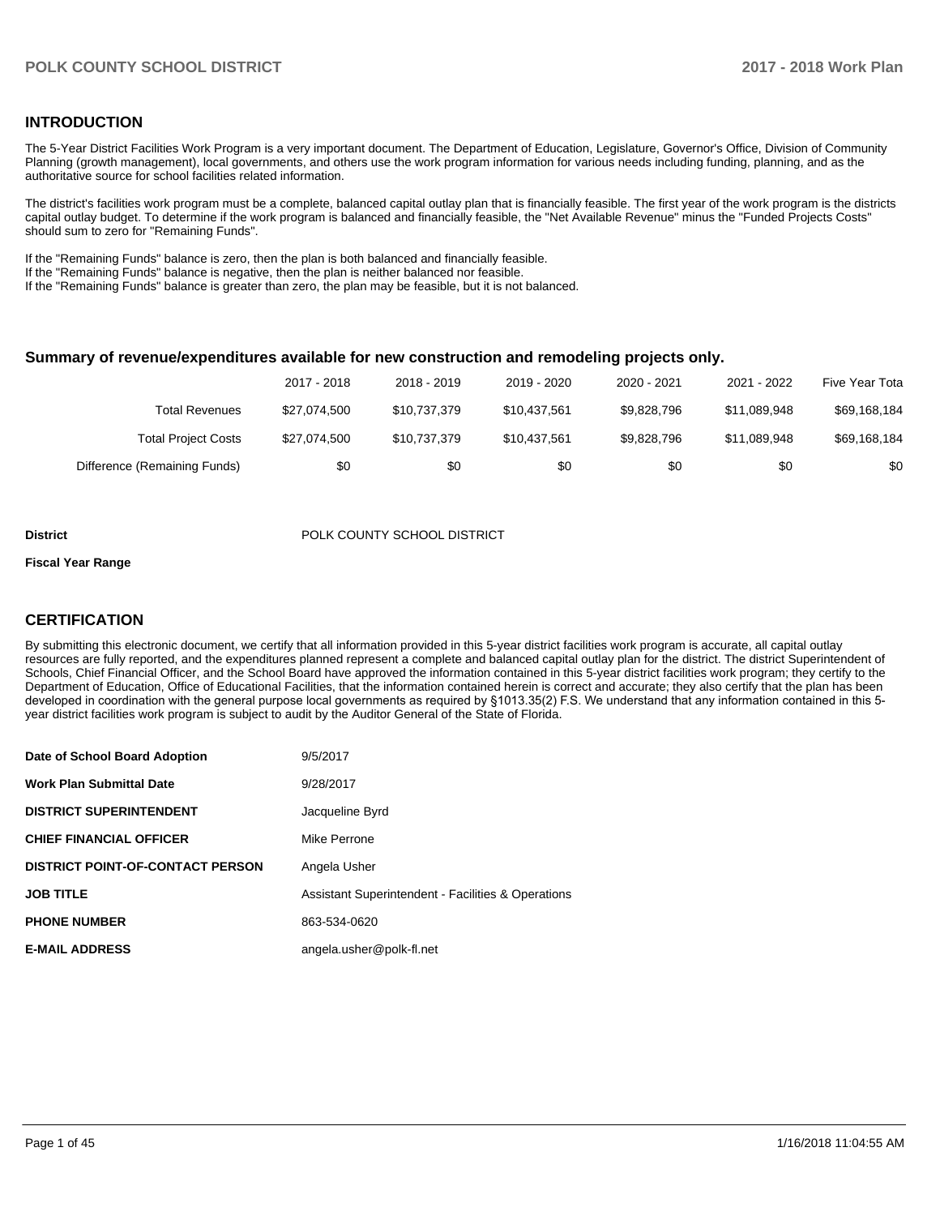## INTRODUCTION

The 5-Year District Facilities Work Program is a very important document. The Department of Education, Legislature, Governor's Office, Division of Community Planning (growth management), local governments, and others use the work program information for various needs including funding, planning, and as the authoritative source for school facilities related information.

The district's facilities work program must be a complete, balanced capital outlay plan that is financially feasible. The first year of the work program is the districts capital outlay budget. To determine if the work program is balanced and financially feasible, the "Net Available Revenue" minus the "Funded Projects Costs" should sum to zero for "Remaining Funds".

If the "Remaining Funds" balance is zero, then the plan is both balanced and financially feasible.
If the "Remaining Funds" balance is negative, then the plan is neither balanced nor feasible.
If the "Remaining Funds" balance is greater than zero, the plan may be feasible, but it is not balanced.

### Summary of revenue/expenditures available for new construction and remodeling projects only.

| | 2017 - 2018 | 2018 - 2019 | 2019 - 2020 | 2020 - 2021 | 2021 - 2022 | Five Year Tota |
|---|---|---|---|---|---|---|
| Total Revenues | $27,074,500 | $10,737,379 | $10,437,561 | $9,828,796 | $11,089,948 | $69,168,184 |
| Total Project Costs | $27,074,500 | $10,737,379 | $10,437,561 | $9,828,796 | $11,089,948 | $69,168,184 |
| Difference (Remaining Funds) | $0 | $0 | $0 | $0 | $0 | $0 |

**District** POLK COUNTY SCHOOL DISTRICT

**Fiscal Year Range**

## CERTIFICATION

By submitting this electronic document, we certify that all information provided in this 5-year district facilities work program is accurate, all capital outlay resources are fully reported, and the expenditures planned represent a complete and balanced capital outlay plan for the district. The district Superintendent of Schools, Chief Financial Officer, and the School Board have approved the information contained in this 5-year district facilities work program; they certify to the Department of Education, Office of Educational Facilities, that the information contained herein is correct and accurate; they also certify that the plan has been developed in coordination with the general purpose local governments as required by §1013.35(2) F.S. We understand that any information contained in this 5-year district facilities work program is subject to audit by the Auditor General of the State of Florida.

| | |
|---|---|
| **Date of School Board Adoption** | 9/5/2017 |
| **Work Plan Submittal Date** | 9/28/2017 |
| **DISTRICT SUPERINTENDENT** | Jacqueline Byrd |
| **CHIEF FINANCIAL OFFICER** | Mike Perrone |
| **DISTRICT POINT-OF-CONTACT PERSON** | Angela Usher |
| **JOB TITLE** | Assistant Superintendent - Facilities & Operations |
| **PHONE NUMBER** | 863-534-0620 |
| **E-MAIL ADDRESS** | angela.usher@polk-fl.net |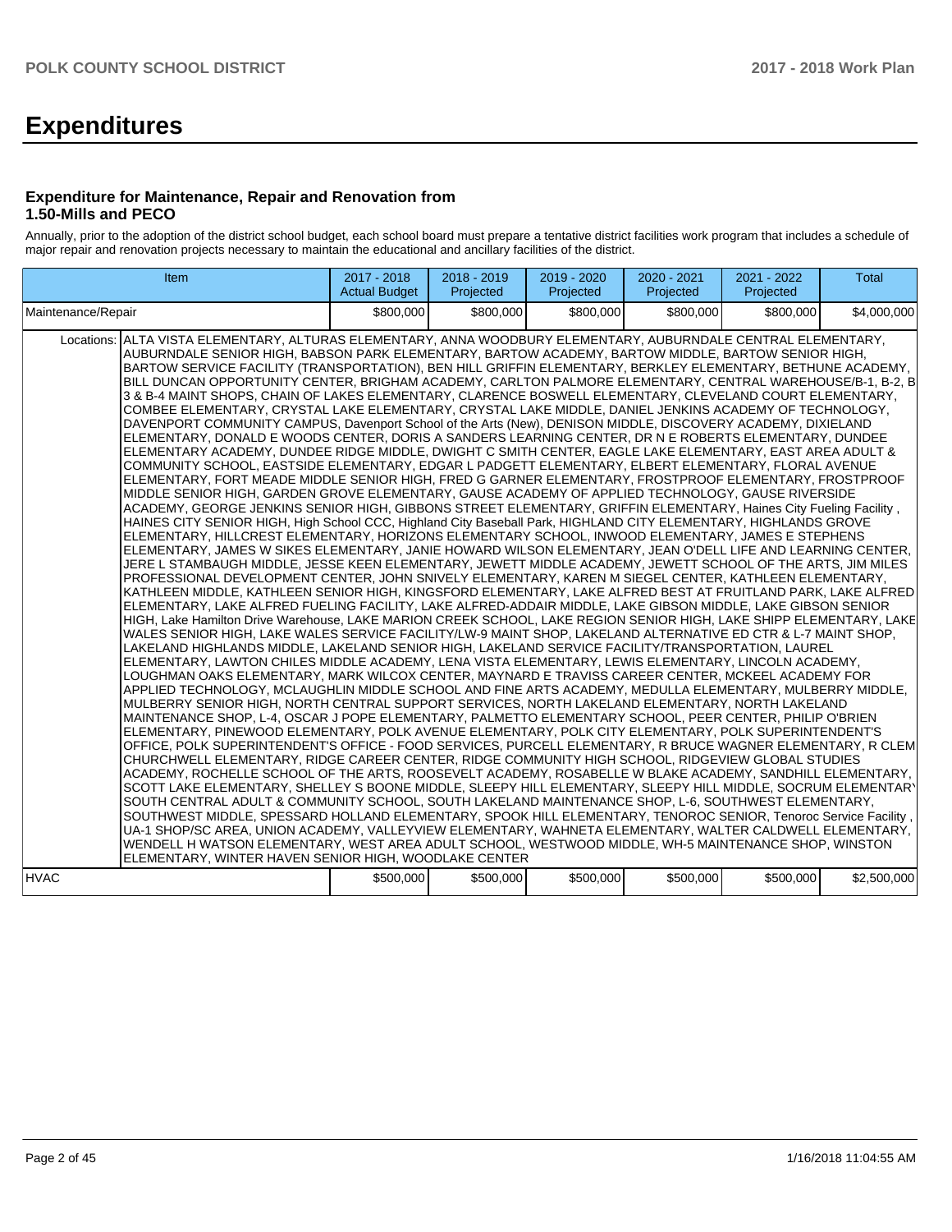# Expenditures

### Expenditure for Maintenance, Repair and Renovation from 1.50-Mills and PECO

Annually, prior to the adoption of the district school budget, each school board must prepare a tentative district facilities work program that includes a schedule of major repair and renovation projects necessary to maintain the educational and ancillary facilities of the district.

| Item | | 2017 - 2018 Actual Budget | 2018 - 2019 Projected | 2019 - 2020 Projected | 2020 - 2021 Projected | 2021 - 2022 Projected | Total |
|---|---|---|---|---|---|---|---|
| Maintenance/Repair | | $800,000 | $800,000 | $800,000 | $800,000 | $800,000 | $4,000,000 |
| Locations: | ALTA VISTA ELEMENTARY, ALTURAS ELEMENTARY, ANNA WOODBURY ELEMENTARY, AUBURNDALE CENTRAL ELEMENTARY, AUBURNDALE SENIOR HIGH, BABSON PARK ELEMENTARY, BARTOW ACADEMY, BARTOW MIDDLE, BARTOW SENIOR HIGH, BARTOW SERVICE FACILITY (TRANSPORTATION), BEN HILL GRIFFIN ELEMENTARY, BERKLEY ELEMENTARY, BETHUNE ACADEMY, BILL DUNCAN OPPORTUNITY CENTER, BRIGHAM ACADEMY, CARLTON PALMORE ELEMENTARY, CENTRAL WAREHOUSE/B-1, B-2, B 3 & B-4 MAINT SHOPS, CHAIN OF LAKES ELEMENTARY, CLARENCE BOSWELL ELEMENTARY, CLEVELAND COURT ELEMENTARY, COMBEE ELEMENTARY, CRYSTAL LAKE ELEMENTARY, CRYSTAL LAKE MIDDLE, DANIEL JENKINS ACADEMY OF TECHNOLOGY, DAVENPORT COMMUNITY CAMPUS, Davenport School of the Arts (New), DENISON MIDDLE, DISCOVERY ACADEMY, DIXIELAND ELEMENTARY, DONALD E WOODS CENTER, DORIS A SANDERS LEARNING CENTER, DR N E ROBERTS ELEMENTARY, DUNDEE ELEMENTARY ACADEMY, DUNDEE RIDGE MIDDLE, DWIGHT C SMITH CENTER, EAGLE LAKE ELEMENTARY, EAST AREA ADULT & COMMUNITY SCHOOL, EASTSIDE ELEMENTARY, EDGAR L PADGETT ELEMENTARY, ELBERT ELEMENTARY, FLORAL AVENUE ELEMENTARY, FORT MEADE MIDDLE SENIOR HIGH, FRED G GARNER ELEMENTARY, FROSTPROOF ELEMENTARY, FROSTPROOF MIDDLE SENIOR HIGH, GARDEN GROVE ELEMENTARY, GAUSE ACADEMY OF APPLIED TECHNOLOGY, GAUSE RIVERSIDE ACADEMY, GEORGE JENKINS SENIOR HIGH, GIBBONS STREET ELEMENTARY, GRIFFIN ELEMENTARY, Haines City Fueling Facility , HAINES CITY SENIOR HIGH, High School CCC, Highland City Baseball Park, HIGHLAND CITY ELEMENTARY, HIGHLANDS GROVE ELEMENTARY, HILLCREST ELEMENTARY, HORIZONS ELEMENTARY SCHOOL, INWOOD ELEMENTARY, JAMES E STEPHENS ELEMENTARY, JAMES W SIKES ELEMENTARY, JANIE HOWARD WILSON ELEMENTARY, JEAN O'DELL LIFE AND LEARNING CENTER, JERE L STAMBAUGH MIDDLE, JESSE KEEN ELEMENTARY, JEWETT MIDDLE ACADEMY, JEWETT SCHOOL OF THE ARTS, JIM MILES PROFESSIONAL DEVELOPMENT CENTER, JOHN SNIVELY ELEMENTARY, KAREN M SIEGEL CENTER, KATHLEEN ELEMENTARY, KATHLEEN MIDDLE, KATHLEEN SENIOR HIGH, KINGSFORD ELEMENTARY, LAKE ALFRED BEST AT FRUITLAND PARK, LAKE ALFRED ELEMENTARY, LAKE ALFRED FUELING FACILITY, LAKE ALFRED-ADDAIR MIDDLE, LAKE GIBSON MIDDLE, LAKE GIBSON SENIOR HIGH, Lake Hamilton Drive Warehouse, LAKE MARION CREEK SCHOOL, LAKE REGION SENIOR HIGH, LAKE SHIPP ELEMENTARY, LAKE WALES SENIOR HIGH, LAKE WALES SERVICE FACILITY/LW-9 MAINT SHOP, LAKELAND ALTERNATIVE ED CTR & L-7 MAINT SHOP, LAKELAND HIGHLANDS MIDDLE, LAKELAND SENIOR HIGH, LAKELAND SERVICE FACILITY/TRANSPORTATION, LAUREL ELEMENTARY, LAWTON CHILES MIDDLE ACADEMY, LENA VISTA ELEMENTARY, LEWIS ELEMENTARY, LINCOLN ACADEMY, LOUGHMAN OAKS ELEMENTARY, MARK WILCOX CENTER, MAYNARD E TRAVISS CAREER CENTER, MCKEEL ACADEMY FOR APPLIED TECHNOLOGY, MCLAUGHLIN MIDDLE SCHOOL AND FINE ARTS ACADEMY, MEDULLA ELEMENTARY, MULBERRY MIDDLE, MULBERRY SENIOR HIGH, NORTH CENTRAL SUPPORT SERVICES, NORTH LAKELAND ELEMENTARY, NORTH LAKELAND MAINTENANCE SHOP, L-4, OSCAR J POPE ELEMENTARY, PALMETTO ELEMENTARY SCHOOL, PEER CENTER, PHILIP O'BRIEN ELEMENTARY, PINEWOOD ELEMENTARY, POLK AVENUE ELEMENTARY, POLK CITY ELEMENTARY, POLK SUPERINTENDENT'S OFFICE, POLK SUPERINTENDENT'S OFFICE - FOOD SERVICES, PURCELL ELEMENTARY, R BRUCE WAGNER ELEMENTARY, R CLEM CHURCHWELL ELEMENTARY, RIDGE CAREER CENTER, RIDGE COMMUNITY HIGH SCHOOL, RIDGEVIEW GLOBAL STUDIES ACADEMY, ROCHELLE SCHOOL OF THE ARTS, ROOSEVELT ACADEMY, ROSABELLE W BLAKE ACADEMY, SANDHILL ELEMENTARY, SCOTT LAKE ELEMENTARY, SHELLEY S BOONE MIDDLE, SLEEPY HILL ELEMENTARY, SLEEPY HILL MIDDLE, SOCRUM ELEMENTARY, SOUTH CENTRAL ADULT & COMMUNITY SCHOOL, SOUTH LAKELAND MAINTENANCE SHOP, L-6, SOUTHWEST ELEMENTARY, SOUTHWEST MIDDLE, SPESSARD HOLLAND ELEMENTARY, SPOOK HILL ELEMENTARY, TENOROC SENIOR, Tenoroc Service Facility , UA-1 SHOP/SC AREA, UNION ACADEMY, VALLEYVIEW ELEMENTARY, WAHNETA ELEMENTARY, WALTER CALDWELL ELEMENTARY, WENDELL H WATSON ELEMENTARY, WEST AREA ADULT SCHOOL, WESTWOOD MIDDLE, WH-5 MAINTENANCE SHOP, WINSTON ELEMENTARY, WINTER HAVEN SENIOR HIGH, WOODLAKE CENTER | | | | | | |
| HVAC | | $500,000 | $500,000 | $500,000 | $500,000 | $500,000 | $2,500,000 |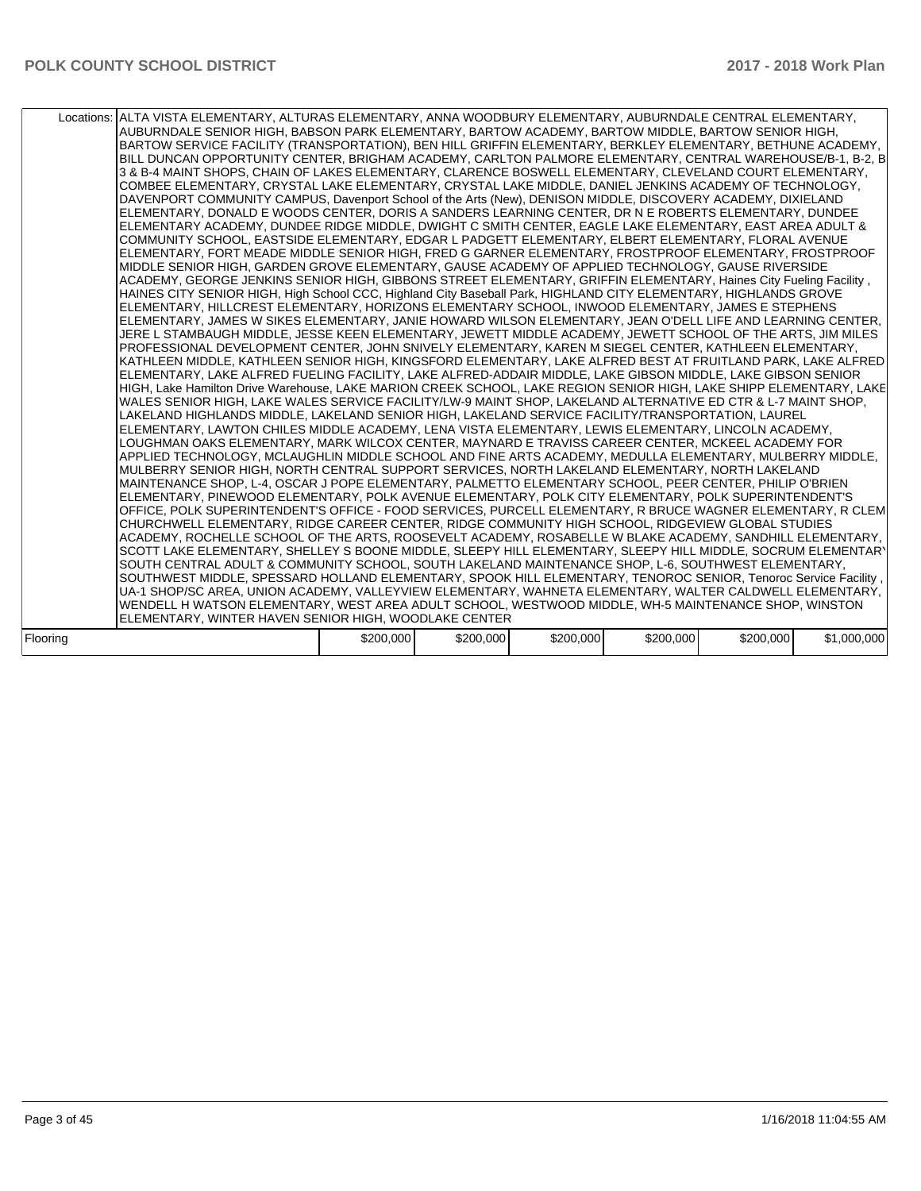| | | | | | | |
|---|---|---|---|---|---|---|
| Locations: | ALTA VISTA ELEMENTARY, ALTURAS ELEMENTARY, ANNA WOODBURY ELEMENTARY, AUBURNDALE CENTRAL ELEMENTARY, AUBURNDALE SENIOR HIGH, BABSON PARK ELEMENTARY, BARTOW ACADEMY, BARTOW MIDDLE, BARTOW SENIOR HIGH, BARTOW SERVICE FACILITY (TRANSPORTATION), BEN HILL GRIFFIN ELEMENTARY, BERKLEY ELEMENTARY, BETHUNE ACADEMY, BILL DUNCAN OPPORTUNITY CENTER, BRIGHAM ACADEMY, CARLTON PALMORE ELEMENTARY, CENTRAL WAREHOUSE/B-1, B-2, B 3 & B-4 MAINT SHOPS, CHAIN OF LAKES ELEMENTARY, CLARENCE BOSWELL ELEMENTARY, CLEVELAND COURT ELEMENTARY, COMBEE ELEMENTARY, CRYSTAL LAKE ELEMENTARY, CRYSTAL LAKE MIDDLE, DANIEL JENKINS ACADEMY OF TECHNOLOGY, DAVENPORT COMMUNITY CAMPUS, Davenport School of the Arts (New), DENISON MIDDLE, DISCOVERY ACADEMY, DIXIELAND ELEMENTARY, DONALD E WOODS CENTER, DORIS A SANDERS LEARNING CENTER, DR N E ROBERTS ELEMENTARY, DUNDEE ELEMENTARY ACADEMY, DUNDEE RIDGE MIDDLE, DWIGHT C SMITH CENTER, EAGLE LAKE ELEMENTARY, EAST AREA ADULT & COMMUNITY SCHOOL, EASTSIDE ELEMENTARY, EDGAR L PADGETT ELEMENTARY, ELBERT ELEMENTARY, FLORAL AVENUE ELEMENTARY, FORT MEADE MIDDLE SENIOR HIGH, FRED G GARNER ELEMENTARY, FROSTPROOF ELEMENTARY, FROSTPROOF MIDDLE SENIOR HIGH, GARDEN GROVE ELEMENTARY, GAUSE ACADEMY OF APPLIED TECHNOLOGY, GAUSE RIVERSIDE ACADEMY, GEORGE JENKINS SENIOR HIGH, GIBBONS STREET ELEMENTARY, GRIFFIN ELEMENTARY, Haines City Fueling Facility , HAINES CITY SENIOR HIGH, High School CCC, Highland City Baseball Park, HIGHLAND CITY ELEMENTARY, HIGHLANDS GROVE ELEMENTARY, HILLCREST ELEMENTARY, HORIZONS ELEMENTARY SCHOOL, INWOOD ELEMENTARY, JAMES E STEPHENS ELEMENTARY, JAMES W SIKES ELEMENTARY, JANIE HOWARD WILSON ELEMENTARY, JEAN O'DELL LIFE AND LEARNING CENTER, JERE L STAMBAUGH MIDDLE, JESSE KEEN ELEMENTARY, JEWETT MIDDLE ACADEMY, JEWETT SCHOOL OF THE ARTS, JIM MILES PROFESSIONAL DEVELOPMENT CENTER, JOHN SNIVELY ELEMENTARY, KAREN M SIEGEL CENTER, KATHLEEN ELEMENTARY, KATHLEEN MIDDLE, KATHLEEN SENIOR HIGH, KINGSFORD ELEMENTARY, LAKE ALFRED BEST AT FRUITLAND PARK, LAKE ALFRED ELEMENTARY, LAKE ALFRED FUELING FACILITY, LAKE ALFRED-ADDAIR MIDDLE, LAKE GIBSON MIDDLE, LAKE GIBSON SENIOR HIGH, Lake Hamilton Drive Warehouse, LAKE MARION CREEK SCHOOL, LAKE REGION SENIOR HIGH, LAKE SHIPP ELEMENTARY, LAKE WALES SENIOR HIGH, LAKE WALES SERVICE FACILITY/LW-9 MAINT SHOP, LAKELAND ALTERNATIVE ED CTR & L-7 MAINT SHOP, LAKELAND HIGHLANDS MIDDLE, LAKELAND SENIOR HIGH, LAKELAND SERVICE FACILITY/TRANSPORTATION, LAUREL ELEMENTARY, LAWTON CHILES MIDDLE ACADEMY, LENA VISTA ELEMENTARY, LEWIS ELEMENTARY, LINCOLN ACADEMY, LOUGHMAN OAKS ELEMENTARY, MARK WILCOX CENTER, MAYNARD E TRAVISS CAREER CENTER, MCKEEL ACADEMY FOR APPLIED TECHNOLOGY, MCLAUGHLIN MIDDLE SCHOOL AND FINE ARTS ACADEMY, MEDULLA ELEMENTARY, MULBERRY MIDDLE, MULBERRY SENIOR HIGH, NORTH CENTRAL SUPPORT SERVICES, NORTH LAKELAND ELEMENTARY, NORTH LAKELAND MAINTENANCE SHOP, L-4, OSCAR J POPE ELEMENTARY, PALMETTO ELEMENTARY SCHOOL, PEER CENTER, PHILIP O'BRIEN ELEMENTARY, PINEWOOD ELEMENTARY, POLK AVENUE ELEMENTARY, POLK CITY ELEMENTARY, POLK SUPERINTENDENT'S OFFICE, POLK SUPERINTENDENT'S OFFICE - FOOD SERVICES, PURCELL ELEMENTARY, R BRUCE WAGNER ELEMENTARY, R CLEM CHURCHWELL ELEMENTARY, RIDGE CAREER CENTER, RIDGE COMMUNITY HIGH SCHOOL, RIDGEVIEW GLOBAL STUDIES ACADEMY, ROCHELLE SCHOOL OF THE ARTS, ROOSEVELT ACADEMY, ROSABELLE W BLAKE ACADEMY, SANDHILL ELEMENTARY, SCOTT LAKE ELEMENTARY, SHELLEY S BOONE MIDDLE, SLEEPY HILL ELEMENTARY, SLEEPY HILL MIDDLE, SOCRUM ELEMENTARY SOUTH CENTRAL ADULT & COMMUNITY SCHOOL, SOUTH LAKELAND MAINTENANCE SHOP, L-6, SOUTHWEST ELEMENTARY, SOUTHWEST MIDDLE, SPESSARD HOLLAND ELEMENTARY, SPOOK HILL ELEMENTARY, TENOROC SENIOR, Tenoroc Service Facility , UA-1 SHOP/SC AREA, UNION ACADEMY, VALLEYVIEW ELEMENTARY, WAHNETA ELEMENTARY, WALTER CALDWELL ELEMENTARY, WENDELL H WATSON ELEMENTARY, WEST AREA ADULT SCHOOL, WESTWOOD MIDDLE, WH-5 MAINTENANCE SHOP, WINSTON ELEMENTARY, WINTER HAVEN SENIOR HIGH, WOODLAKE CENTER | | | | | |
| Flooring | | $200,000 | $200,000 | $200,000 | $200,000 | $200,000 | $1,000,000 |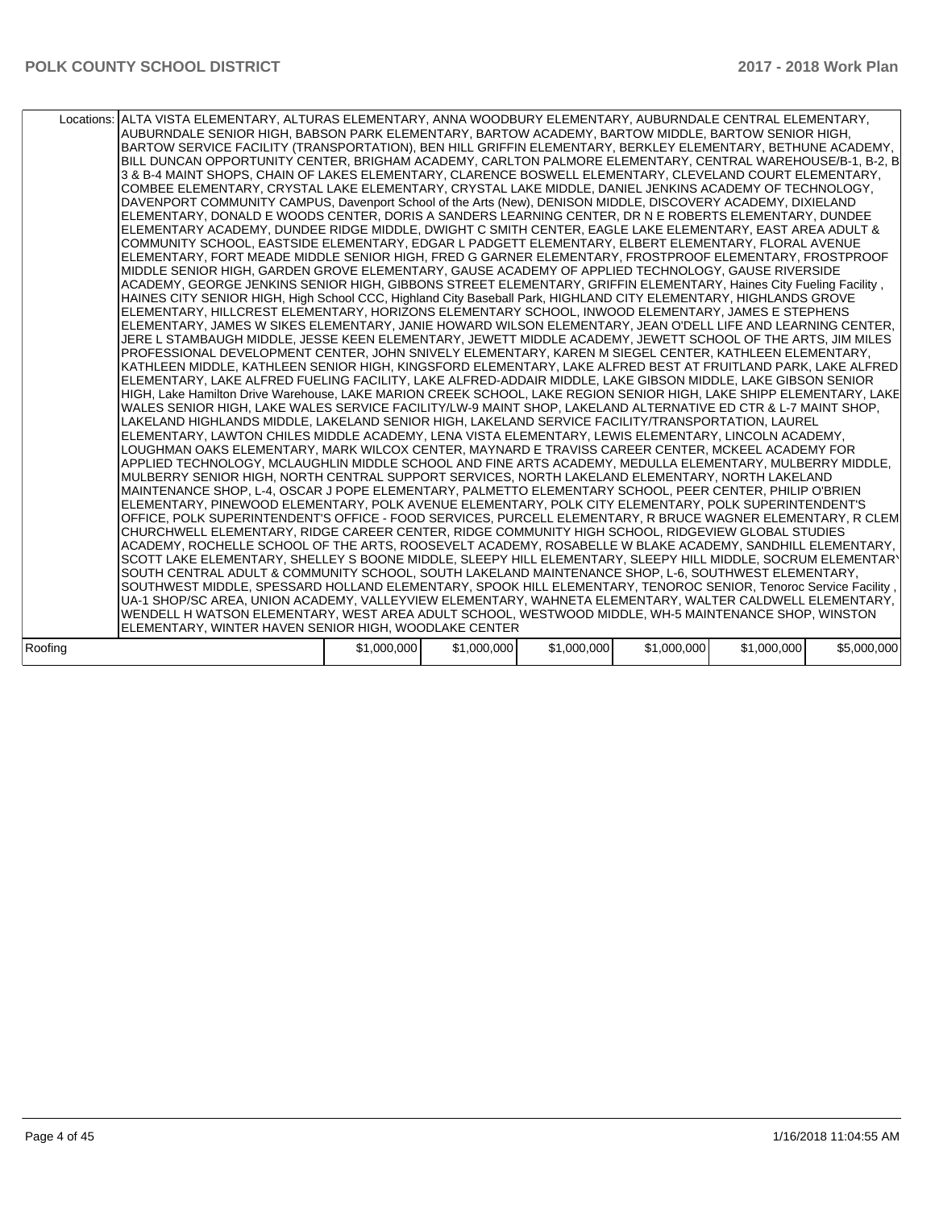| | | | | | | |
|---|---|---|---|---|---|---|
| Locations: | ALTA VISTA ELEMENTARY, ALTURAS ELEMENTARY, ANNA WOODBURY ELEMENTARY, AUBURNDALE CENTRAL ELEMENTARY, AUBURNDALE SENIOR HIGH, BABSON PARK ELEMENTARY, BARTOW ACADEMY, BARTOW MIDDLE, BARTOW SENIOR HIGH, BARTOW SERVICE FACILITY (TRANSPORTATION), BEN HILL GRIFFIN ELEMENTARY, BERKLEY ELEMENTARY, BETHUNE ACADEMY, BILL DUNCAN OPPORTUNITY CENTER, BRIGHAM ACADEMY, CARLTON PALMORE ELEMENTARY, CENTRAL WAREHOUSE/B-1, B-2, B 3 & B-4 MAINT SHOPS, CHAIN OF LAKES ELEMENTARY, CLARENCE BOSWELL ELEMENTARY, CLEVELAND COURT ELEMENTARY, COMBEE ELEMENTARY, CRYSTAL LAKE ELEMENTARY, CRYSTAL LAKE MIDDLE, DANIEL JENKINS ACADEMY OF TECHNOLOGY, DAVENPORT COMMUNITY CAMPUS, Davenport School of the Arts (New), DENISON MIDDLE, DISCOVERY ACADEMY, DIXIELAND ELEMENTARY, DONALD E WOODS CENTER, DORIS A SANDERS LEARNING CENTER, DR N E ROBERTS ELEMENTARY, DUNDEE ELEMENTARY ACADEMY, DUNDEE RIDGE MIDDLE, DWIGHT C SMITH CENTER, EAGLE LAKE ELEMENTARY, EAST AREA ADULT & COMMUNITY SCHOOL, EASTSIDE ELEMENTARY, EDGAR L PADGETT ELEMENTARY, ELBERT ELEMENTARY, FLORAL AVENUE ELEMENTARY, FORT MEADE MIDDLE SENIOR HIGH, FRED G GARNER ELEMENTARY, FROSTPROOF ELEMENTARY, FROSTPROOF MIDDLE SENIOR HIGH, GARDEN GROVE ELEMENTARY, GAUSE ACADEMY OF APPLIED TECHNOLOGY, GAUSE RIVERSIDE ACADEMY, GEORGE JENKINS SENIOR HIGH, GIBBONS STREET ELEMENTARY, GRIFFIN ELEMENTARY, Haines City Fueling Facility , HAINES CITY SENIOR HIGH, High School CCC, Highland City Baseball Park, HIGHLAND CITY ELEMENTARY, HIGHLANDS GROVE ELEMENTARY, HILLCREST ELEMENTARY, HORIZONS ELEMENTARY SCHOOL, INWOOD ELEMENTARY, JAMES E STEPHENS ELEMENTARY, JAMES W SIKES ELEMENTARY, JANIE HOWARD WILSON ELEMENTARY, JEAN O'DELL LIFE AND LEARNING CENTER, JERE L STAMBAUGH MIDDLE, JESSE KEEN ELEMENTARY, JEWETT MIDDLE ACADEMY, JEWETT SCHOOL OF THE ARTS, JIM MILES PROFESSIONAL DEVELOPMENT CENTER, JOHN SNIVELY ELEMENTARY, KAREN M SIEGEL CENTER, KATHLEEN ELEMENTARY, KATHLEEN MIDDLE, KATHLEEN SENIOR HIGH, KINGSFORD ELEMENTARY, LAKE ALFRED BEST AT FRUITLAND PARK, LAKE ALFRED ELEMENTARY, LAKE ALFRED FUELING FACILITY, LAKE ALFRED-ADDAIR MIDDLE, LAKE GIBSON MIDDLE, LAKE GIBSON SENIOR HIGH, Lake Hamilton Drive Warehouse, LAKE MARION CREEK SCHOOL, LAKE REGION SENIOR HIGH, LAKE SHIPP ELEMENTARY, LAKE WALES SENIOR HIGH, LAKE WALES SERVICE FACILITY/LW-9 MAINT SHOP, LAKELAND ALTERNATIVE ED CTR & L-7 MAINT SHOP, LAKELAND HIGHLANDS MIDDLE, LAKELAND SENIOR HIGH, LAKELAND SERVICE FACILITY/TRANSPORTATION, LAUREL ELEMENTARY, LAWTON CHILES MIDDLE ACADEMY, LENA VISTA ELEMENTARY, LEWIS ELEMENTARY, LINCOLN ACADEMY, LOUGHMAN OAKS ELEMENTARY, MARK WILCOX CENTER, MAYNARD E TRAVISS CAREER CENTER, MCKEEL ACADEMY FOR APPLIED TECHNOLOGY, MCLAUGHLIN MIDDLE SCHOOL AND FINE ARTS ACADEMY, MEDULLA ELEMENTARY, MULBERRY MIDDLE, MULBERRY SENIOR HIGH, NORTH CENTRAL SUPPORT SERVICES, NORTH LAKELAND ELEMENTARY, NORTH LAKELAND MAINTENANCE SHOP, L-4, OSCAR J POPE ELEMENTARY, PALMETTO ELEMENTARY SCHOOL, PEER CENTER, PHILIP O'BRIEN ELEMENTARY, PINEWOOD ELEMENTARY, POLK AVENUE ELEMENTARY, POLK CITY ELEMENTARY, POLK SUPERINTENDENT'S OFFICE, POLK SUPERINTENDENT'S OFFICE - FOOD SERVICES, PURCELL ELEMENTARY, R BRUCE WAGNER ELEMENTARY, R CLEM CHURCHWELL ELEMENTARY, RIDGE CAREER CENTER, RIDGE COMMUNITY HIGH SCHOOL, RIDGEVIEW GLOBAL STUDIES ACADEMY, ROCHELLE SCHOOL OF THE ARTS, ROOSEVELT ACADEMY, ROSABELLE W BLAKE ACADEMY, SANDHILL ELEMENTARY, SCOTT LAKE ELEMENTARY, SHELLEY S BOONE MIDDLE, SLEEPY HILL ELEMENTARY, SLEEPY HILL MIDDLE, SOCRUM ELEMENTARY, SOUTH CENTRAL ADULT & COMMUNITY SCHOOL, SOUTH LAKELAND MAINTENANCE SHOP, L-6, SOUTHWEST ELEMENTARY, SOUTHWEST MIDDLE, SPESSARD HOLLAND ELEMENTARY, SPOOK HILL ELEMENTARY, TENOROC SENIOR, Tenoroc Service Facility , UA-1 SHOP/SC AREA, UNION ACADEMY, VALLEYVIEW ELEMENTARY, WAHNETA ELEMENTARY, WALTER CALDWELL ELEMENTARY, WENDELL H WATSON ELEMENTARY, WEST AREA ADULT SCHOOL, WESTWOOD MIDDLE, WH-5 MAINTENANCE SHOP, WINSTON ELEMENTARY, WINTER HAVEN SENIOR HIGH, WOODLAKE CENTER | | | | | |
| Roofing | $1,000,000 | $1,000,000 | $1,000,000 | $1,000,000 | $1,000,000 | $5,000,000 |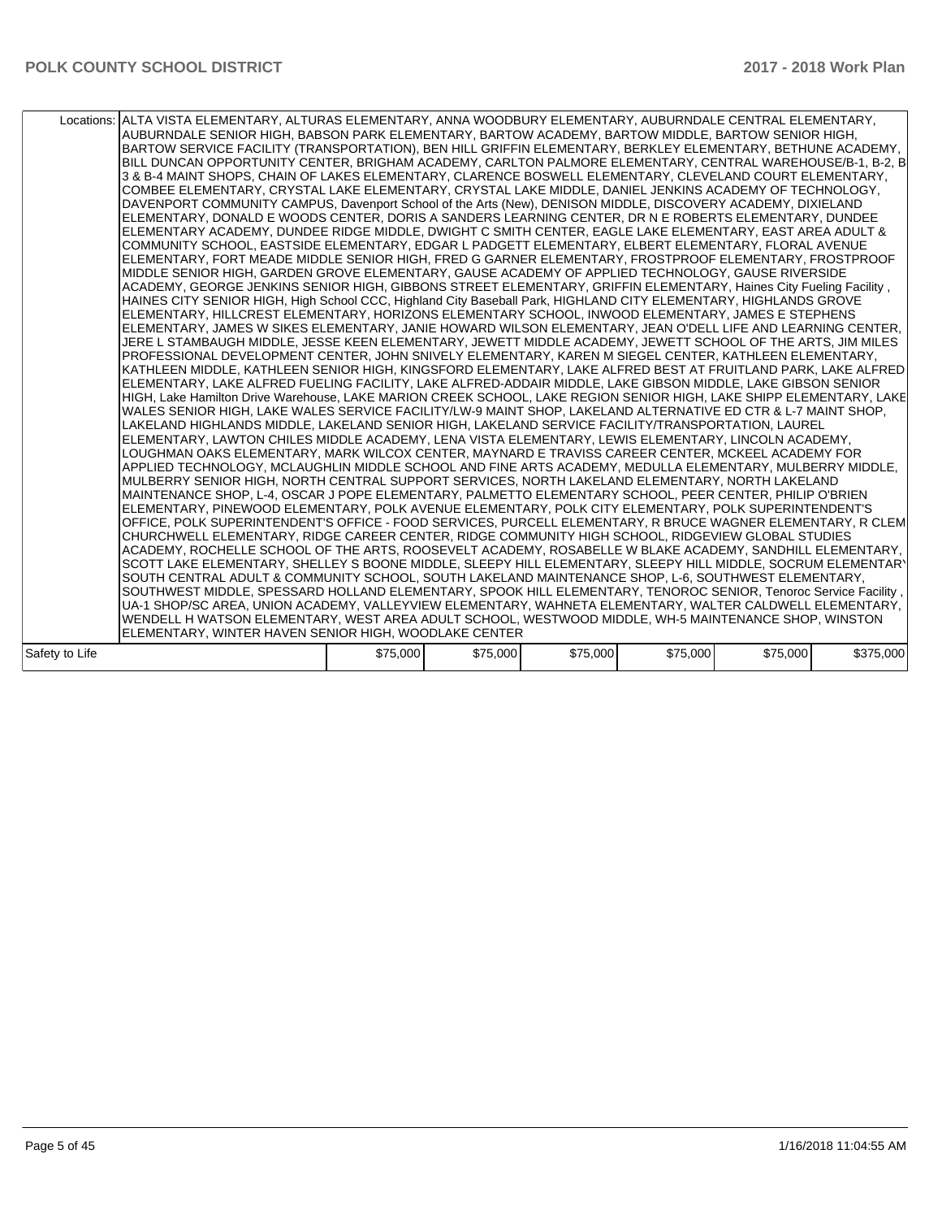| Locations: | ALTA VISTA ELEMENTARY, ALTURAS ELEMENTARY, ANNA WOODBURY ELEMENTARY, AUBURNDALE CENTRAL ELEMENTARY, AUBURNDALE SENIOR HIGH, BABSON PARK ELEMENTARY, BARTOW ACADEMY, BARTOW MIDDLE, BARTOW SENIOR HIGH, BARTOW SERVICE FACILITY (TRANSPORTATION), BEN HILL GRIFFIN ELEMENTARY, BERKLEY ELEMENTARY, BETHUNE ACADEMY, BILL DUNCAN OPPORTUNITY CENTER, BRIGHAM ACADEMY, CARLTON PALMORE ELEMENTARY, CENTRAL WAREHOUSE/B-1, B-2, B 3 & B-4 MAINT SHOPS, CHAIN OF LAKES ELEMENTARY, CLARENCE BOSWELL ELEMENTARY, CLEVELAND COURT ELEMENTARY, COMBEE ELEMENTARY, CRYSTAL LAKE ELEMENTARY, CRYSTAL LAKE MIDDLE, DANIEL JENKINS ACADEMY OF TECHNOLOGY, DAVENPORT COMMUNITY CAMPUS, Davenport School of the Arts (New), DENISON MIDDLE, DISCOVERY ACADEMY, DIXIELAND ELEMENTARY, DONALD E WOODS CENTER, DORIS A SANDERS LEARNING CENTER, DR N E ROBERTS ELEMENTARY, DUNDEE ELEMENTARY ACADEMY, DUNDEE RIDGE MIDDLE, DWIGHT C SMITH CENTER, EAGLE LAKE ELEMENTARY, EAST AREA ADULT & COMMUNITY SCHOOL, EASTSIDE ELEMENTARY, EDGAR L PADGETT ELEMENTARY, ELBERT ELEMENTARY, FLORAL AVENUE ELEMENTARY, FORT MEADE MIDDLE SENIOR HIGH, FRED G GARNER ELEMENTARY, FROSTPROOF ELEMENTARY, FROSTPROOF MIDDLE SENIOR HIGH, GARDEN GROVE ELEMENTARY, GAUSE ACADEMY OF APPLIED TECHNOLOGY, GAUSE RIVERSIDE ACADEMY, GEORGE JENKINS SENIOR HIGH, GIBBONS STREET ELEMENTARY, GRIFFIN ELEMENTARY, Haines City Fueling Facility , HAINES CITY SENIOR HIGH, High School CCC, Highland City Baseball Park, HIGHLAND CITY ELEMENTARY, HIGHLANDS GROVE ELEMENTARY, HILLCREST ELEMENTARY, HORIZONS ELEMENTARY SCHOOL, INWOOD ELEMENTARY, JAMES E STEPHENS ELEMENTARY, JAMES W SIKES ELEMENTARY, JANIE HOWARD WILSON ELEMENTARY, JEAN O'DELL LIFE AND LEARNING CENTER, JERE L STAMBAUGH MIDDLE, JESSE KEEN ELEMENTARY, JEWETT MIDDLE ACADEMY, JEWETT SCHOOL OF THE ARTS, JIM MILES PROFESSIONAL DEVELOPMENT CENTER, JOHN SNIVELY ELEMENTARY, KAREN M SIEGEL CENTER, KATHLEEN ELEMENTARY, KATHLEEN MIDDLE, KATHLEEN SENIOR HIGH, KINGSFORD ELEMENTARY, LAKE ALFRED BEST AT FRUITLAND PARK, LAKE ALFRED ELEMENTARY, LAKE ALFRED FUELING FACILITY, LAKE ALFRED-ADDAIR MIDDLE, LAKE GIBSON MIDDLE, LAKE GIBSON SENIOR HIGH, Lake Hamilton Drive Warehouse, LAKE MARION CREEK SCHOOL, LAKE REGION SENIOR HIGH, LAKE SHIPP ELEMENTARY, LAKE WALES SENIOR HIGH, LAKE WALES SERVICE FACILITY/LW-9 MAINT SHOP, LAKELAND ALTERNATIVE ED CTR & L-7 MAINT SHOP, LAKELAND HIGHLANDS MIDDLE, LAKELAND SENIOR HIGH, LAKELAND SERVICE FACILITY/TRANSPORTATION, LAUREL ELEMENTARY, LAWTON CHILES MIDDLE ACADEMY, LENA VISTA ELEMENTARY, LEWIS ELEMENTARY, LINCOLN ACADEMY, LOUGHMAN OAKS ELEMENTARY, MARK WILCOX CENTER, MAYNARD E TRAVISS CAREER CENTER, MCKEEL ACADEMY FOR APPLIED TECHNOLOGY, MCLAUGHLIN MIDDLE SCHOOL AND FINE ARTS ACADEMY, MEDULLA ELEMENTARY, MULBERRY MIDDLE, MULBERRY SENIOR HIGH, NORTH CENTRAL SUPPORT SERVICES, NORTH LAKELAND ELEMENTARY, NORTH LAKELAND MAINTENANCE SHOP, L-4, OSCAR J POPE ELEMENTARY, PALMETTO ELEMENTARY SCHOOL, PEER CENTER, PHILIP O'BRIEN ELEMENTARY, PINEWOOD ELEMENTARY, POLK AVENUE ELEMENTARY, POLK CITY ELEMENTARY, POLK SUPERINTENDENT'S OFFICE, POLK SUPERINTENDENT'S OFFICE - FOOD SERVICES, PURCELL ELEMENTARY, R BRUCE WAGNER ELEMENTARY, R CLEM CHURCHWELL ELEMENTARY, RIDGE CAREER CENTER, RIDGE COMMUNITY HIGH SCHOOL, RIDGEVIEW GLOBAL STUDIES ACADEMY, ROCHELLE SCHOOL OF THE ARTS, ROOSEVELT ACADEMY, ROSABELLE W BLAKE ACADEMY, SANDHILL ELEMENTARY, SCOTT LAKE ELEMENTARY, SHELLEY S BOONE MIDDLE, SLEEPY HILL ELEMENTARY, SLEEPY HILL MIDDLE, SOCRUM ELEMENTARY SOUTH CENTRAL ADULT & COMMUNITY SCHOOL, SOUTH LAKELAND MAINTENANCE SHOP, L-6, SOUTHWEST ELEMENTARY, SOUTHWEST MIDDLE, SPESSARD HOLLAND ELEMENTARY, SPOOK HILL ELEMENTARY, TENOROC SENIOR, Tenoroc Service Facility , UA-1 SHOP/SC AREA, UNION ACADEMY, VALLEYVIEW ELEMENTARY, WAHNETA ELEMENTARY, WALTER CALDWELL ELEMENTARY, WENDELL H WATSON ELEMENTARY, WEST AREA ADULT SCHOOL, WESTWOOD MIDDLE, WH-5 MAINTENANCE SHOP, WINSTON ELEMENTARY, WINTER HAVEN SENIOR HIGH, WOODLAKE CENTER | | | | | | |
|---|---|---|---|---|---|---|---|
| Safety to Life | | $75,000 | $75,000 | $75,000 | $75,000 | $75,000 | $375,000 |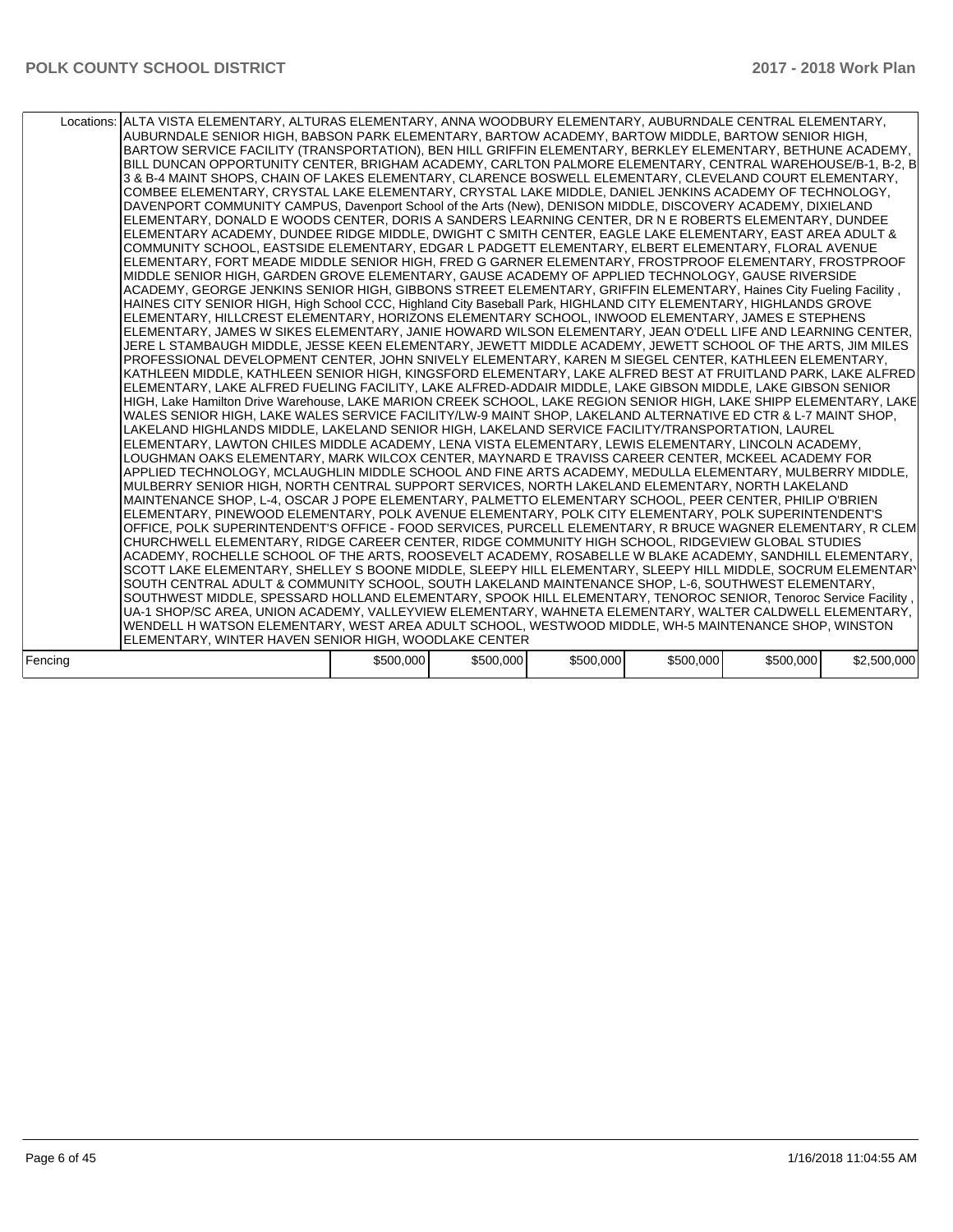| | | | | | | |
|---|---|---|---|---|---|---|
| Locations: | ALTA VISTA ELEMENTARY, ALTURAS ELEMENTARY, ANNA WOODBURY ELEMENTARY, AUBURNDALE CENTRAL ELEMENTARY, AUBURNDALE SENIOR HIGH, BABSON PARK ELEMENTARY, BARTOW ACADEMY, BARTOW MIDDLE, BARTOW SENIOR HIGH, BARTOW SERVICE FACILITY (TRANSPORTATION), BEN HILL GRIFFIN ELEMENTARY, BERKLEY ELEMENTARY, BETHUNE ACADEMY, BILL DUNCAN OPPORTUNITY CENTER, BRIGHAM ACADEMY, CARLTON PALMORE ELEMENTARY, CENTRAL WAREHOUSE/B-1, B-2, B 3 & B-4 MAINT SHOPS, CHAIN OF LAKES ELEMENTARY, CLARENCE BOSWELL ELEMENTARY, CLEVELAND COURT ELEMENTARY, COMBEE ELEMENTARY, CRYSTAL LAKE ELEMENTARY, CRYSTAL LAKE MIDDLE, DANIEL JENKINS ACADEMY OF TECHNOLOGY, DAVENPORT COMMUNITY CAMPUS, Davenport School of the Arts (New), DENISON MIDDLE, DISCOVERY ACADEMY, DIXIELAND ELEMENTARY, DONALD E WOODS CENTER, DORIS A SANDERS LEARNING CENTER, DR N E ROBERTS ELEMENTARY, DUNDEE ELEMENTARY ACADEMY, DUNDEE RIDGE MIDDLE, DWIGHT C SMITH CENTER, EAGLE LAKE ELEMENTARY, EAST AREA ADULT & COMMUNITY SCHOOL, EASTSIDE ELEMENTARY, EDGAR L PADGETT ELEMENTARY, ELBERT ELEMENTARY, FLORAL AVENUE ELEMENTARY, FORT MEADE MIDDLE SENIOR HIGH, FRED G GARNER ELEMENTARY, FROSTPROOF ELEMENTARY, FROSTPROOF MIDDLE SENIOR HIGH, GARDEN GROVE ELEMENTARY, GAUSE ACADEMY OF APPLIED TECHNOLOGY, GAUSE RIVERSIDE ACADEMY, GEORGE JENKINS SENIOR HIGH, GIBBONS STREET ELEMENTARY, GRIFFIN ELEMENTARY, Haines City Fueling Facility , HAINES CITY SENIOR HIGH, High School CCC, Highland City Baseball Park, HIGHLAND CITY ELEMENTARY, HIGHLANDS GROVE ELEMENTARY, HILLCREST ELEMENTARY, HORIZONS ELEMENTARY SCHOOL, INWOOD ELEMENTARY, JAMES E STEPHENS ELEMENTARY, JAMES W SIKES ELEMENTARY, JANIE HOWARD WILSON ELEMENTARY, JEAN O'DELL LIFE AND LEARNING CENTER, JERE L STAMBAUGH MIDDLE, JESSE KEEN ELEMENTARY, JEWETT MIDDLE ACADEMY, JEWETT SCHOOL OF THE ARTS, JIM MILES PROFESSIONAL DEVELOPMENT CENTER, JOHN SNIVELY ELEMENTARY, KAREN M SIEGEL CENTER, KATHLEEN ELEMENTARY, KATHLEEN MIDDLE, KATHLEEN SENIOR HIGH, KINGSFORD ELEMENTARY, LAKE ALFRED BEST AT FRUITLAND PARK, LAKE ALFRED ELEMENTARY, LAKE ALFRED FUELING FACILITY, LAKE ALFRED-ADDAIR MIDDLE, LAKE GIBSON MIDDLE, LAKE GIBSON SENIOR HIGH, Lake Hamilton Drive Warehouse, LAKE MARION CREEK SCHOOL, LAKE REGION SENIOR HIGH, LAKE SHIPP ELEMENTARY, LAKE WALES SENIOR HIGH, LAKE WALES SERVICE FACILITY/LW-9 MAINT SHOP, LAKELAND ALTERNATIVE ED CTR & L-7 MAINT SHOP, LAKELAND HIGHLANDS MIDDLE, LAKELAND SENIOR HIGH, LAKELAND SERVICE FACILITY/TRANSPORTATION, LAUREL ELEMENTARY, LAWTON CHILES MIDDLE ACADEMY, LENA VISTA ELEMENTARY, LEWIS ELEMENTARY, LINCOLN ACADEMY, LOUGHMAN OAKS ELEMENTARY, MARK WILCOX CENTER, MAYNARD E TRAVISS CAREER CENTER, MCKEEL ACADEMY FOR APPLIED TECHNOLOGY, MCLAUGHLIN MIDDLE SCHOOL AND FINE ARTS ACADEMY, MEDULLA ELEMENTARY, MULBERRY MIDDLE, MULBERRY SENIOR HIGH, NORTH CENTRAL SUPPORT SERVICES, NORTH LAKELAND ELEMENTARY, NORTH LAKELAND MAINTENANCE SHOP, L-4, OSCAR J POPE ELEMENTARY, PALMETTO ELEMENTARY SCHOOL, PEER CENTER, PHILIP O'BRIEN ELEMENTARY, PINEWOOD ELEMENTARY, POLK AVENUE ELEMENTARY, POLK CITY ELEMENTARY, POLK SUPERINTENDENT'S OFFICE, POLK SUPERINTENDENT'S OFFICE - FOOD SERVICES, PURCELL ELEMENTARY, R BRUCE WAGNER ELEMENTARY, R CLEM CHURCHWELL ELEMENTARY, RIDGE CAREER CENTER, RIDGE COMMUNITY HIGH SCHOOL, RIDGEVIEW GLOBAL STUDIES ACADEMY, ROCHELLE SCHOOL OF THE ARTS, ROOSEVELT ACADEMY, ROSABELLE W BLAKE ACADEMY, SANDHILL ELEMENTARY, SCOTT LAKE ELEMENTARY, SHELLEY S BOONE MIDDLE, SLEEPY HILL ELEMENTARY, SLEEPY HILL MIDDLE, SOCRUM ELEMENTARY, SOUTH CENTRAL ADULT & COMMUNITY SCHOOL, SOUTH LAKELAND MAINTENANCE SHOP, L-6, SOUTHWEST ELEMENTARY, SOUTHWEST MIDDLE, SPESSARD HOLLAND ELEMENTARY, SPOOK HILL ELEMENTARY, TENOROC SENIOR, Tenoroc Service Facility , UA-1 SHOP/SC AREA, UNION ACADEMY, VALLEYVIEW ELEMENTARY, WAHNETA ELEMENTARY, WALTER CALDWELL ELEMENTARY, WENDELL H WATSON ELEMENTARY, WEST AREA ADULT SCHOOL, WESTWOOD MIDDLE, WH-5 MAINTENANCE SHOP, WINSTON ELEMENTARY, WINTER HAVEN SENIOR HIGH, WOODLAKE CENTER | | | | | | |
| Fencing | | $500,000 | $500,000 | $500,000 | $500,000 | $500,000 | $2,500,000 |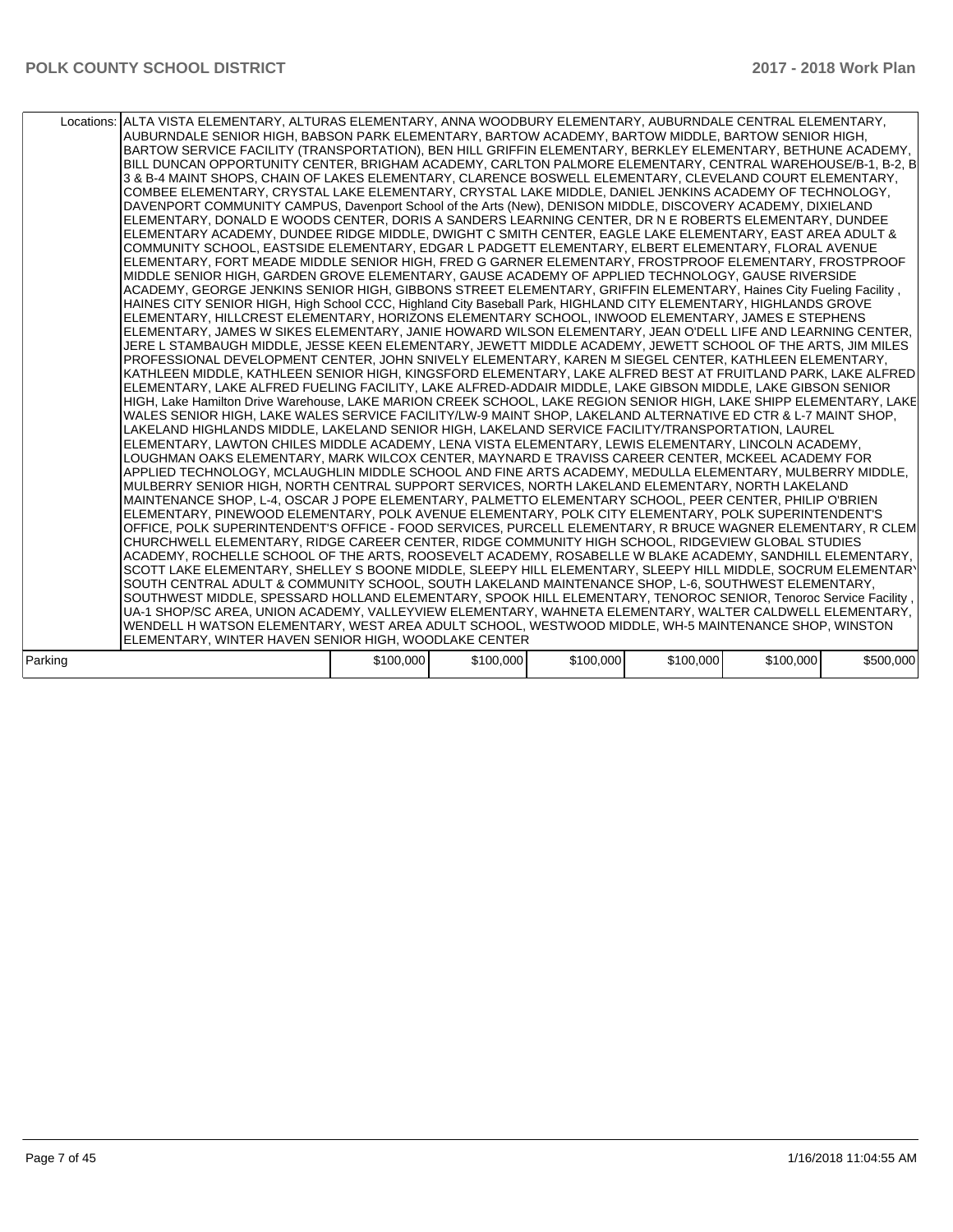| | | | | | | |
|---|---|---|---|---|---|---|
| Locations: | ALTA VISTA ELEMENTARY, ALTURAS ELEMENTARY, ANNA WOODBURY ELEMENTARY, AUBURNDALE CENTRAL ELEMENTARY, AUBURNDALE SENIOR HIGH, BABSON PARK ELEMENTARY, BARTOW ACADEMY, BARTOW MIDDLE, BARTOW SENIOR HIGH, BARTOW SERVICE FACILITY (TRANSPORTATION), BEN HILL GRIFFIN ELEMENTARY, BERKLEY ELEMENTARY, BETHUNE ACADEMY, BILL DUNCAN OPPORTUNITY CENTER, BRIGHAM ACADEMY, CARLTON PALMORE ELEMENTARY, CENTRAL WAREHOUSE/B-1, B-2, B 3 & B-4 MAINT SHOPS, CHAIN OF LAKES ELEMENTARY, CLARENCE BOSWELL ELEMENTARY, CLEVELAND COURT ELEMENTARY, COMBEE ELEMENTARY, CRYSTAL LAKE ELEMENTARY, CRYSTAL LAKE MIDDLE, DANIEL JENKINS ACADEMY OF TECHNOLOGY, DAVENPORT COMMUNITY CAMPUS, Davenport School of the Arts (New), DENISON MIDDLE, DISCOVERY ACADEMY, DIXIELAND ELEMENTARY, DONALD E WOODS CENTER, DORIS A SANDERS LEARNING CENTER, DR N E ROBERTS ELEMENTARY, DUNDEE ELEMENTARY ACADEMY, DUNDEE RIDGE MIDDLE, DWIGHT C SMITH CENTER, EAGLE LAKE ELEMENTARY, EAST AREA ADULT & COMMUNITY SCHOOL, EASTSIDE ELEMENTARY, EDGAR L PADGETT ELEMENTARY, ELBERT ELEMENTARY, FLORAL AVENUE ELEMENTARY, FORT MEADE MIDDLE SENIOR HIGH, FRED G GARNER ELEMENTARY, FROSTPROOF ELEMENTARY, FROSTPROOF MIDDLE SENIOR HIGH, GARDEN GROVE ELEMENTARY, GAUSE ACADEMY OF APPLIED TECHNOLOGY, GAUSE RIVERSIDE ACADEMY, GEORGE JENKINS SENIOR HIGH, GIBBONS STREET ELEMENTARY, GRIFFIN ELEMENTARY, Haines City Fueling Facility , HAINES CITY SENIOR HIGH, High School CCC, Highland City Baseball Park, HIGHLAND CITY ELEMENTARY, HIGHLANDS GROVE ELEMENTARY, HILLCREST ELEMENTARY, HORIZONS ELEMENTARY SCHOOL, INWOOD ELEMENTARY, JAMES E STEPHENS ELEMENTARY, JAMES W SIKES ELEMENTARY, JANIE HOWARD WILSON ELEMENTARY, JEAN O'DELL LIFE AND LEARNING CENTER, JERE L STAMBAUGH MIDDLE, JESSE KEEN ELEMENTARY, JEWETT MIDDLE ACADEMY, JEWETT SCHOOL OF THE ARTS, JIM MILES PROFESSIONAL DEVELOPMENT CENTER, JOHN SNIVELY ELEMENTARY, KAREN M SIEGEL CENTER, KATHLEEN ELEMENTARY, KATHLEEN MIDDLE, KATHLEEN SENIOR HIGH, KINGSFORD ELEMENTARY, LAKE ALFRED BEST AT FRUITLAND PARK, LAKE ALFRED ELEMENTARY, LAKE ALFRED FUELING FACILITY, LAKE ALFRED-ADDAIR MIDDLE, LAKE GIBSON MIDDLE, LAKE GIBSON SENIOR HIGH, Lake Hamilton Drive Warehouse, LAKE MARION CREEK SCHOOL, LAKE REGION SENIOR HIGH, LAKE SHIPP ELEMENTARY, LAKE WALES SENIOR HIGH, LAKE WALES SERVICE FACILITY/LW-9 MAINT SHOP, LAKELAND ALTERNATIVE ED CTR & L-7 MAINT SHOP, LAKELAND HIGHLANDS MIDDLE, LAKELAND SENIOR HIGH, LAKELAND SERVICE FACILITY/TRANSPORTATION, LAUREL ELEMENTARY, LAWTON CHILES MIDDLE ACADEMY, LENA VISTA ELEMENTARY, LEWIS ELEMENTARY, LINCOLN ACADEMY, LOUGHMAN OAKS ELEMENTARY, MARK WILCOX CENTER, MAYNARD E TRAVISS CAREER CENTER, MCKEEL ACADEMY FOR APPLIED TECHNOLOGY, MCLAUGHLIN MIDDLE SCHOOL AND FINE ARTS ACADEMY, MEDULLA ELEMENTARY, MULBERRY MIDDLE, MULBERRY SENIOR HIGH, NORTH CENTRAL SUPPORT SERVICES, NORTH LAKELAND ELEMENTARY, NORTH LAKELAND MAINTENANCE SHOP, L-4, OSCAR J POPE ELEMENTARY, PALMETTO ELEMENTARY SCHOOL, PEER CENTER, PHILIP O'BRIEN ELEMENTARY, PINEWOOD ELEMENTARY, POLK AVENUE ELEMENTARY, POLK CITY ELEMENTARY, POLK SUPERINTENDENT'S OFFICE, POLK SUPERINTENDENT'S OFFICE - FOOD SERVICES, PURCELL ELEMENTARY, R BRUCE WAGNER ELEMENTARY, R CLEM CHURCHWELL ELEMENTARY, RIDGE CAREER CENTER, RIDGE COMMUNITY HIGH SCHOOL, RIDGEVIEW GLOBAL STUDIES ACADEMY, ROCHELLE SCHOOL OF THE ARTS, ROOSEVELT ACADEMY, ROSABELLE W BLAKE ACADEMY, SANDHILL ELEMENTARY, SCOTT LAKE ELEMENTARY, SHELLEY S BOONE MIDDLE, SLEEPY HILL ELEMENTARY, SLEEPY HILL MIDDLE, SOCRUM ELEMENTARY, SOUTH CENTRAL ADULT & COMMUNITY SCHOOL, SOUTH LAKELAND MAINTENANCE SHOP, L-6, SOUTHWEST ELEMENTARY, SOUTHWEST MIDDLE, SPESSARD HOLLAND ELEMENTARY, SPOOK HILL ELEMENTARY, TENOROC SENIOR, Tenoroc Service Facility , UA-1 SHOP/SC AREA, UNION ACADEMY, VALLEYVIEW ELEMENTARY, WAHNETA ELEMENTARY, WALTER CALDWELL ELEMENTARY, WENDELL H WATSON ELEMENTARY, WEST AREA ADULT SCHOOL, WESTWOOD MIDDLE, WH-5 MAINTENANCE SHOP, WINSTON ELEMENTARY, WINTER HAVEN SENIOR HIGH, WOODLAKE CENTER | | | | | |
| Parking | | $100,000 | $100,000 | $100,000 | $100,000 | $100,000 | $500,000 |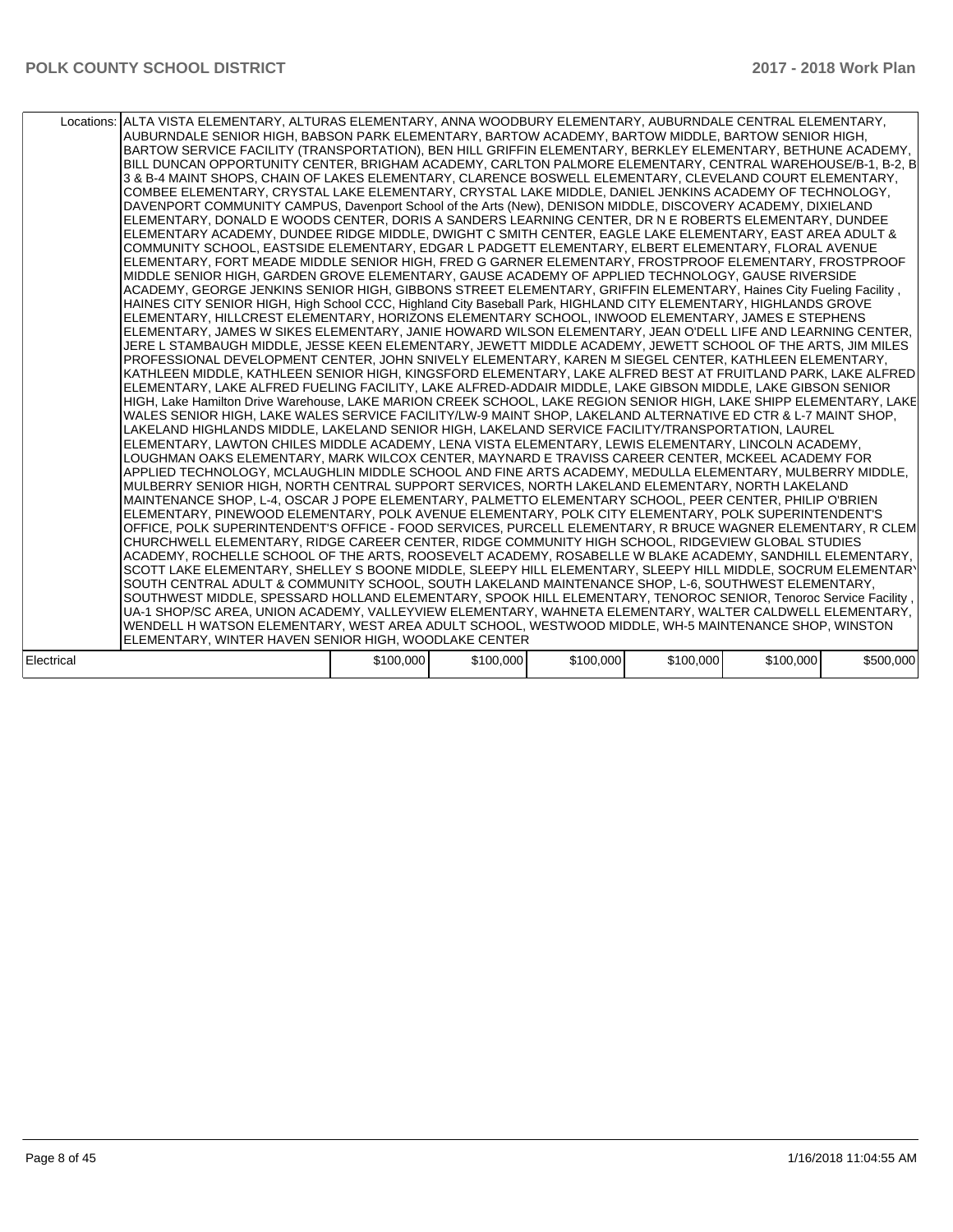| Locations: | ALTA VISTA ELEMENTARY, ALTURAS ELEMENTARY, ANNA WOODBURY ELEMENTARY, AUBURNDALE CENTRAL ELEMENTARY, AUBURNDALE SENIOR HIGH, BABSON PARK ELEMENTARY, BARTOW ACADEMY, BARTOW MIDDLE, BARTOW SENIOR HIGH, BARTOW SERVICE FACILITY (TRANSPORTATION), BEN HILL GRIFFIN ELEMENTARY, BERKLEY ELEMENTARY, BETHUNE ACADEMY, BILL DUNCAN OPPORTUNITY CENTER, BRIGHAM ACADEMY, CARLTON PALMORE ELEMENTARY, CENTRAL WAREHOUSE/B-1, B-2, B 3 & B-4 MAINT SHOPS, CHAIN OF LAKES ELEMENTARY, CLARENCE BOSWELL ELEMENTARY, CLEVELAND COURT ELEMENTARY, COMBEE ELEMENTARY, CRYSTAL LAKE ELEMENTARY, CRYSTAL LAKE MIDDLE, DANIEL JENKINS ACADEMY OF TECHNOLOGY, DAVENPORT COMMUNITY CAMPUS, Davenport School of the Arts (New), DENISON MIDDLE, DISCOVERY ACADEMY, DIXIELAND ELEMENTARY, DONALD E WOODS CENTER, DORIS A SANDERS LEARNING CENTER, DR N E ROBERTS ELEMENTARY, DUNDEE ELEMENTARY ACADEMY, DUNDEE RIDGE MIDDLE, DWIGHT C SMITH CENTER, EAGLE LAKE ELEMENTARY, EAST AREA ADULT & COMMUNITY SCHOOL, EASTSIDE ELEMENTARY, EDGAR L PADGETT ELEMENTARY, ELBERT ELEMENTARY, FLORAL AVENUE ELEMENTARY, FORT MEADE MIDDLE SENIOR HIGH, FRED G GARNER ELEMENTARY, FROSTPROOF ELEMENTARY, FROSTPROOF MIDDLE SENIOR HIGH, GARDEN GROVE ELEMENTARY, GAUSE ACADEMY OF APPLIED TECHNOLOGY, GAUSE RIVERSIDE ACADEMY, GEORGE JENKINS SENIOR HIGH, GIBBONS STREET ELEMENTARY, GRIFFIN ELEMENTARY, Haines City Fueling Facility , HAINES CITY SENIOR HIGH, High School CCC, Highland City Baseball Park, HIGHLAND CITY ELEMENTARY, HIGHLANDS GROVE ELEMENTARY, HILLCREST ELEMENTARY, HORIZONS ELEMENTARY SCHOOL, INWOOD ELEMENTARY, JAMES E STEPHENS ELEMENTARY, JAMES W SIKES ELEMENTARY, JANIE HOWARD WILSON ELEMENTARY, JEAN O'DELL LIFE AND LEARNING CENTER, JERE L STAMBAUGH MIDDLE, JESSE KEEN ELEMENTARY, JEWETT MIDDLE ACADEMY, JEWETT SCHOOL OF THE ARTS, JIM MILES PROFESSIONAL DEVELOPMENT CENTER, JOHN SNIVELY ELEMENTARY, KAREN M SIEGEL CENTER, KATHLEEN ELEMENTARY, KATHLEEN MIDDLE, KATHLEEN SENIOR HIGH, KINGSFORD ELEMENTARY, LAKE ALFRED BEST AT FRUITLAND PARK, LAKE ALFRED ELEMENTARY, LAKE ALFRED FUELING FACILITY, LAKE ALFRED-ADDAIR MIDDLE, LAKE GIBSON MIDDLE, LAKE GIBSON SENIOR HIGH, Lake Hamilton Drive Warehouse, LAKE MARION CREEK SCHOOL, LAKE REGION SENIOR HIGH, LAKE SHIPP ELEMENTARY, LAKE WALES SENIOR HIGH, LAKE WALES SERVICE FACILITY/LW-9 MAINT SHOP, LAKELAND ALTERNATIVE ED CTR & L-7 MAINT SHOP, LAKELAND HIGHLANDS MIDDLE, LAKELAND SENIOR HIGH, LAKELAND SERVICE FACILITY/TRANSPORTATION, LAUREL ELEMENTARY, LAWTON CHILES MIDDLE ACADEMY, LENA VISTA ELEMENTARY, LEWIS ELEMENTARY, LINCOLN ACADEMY, LOUGHMAN OAKS ELEMENTARY, MARK WILCOX CENTER, MAYNARD E TRAVISS CAREER CENTER, MCKEEL ACADEMY FOR APPLIED TECHNOLOGY, MCLAUGHLIN MIDDLE SCHOOL AND FINE ARTS ACADEMY, MEDULLA ELEMENTARY, MULBERRY MIDDLE, MULBERRY SENIOR HIGH, NORTH CENTRAL SUPPORT SERVICES, NORTH LAKELAND ELEMENTARY, NORTH LAKELAND MAINTENANCE SHOP, L-4, OSCAR J POPE ELEMENTARY, PALMETTO ELEMENTARY SCHOOL, PEER CENTER, PHILIP O'BRIEN ELEMENTARY, PINEWOOD ELEMENTARY, POLK AVENUE ELEMENTARY, POLK CITY ELEMENTARY, POLK SUPERINTENDENT'S OFFICE, POLK SUPERINTENDENT'S OFFICE - FOOD SERVICES, PURCELL ELEMENTARY, R BRUCE WAGNER ELEMENTARY, R CLEM CHURCHWELL ELEMENTARY, RIDGE CAREER CENTER, RIDGE COMMUNITY HIGH SCHOOL, RIDGEVIEW GLOBAL STUDIES ACADEMY, ROCHELLE SCHOOL OF THE ARTS, ROOSEVELT ACADEMY, ROSABELLE W BLAKE ACADEMY, SANDHILL ELEMENTARY, SCOTT LAKE ELEMENTARY, SHELLEY S BOONE MIDDLE, SLEEPY HILL ELEMENTARY, SLEEPY HILL MIDDLE, SOCRUM ELEMENTARY, SOUTH CENTRAL ADULT & COMMUNITY SCHOOL, SOUTH LAKELAND MAINTENANCE SHOP, L-6, SOUTHWEST ELEMENTARY, SOUTHWEST MIDDLE, SPESSARD HOLLAND ELEMENTARY, SPOOK HILL ELEMENTARY, TENOROC SENIOR, Tenoroc Service Facility , UA-1 SHOP/SC AREA, UNION ACADEMY, VALLEYVIEW ELEMENTARY, WAHNETA ELEMENTARY, WALTER CALDWELL ELEMENTARY, WENDELL H WATSON ELEMENTARY, WEST AREA ADULT SCHOOL, WESTWOOD MIDDLE, WH-5 MAINTENANCE SHOP, WINSTON ELEMENTARY, WINTER HAVEN SENIOR HIGH, WOODLAKE CENTER | | | | | |
|---|---|---|---|---|---|---|
| Electrical | | $100,000 | $100,000 | $100,000 | $100,000 | $100,000 | $500,000 |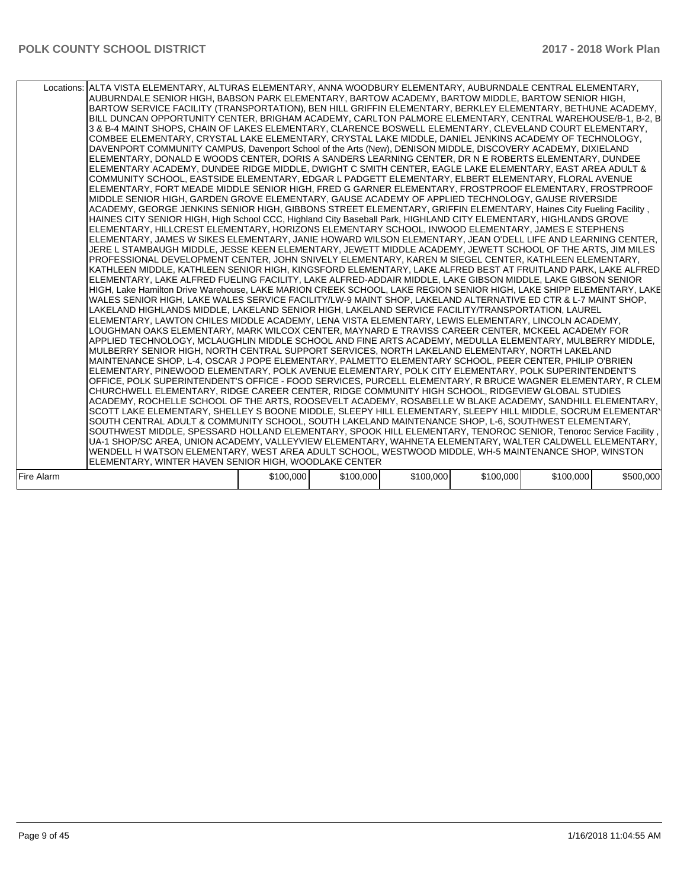| | | | | | | |
|---|---|---|---|---|---|---|
| Locations: | ALTA VISTA ELEMENTARY, ALTURAS ELEMENTARY, ANNA WOODBURY ELEMENTARY, AUBURNDALE CENTRAL ELEMENTARY, AUBURNDALE SENIOR HIGH, BABSON PARK ELEMENTARY, BARTOW ACADEMY, BARTOW MIDDLE, BARTOW SENIOR HIGH, BARTOW SERVICE FACILITY (TRANSPORTATION), BEN HILL GRIFFIN ELEMENTARY, BERKLEY ELEMENTARY, BETHUNE ACADEMY, BILL DUNCAN OPPORTUNITY CENTER, BRIGHAM ACADEMY, CARLTON PALMORE ELEMENTARY, CENTRAL WAREHOUSE/B-1, B-2, B 3 & B-4 MAINT SHOPS, CHAIN OF LAKES ELEMENTARY, CLARENCE BOSWELL ELEMENTARY, CLEVELAND COURT ELEMENTARY, COMBEE ELEMENTARY, CRYSTAL LAKE ELEMENTARY, CRYSTAL LAKE MIDDLE, DANIEL JENKINS ACADEMY OF TECHNOLOGY, DAVENPORT COMMUNITY CAMPUS, Davenport School of the Arts (New), DENISON MIDDLE, DISCOVERY ACADEMY, DIXIELAND ELEMENTARY, DONALD E WOODS CENTER, DORIS A SANDERS LEARNING CENTER, DR N E ROBERTS ELEMENTARY, DUNDEE ELEMENTARY ACADEMY, DUNDEE RIDGE MIDDLE, DWIGHT C SMITH CENTER, EAGLE LAKE ELEMENTARY, EAST AREA ADULT & COMMUNITY SCHOOL, EASTSIDE ELEMENTARY, EDGAR L PADGETT ELEMENTARY, ELBERT ELEMENTARY, FLORAL AVENUE ELEMENTARY, FORT MEADE MIDDLE SENIOR HIGH, FRED G GARNER ELEMENTARY, FROSTPROOF ELEMENTARY, FROSTPROOF MIDDLE SENIOR HIGH, GARDEN GROVE ELEMENTARY, GAUSE ACADEMY OF APPLIED TECHNOLOGY, GAUSE RIVERSIDE ACADEMY, GEORGE JENKINS SENIOR HIGH, GIBBONS STREET ELEMENTARY, GRIFFIN ELEMENTARY, Haines City Fueling Facility , HAINES CITY SENIOR HIGH, High School CCC, Highland City Baseball Park, HIGHLAND CITY ELEMENTARY, HIGHLANDS GROVE ELEMENTARY, HILLCREST ELEMENTARY, HORIZONS ELEMENTARY SCHOOL, INWOOD ELEMENTARY, JAMES E STEPHENS ELEMENTARY, JAMES W SIKES ELEMENTARY, JANIE HOWARD WILSON ELEMENTARY, JEAN O'DELL LIFE AND LEARNING CENTER, JERE L STAMBAUGH MIDDLE, JESSE KEEN ELEMENTARY, JEWETT MIDDLE ACADEMY, JEWETT SCHOOL OF THE ARTS, JIM MILES PROFESSIONAL DEVELOPMENT CENTER, JOHN SNIVELY ELEMENTARY, KAREN M SIEGEL CENTER, KATHLEEN ELEMENTARY, KATHLEEN MIDDLE, KATHLEEN SENIOR HIGH, KINGSFORD ELEMENTARY, LAKE ALFRED BEST AT FRUITLAND PARK, LAKE ALFRED ELEMENTARY, LAKE ALFRED FUELING FACILITY, LAKE ALFRED-ADDAIR MIDDLE, LAKE GIBSON MIDDLE, LAKE GIBSON SENIOR HIGH, Lake Hamilton Drive Warehouse, LAKE MARION CREEK SCHOOL, LAKE REGION SENIOR HIGH, LAKE SHIPP ELEMENTARY, LAKE WALES SENIOR HIGH, LAKE WALES SERVICE FACILITY/LW-9 MAINT SHOP, LAKELAND ALTERNATIVE ED CTR & L-7 MAINT SHOP, LAKELAND HIGHLANDS MIDDLE, LAKELAND SENIOR HIGH, LAKELAND SERVICE FACILITY/TRANSPORTATION, LAUREL ELEMENTARY, LAWTON CHILES MIDDLE ACADEMY, LENA VISTA ELEMENTARY, LEWIS ELEMENTARY, LINCOLN ACADEMY, LOUGHMAN OAKS ELEMENTARY, MARK WILCOX CENTER, MAYNARD E TRAVISS CAREER CENTER, MCKEEL ACADEMY FOR APPLIED TECHNOLOGY, MCLAUGHLIN MIDDLE SCHOOL AND FINE ARTS ACADEMY, MEDULLA ELEMENTARY, MULBERRY MIDDLE, MULBERRY SENIOR HIGH, NORTH CENTRAL SUPPORT SERVICES, NORTH LAKELAND ELEMENTARY, NORTH LAKELAND MAINTENANCE SHOP, L-4, OSCAR J POPE ELEMENTARY, PALMETTO ELEMENTARY SCHOOL, PEER CENTER, PHILIP O'BRIEN ELEMENTARY, PINEWOOD ELEMENTARY, POLK AVENUE ELEMENTARY, POLK CITY ELEMENTARY, POLK SUPERINTENDENT'S OFFICE, POLK SUPERINTENDENT'S OFFICE - FOOD SERVICES, PURCELL ELEMENTARY, R BRUCE WAGNER ELEMENTARY, R CLEM CHURCHWELL ELEMENTARY, RIDGE CAREER CENTER, RIDGE COMMUNITY HIGH SCHOOL, RIDGEVIEW GLOBAL STUDIES ACADEMY, ROCHELLE SCHOOL OF THE ARTS, ROOSEVELT ACADEMY, ROSABELLE W BLAKE ACADEMY, SANDHILL ELEMENTARY, SCOTT LAKE ELEMENTARY, SHELLEY S BOONE MIDDLE, SLEEPY HILL ELEMENTARY, SLEEPY HILL MIDDLE, SOCRUM ELEMENTARY, SOUTH CENTRAL ADULT & COMMUNITY SCHOOL, SOUTH LAKELAND MAINTENANCE SHOP, L-6, SOUTHWEST ELEMENTARY, SOUTHWEST MIDDLE, SPESSARD HOLLAND ELEMENTARY, SPOOK HILL ELEMENTARY, TENOROC SENIOR, Tenoroc Service Facility , UA-1 SHOP/SC AREA, UNION ACADEMY, VALLEYVIEW ELEMENTARY, WAHNETA ELEMENTARY, WALTER CALDWELL ELEMENTARY, WENDELL H WATSON ELEMENTARY, WEST AREA ADULT SCHOOL, WESTWOOD MIDDLE, WH-5 MAINTENANCE SHOP, WINSTON ELEMENTARY, WINTER HAVEN SENIOR HIGH, WOODLAKE CENTER | | | | | |
| Fire Alarm | | $100,000 | $100,000 | $100,000 | $100,000 | $100,000 | $500,000 |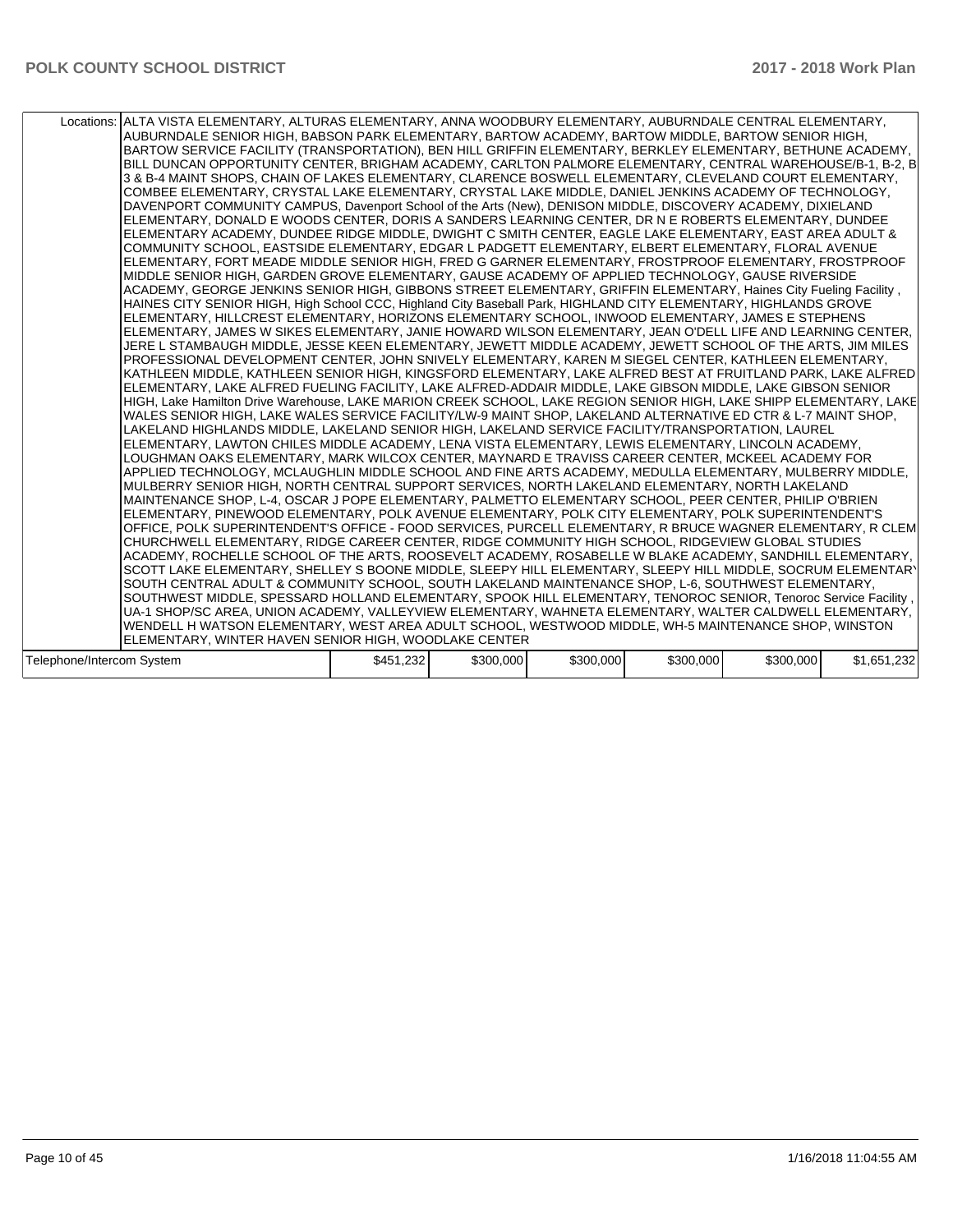| Locations: | ALTA VISTA ELEMENTARY, ALTURAS ELEMENTARY, ANNA WOODBURY ELEMENTARY, AUBURNDALE CENTRAL ELEMENTARY, AUBURNDALE SENIOR HIGH, BABSON PARK ELEMENTARY, BARTOW ACADEMY, BARTOW MIDDLE, BARTOW SENIOR HIGH, BARTOW SERVICE FACILITY (TRANSPORTATION), BEN HILL GRIFFIN ELEMENTARY, BERKLEY ELEMENTARY, BETHUNE ACADEMY, BILL DUNCAN OPPORTUNITY CENTER, BRIGHAM ACADEMY, CARLTON PALMORE ELEMENTARY, CENTRAL WAREHOUSE/B-1, B-2, B 3 & B-4 MAINT SHOPS, CHAIN OF LAKES ELEMENTARY, CLARENCE BOSWELL ELEMENTARY, CLEVELAND COURT ELEMENTARY, COMBEE ELEMENTARY, CRYSTAL LAKE ELEMENTARY, CRYSTAL LAKE MIDDLE, DANIEL JENKINS ACADEMY OF TECHNOLOGY, DAVENPORT COMMUNITY CAMPUS, Davenport School of the Arts (New), DENISON MIDDLE, DISCOVERY ACADEMY, DIXIELAND ELEMENTARY, DONALD E WOODS CENTER, DORIS A SANDERS LEARNING CENTER, DR N E ROBERTS ELEMENTARY, DUNDEE ELEMENTARY ACADEMY, DUNDEE RIDGE MIDDLE, DWIGHT C SMITH CENTER, EAGLE LAKE ELEMENTARY, EAST AREA ADULT & COMMUNITY SCHOOL, EASTSIDE ELEMENTARY, EDGAR L PADGETT ELEMENTARY, ELBERT ELEMENTARY, FLORAL AVENUE ELEMENTARY, FORT MEADE MIDDLE SENIOR HIGH, FRED G GARNER ELEMENTARY, FROSTPROOF ELEMENTARY, FROSTPROOF MIDDLE SENIOR HIGH, GARDEN GROVE ELEMENTARY, GAUSE ACADEMY OF APPLIED TECHNOLOGY, GAUSE RIVERSIDE ACADEMY, GEORGE JENKINS SENIOR HIGH, GIBBONS STREET ELEMENTARY, GRIFFIN ELEMENTARY, Haines City Fueling Facility , HAINES CITY SENIOR HIGH, High School CCC, Highland City Baseball Park, HIGHLAND CITY ELEMENTARY, HIGHLANDS GROVE ELEMENTARY, HILLCREST ELEMENTARY, HORIZONS ELEMENTARY SCHOOL, INWOOD ELEMENTARY, JAMES E STEPHENS ELEMENTARY, JAMES W SIKES ELEMENTARY, JANIE HOWARD WILSON ELEMENTARY, JEAN O'DELL LIFE AND LEARNING CENTER, JERE L STAMBAUGH MIDDLE, JESSE KEEN ELEMENTARY, JEWETT MIDDLE ACADEMY, JEWETT SCHOOL OF THE ARTS, JIM MILES PROFESSIONAL DEVELOPMENT CENTER, JOHN SNIVELY ELEMENTARY, KAREN M SIEGEL CENTER, KATHLEEN ELEMENTARY, KATHLEEN MIDDLE, KATHLEEN SENIOR HIGH, KINGSFORD ELEMENTARY, LAKE ALFRED BEST AT FRUITLAND PARK, LAKE ALFRED ELEMENTARY, LAKE ALFRED FUELING FACILITY, LAKE ALFRED-ADDAIR MIDDLE, LAKE GIBSON MIDDLE, LAKE GIBSON SENIOR HIGH, Lake Hamilton Drive Warehouse, LAKE MARION CREEK SCHOOL, LAKE REGION SENIOR HIGH, LAKE SHIPP ELEMENTARY, LAKE WALES SENIOR HIGH, LAKE WALES SERVICE FACILITY/LW-9 MAINT SHOP, LAKELAND ALTERNATIVE ED CTR & L-7 MAINT SHOP, LAKELAND HIGHLANDS MIDDLE, LAKELAND SENIOR HIGH, LAKELAND SERVICE FACILITY/TRANSPORTATION, LAUREL ELEMENTARY, LAWTON CHILES MIDDLE ACADEMY, LENA VISTA ELEMENTARY, LEWIS ELEMENTARY, LINCOLN ACADEMY, LOUGHMAN OAKS ELEMENTARY, MARK WILCOX CENTER, MAYNARD E TRAVISS CAREER CENTER, MCKEEL ACADEMY FOR APPLIED TECHNOLOGY, MCLAUGHLIN MIDDLE SCHOOL AND FINE ARTS ACADEMY, MEDULLA ELEMENTARY, MULBERRY MIDDLE, MULBERRY SENIOR HIGH, NORTH CENTRAL SUPPORT SERVICES, NORTH LAKELAND ELEMENTARY, NORTH LAKELAND MAINTENANCE SHOP, L-4, OSCAR J POPE ELEMENTARY, PALMETTO ELEMENTARY SCHOOL, PEER CENTER, PHILIP O'BRIEN ELEMENTARY, PINEWOOD ELEMENTARY, POLK AVENUE ELEMENTARY, POLK CITY ELEMENTARY, POLK SUPERINTENDENT'S OFFICE, POLK SUPERINTENDENT'S OFFICE - FOOD SERVICES, PURCELL ELEMENTARY, R BRUCE WAGNER ELEMENTARY, R CLEM CHURCHWELL ELEMENTARY, RIDGE CAREER CENTER, RIDGE COMMUNITY HIGH SCHOOL, RIDGEVIEW GLOBAL STUDIES ACADEMY, ROCHELLE SCHOOL OF THE ARTS, ROOSEVELT ACADEMY, ROSABELLE W BLAKE ACADEMY, SANDHILL ELEMENTARY, SCOTT LAKE ELEMENTARY, SHELLEY S BOONE MIDDLE, SLEEPY HILL ELEMENTARY, SLEEPY HILL MIDDLE, SOCRUM ELEMENTARY, SOUTH CENTRAL ADULT & COMMUNITY SCHOOL, SOUTH LAKELAND MAINTENANCE SHOP, L-6, SOUTHWEST ELEMENTARY, SOUTHWEST MIDDLE, SPESSARD HOLLAND ELEMENTARY, SPOOK HILL ELEMENTARY, TENOROC SENIOR, Tenoroc Service Facility , UA-1 SHOP/SC AREA, UNION ACADEMY, VALLEYVIEW ELEMENTARY, WAHNETA ELEMENTARY, WALTER CALDWELL ELEMENTARY, WENDELL H WATSON ELEMENTARY, WEST AREA ADULT SCHOOL, WESTWOOD MIDDLE, WH-5 MAINTENANCE SHOP, WINSTON ELEMENTARY, WINTER HAVEN SENIOR HIGH, WOODLAKE CENTER | | | | | |
|---|---|---|---|---|---|---|
| Telephone/Intercom System | | $451,232 | $300,000 | $300,000 | $300,000 | $300,000 | $1,651,232 |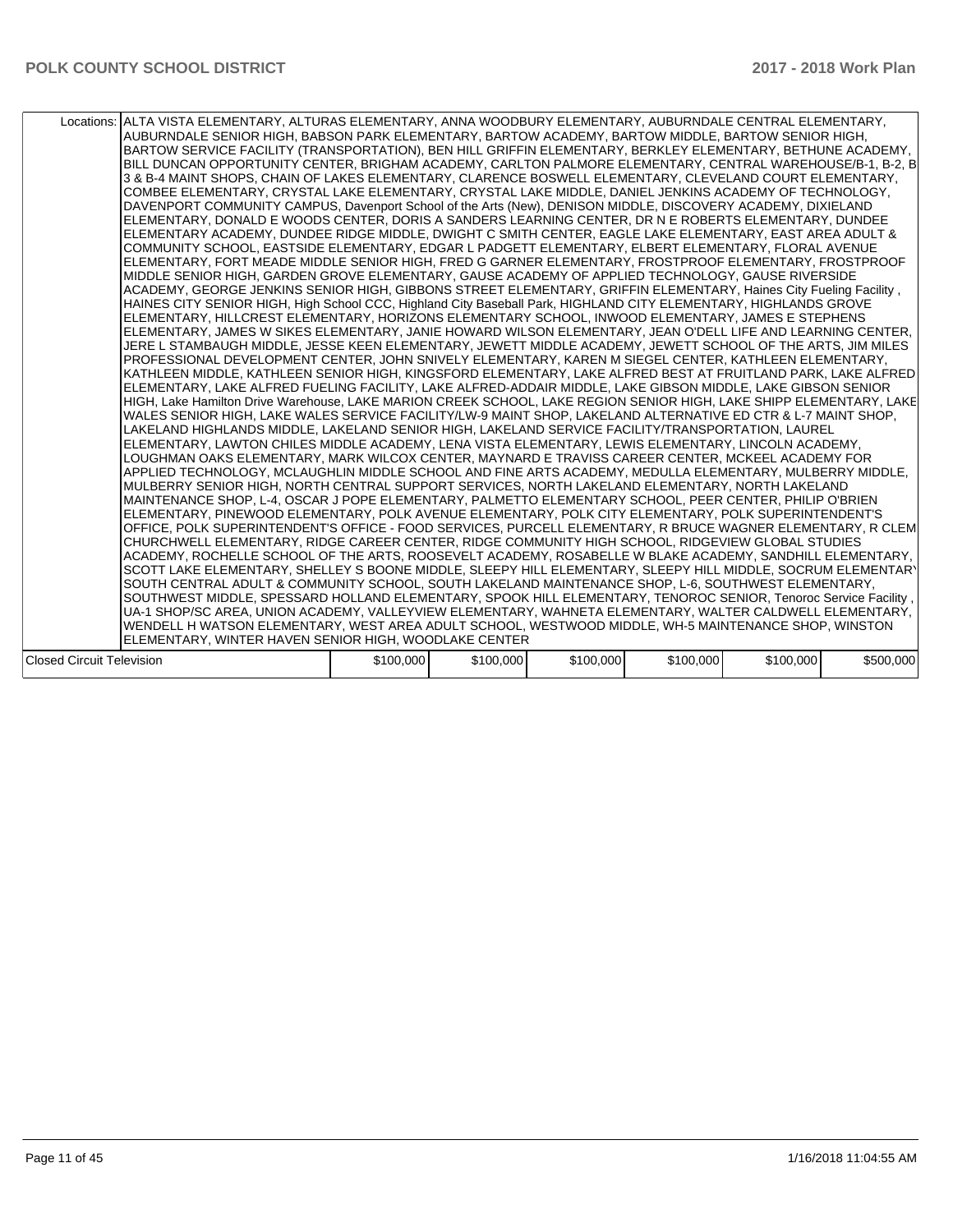| Locations: | ALTA VISTA ELEMENTARY, ALTURAS ELEMENTARY, ANNA WOODBURY ELEMENTARY, AUBURNDALE CENTRAL ELEMENTARY, AUBURNDALE SENIOR HIGH, BABSON PARK ELEMENTARY, BARTOW ACADEMY, BARTOW MIDDLE, BARTOW SENIOR HIGH, BARTOW SERVICE FACILITY (TRANSPORTATION), BEN HILL GRIFFIN ELEMENTARY, BERKLEY ELEMENTARY, BETHUNE ACADEMY, BILL DUNCAN OPPORTUNITY CENTER, BRIGHAM ACADEMY, CARLTON PALMORE ELEMENTARY, CENTRAL WAREHOUSE/B-1, B-2, B 3 & B-4 MAINT SHOPS, CHAIN OF LAKES ELEMENTARY, CLARENCE BOSWELL ELEMENTARY, CLEVELAND COURT ELEMENTARY, COMBEE ELEMENTARY, CRYSTAL LAKE ELEMENTARY, CRYSTAL LAKE MIDDLE, DANIEL JENKINS ACADEMY OF TECHNOLOGY, DAVENPORT COMMUNITY CAMPUS, Davenport School of the Arts (New), DENISON MIDDLE, DISCOVERY ACADEMY, DIXIELAND ELEMENTARY, DONALD E WOODS CENTER, DORIS A SANDERS LEARNING CENTER, DR N E ROBERTS ELEMENTARY, DUNDEE ELEMENTARY ACADEMY, DUNDEE RIDGE MIDDLE, DWIGHT C SMITH CENTER, EAGLE LAKE ELEMENTARY, EAST AREA ADULT & COMMUNITY SCHOOL, EASTSIDE ELEMENTARY, EDGAR L PADGETT ELEMENTARY, ELBERT ELEMENTARY, FLORAL AVENUE ELEMENTARY, FORT MEADE MIDDLE SENIOR HIGH, FRED G GARNER ELEMENTARY, FROSTPROOF ELEMENTARY, FROSTPROOF MIDDLE SENIOR HIGH, GARDEN GROVE ELEMENTARY, GAUSE ACADEMY OF APPLIED TECHNOLOGY, GAUSE RIVERSIDE ACADEMY, GEORGE JENKINS SENIOR HIGH, GIBBONS STREET ELEMENTARY, GRIFFIN ELEMENTARY, Haines City Fueling Facility , HAINES CITY SENIOR HIGH, High School CCC, Highland City Baseball Park, HIGHLAND CITY ELEMENTARY, HIGHLANDS GROVE ELEMENTARY, HILLCREST ELEMENTARY, HORIZONS ELEMENTARY SCHOOL, INWOOD ELEMENTARY, JAMES E STEPHENS ELEMENTARY, JAMES W SIKES ELEMENTARY, JANIE HOWARD WILSON ELEMENTARY, JEAN O'DELL LIFE AND LEARNING CENTER, JERE L STAMBAUGH MIDDLE, JESSE KEEN ELEMENTARY, JEWETT MIDDLE ACADEMY, JEWETT SCHOOL OF THE ARTS, JIM MILES PROFESSIONAL DEVELOPMENT CENTER, JOHN SNIVELY ELEMENTARY, KAREN M SIEGEL CENTER, KATHLEEN ELEMENTARY, KATHLEEN MIDDLE, KATHLEEN SENIOR HIGH, KINGSFORD ELEMENTARY, LAKE ALFRED BEST AT FRUITLAND PARK, LAKE ALFRED ELEMENTARY, LAKE ALFRED FUELING FACILITY, LAKE ALFRED-ADDAIR MIDDLE, LAKE GIBSON MIDDLE, LAKE GIBSON SENIOR HIGH, Lake Hamilton Drive Warehouse, LAKE MARION CREEK SCHOOL, LAKE REGION SENIOR HIGH, LAKE SHIPP ELEMENTARY, LAKE WALES SENIOR HIGH, LAKE WALES SERVICE FACILITY/LW-9 MAINT SHOP, LAKELAND ALTERNATIVE ED CTR & L-7 MAINT SHOP, LAKELAND HIGHLANDS MIDDLE, LAKELAND SENIOR HIGH, LAKELAND SERVICE FACILITY/TRANSPORTATION, LAUREL ELEMENTARY, LAWTON CHILES MIDDLE ACADEMY, LENA VISTA ELEMENTARY, LEWIS ELEMENTARY, LINCOLN ACADEMY, LOUGHMAN OAKS ELEMENTARY, MARK WILCOX CENTER, MAYNARD E TRAVISS CAREER CENTER, MCKEEL ACADEMY FOR APPLIED TECHNOLOGY, MCLAUGHLIN MIDDLE SCHOOL AND FINE ARTS ACADEMY, MEDULLA ELEMENTARY, MULBERRY MIDDLE, MULBERRY SENIOR HIGH, NORTH CENTRAL SUPPORT SERVICES, NORTH LAKELAND ELEMENTARY, NORTH LAKELAND MAINTENANCE SHOP, L-4, OSCAR J POPE ELEMENTARY, PALMETTO ELEMENTARY SCHOOL, PEER CENTER, PHILIP O'BRIEN ELEMENTARY, PINEWOOD ELEMENTARY, POLK AVENUE ELEMENTARY, POLK CITY ELEMENTARY, POLK SUPERINTENDENT'S OFFICE, POLK SUPERINTENDENT'S OFFICE - FOOD SERVICES, PURCELL ELEMENTARY, R BRUCE WAGNER ELEMENTARY, R CLEM CHURCHWELL ELEMENTARY, RIDGE CAREER CENTER, RIDGE COMMUNITY HIGH SCHOOL, RIDGEVIEW GLOBAL STUDIES ACADEMY, ROCHELLE SCHOOL OF THE ARTS, ROOSEVELT ACADEMY, ROSABELLE W BLAKE ACADEMY, SANDHILL ELEMENTARY, SCOTT LAKE ELEMENTARY, SHELLEY S BOONE MIDDLE, SLEEPY HILL ELEMENTARY, SLEEPY HILL MIDDLE, SOCRUM ELEMENTARY SOUTH CENTRAL ADULT & COMMUNITY SCHOOL, SOUTH LAKELAND MAINTENANCE SHOP, L-6, SOUTHWEST ELEMENTARY, SOUTHWEST MIDDLE, SPESSARD HOLLAND ELEMENTARY, SPOOK HILL ELEMENTARY, TENOROC SENIOR, Tenoroc Service Facility , UA-1 SHOP/SC AREA, UNION ACADEMY, VALLEYVIEW ELEMENTARY, WAHNETA ELEMENTARY, WALTER CALDWELL ELEMENTARY, WENDELL H WATSON ELEMENTARY, WEST AREA ADULT SCHOOL, WESTWOOD MIDDLE, WH-5 MAINTENANCE SHOP, WINSTON ELEMENTARY, WINTER HAVEN SENIOR HIGH, WOODLAKE CENTER | | | | | |
|---|---|---|---|---|---|---|
| Closed Circuit Television | | $100,000 | $100,000 | $100,000 | $100,000 | $100,000 | $500,000 |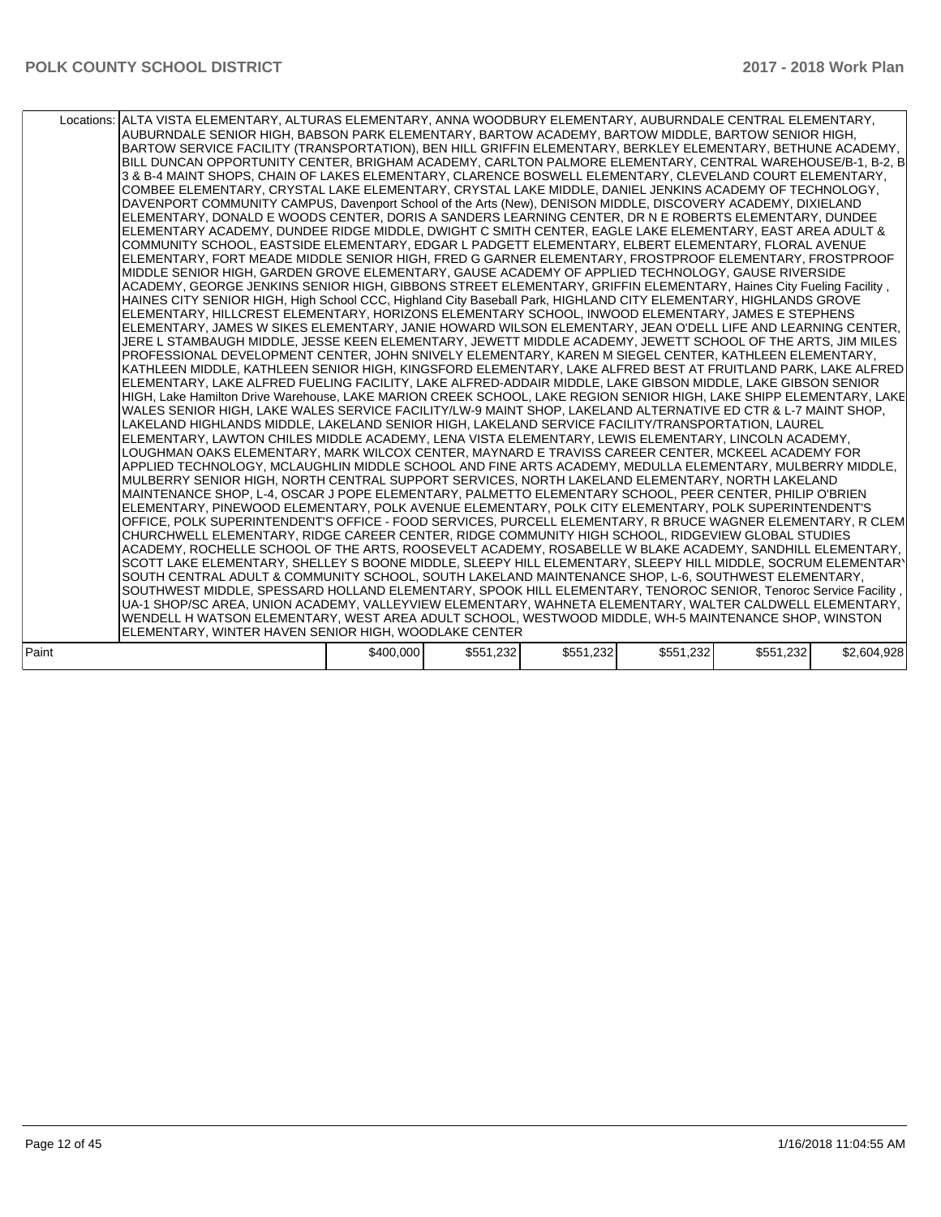| | | | | | | |
|---|---|---|---|---|---|---|
| Locations: | ALTA VISTA ELEMENTARY, ALTURAS ELEMENTARY, ANNA WOODBURY ELEMENTARY, AUBURNDALE CENTRAL ELEMENTARY, AUBURNDALE SENIOR HIGH, BABSON PARK ELEMENTARY, BARTOW ACADEMY, BARTOW MIDDLE, BARTOW SENIOR HIGH, BARTOW SERVICE FACILITY (TRANSPORTATION), BEN HILL GRIFFIN ELEMENTARY, BERKLEY ELEMENTARY, BETHUNE ACADEMY, BILL DUNCAN OPPORTUNITY CENTER, BRIGHAM ACADEMY, CARLTON PALMORE ELEMENTARY, CENTRAL WAREHOUSE/B-1, B-2, B 3 & B-4 MAINT SHOPS, CHAIN OF LAKES ELEMENTARY, CLARENCE BOSWELL ELEMENTARY, CLEVELAND COURT ELEMENTARY, COMBEE ELEMENTARY, CRYSTAL LAKE ELEMENTARY, CRYSTAL LAKE MIDDLE, DANIEL JENKINS ACADEMY OF TECHNOLOGY, DAVENPORT COMMUNITY CAMPUS, Davenport School of the Arts (New), DENISON MIDDLE, DISCOVERY ACADEMY, DIXIELAND ELEMENTARY, DONALD E WOODS CENTER, DORIS A SANDERS LEARNING CENTER, DR N E ROBERTS ELEMENTARY, DUNDEE ELEMENTARY ACADEMY, DUNDEE RIDGE MIDDLE, DWIGHT C SMITH CENTER, EAGLE LAKE ELEMENTARY, EAST AREA ADULT & COMMUNITY SCHOOL, EASTSIDE ELEMENTARY, EDGAR L PADGETT ELEMENTARY, ELBERT ELEMENTARY, FLORAL AVENUE ELEMENTARY, FORT MEADE MIDDLE SENIOR HIGH, FRED G GARNER ELEMENTARY, FROSTPROOF ELEMENTARY, FROSTPROOF MIDDLE SENIOR HIGH, GARDEN GROVE ELEMENTARY, GAUSE ACADEMY OF APPLIED TECHNOLOGY, GAUSE RIVERSIDE ACADEMY, GEORGE JENKINS SENIOR HIGH, GIBBONS STREET ELEMENTARY, GRIFFIN ELEMENTARY, Haines City Fueling Facility , HAINES CITY SENIOR HIGH, High School CCC, Highland City Baseball Park, HIGHLAND CITY ELEMENTARY, HIGHLANDS GROVE ELEMENTARY, HILLCREST ELEMENTARY, HORIZONS ELEMENTARY SCHOOL, INWOOD ELEMENTARY, JAMES E STEPHENS ELEMENTARY, JAMES W SIKES ELEMENTARY, JANIE HOWARD WILSON ELEMENTARY, JEAN O'DELL LIFE AND LEARNING CENTER, JERE L STAMBAUGH MIDDLE, JESSE KEEN ELEMENTARY, JEWETT MIDDLE ACADEMY, JEWETT SCHOOL OF THE ARTS, JIM MILES PROFESSIONAL DEVELOPMENT CENTER, JOHN SNIVELY ELEMENTARY, KAREN M SIEGEL CENTER, KATHLEEN ELEMENTARY, KATHLEEN MIDDLE, KATHLEEN SENIOR HIGH, KINGSFORD ELEMENTARY, LAKE ALFRED BEST AT FRUITLAND PARK, LAKE ALFRED ELEMENTARY, LAKE ALFRED FUELING FACILITY, LAKE ALFRED-ADDAIR MIDDLE, LAKE GIBSON MIDDLE, LAKE GIBSON SENIOR HIGH, Lake Hamilton Drive Warehouse, LAKE MARION CREEK SCHOOL, LAKE REGION SENIOR HIGH, LAKE SHIPP ELEMENTARY, LAKE WALES SENIOR HIGH, LAKE WALES SERVICE FACILITY/LW-9 MAINT SHOP, LAKELAND ALTERNATIVE ED CTR & L-7 MAINT SHOP, LAKELAND HIGHLANDS MIDDLE, LAKELAND SENIOR HIGH, LAKELAND SERVICE FACILITY/TRANSPORTATION, LAUREL ELEMENTARY, LAWTON CHILES MIDDLE ACADEMY, LENA VISTA ELEMENTARY, LEWIS ELEMENTARY, LINCOLN ACADEMY, LOUGHMAN OAKS ELEMENTARY, MARK WILCOX CENTER, MAYNARD E TRAVISS CAREER CENTER, MCKEEL ACADEMY FOR APPLIED TECHNOLOGY, MCLAUGHLIN MIDDLE SCHOOL AND FINE ARTS ACADEMY, MEDULLA ELEMENTARY, MULBERRY MIDDLE, MULBERRY SENIOR HIGH, NORTH CENTRAL SUPPORT SERVICES, NORTH LAKELAND ELEMENTARY, NORTH LAKELAND MAINTENANCE SHOP, L-4, OSCAR J POPE ELEMENTARY, PALMETTO ELEMENTARY SCHOOL, PEER CENTER, PHILIP O'BRIEN ELEMENTARY, PINEWOOD ELEMENTARY, POLK AVENUE ELEMENTARY, POLK CITY ELEMENTARY, POLK SUPERINTENDENT'S OFFICE, POLK SUPERINTENDENT'S OFFICE - FOOD SERVICES, PURCELL ELEMENTARY, R BRUCE WAGNER ELEMENTARY, R CLEM CHURCHWELL ELEMENTARY, RIDGE CAREER CENTER, RIDGE COMMUNITY HIGH SCHOOL, RIDGEVIEW GLOBAL STUDIES ACADEMY, ROCHELLE SCHOOL OF THE ARTS, ROOSEVELT ACADEMY, ROSABELLE W BLAKE ACADEMY, SANDHILL ELEMENTARY, SCOTT LAKE ELEMENTARY, SHELLEY S BOONE MIDDLE, SLEEPY HILL ELEMENTARY, SLEEPY HILL MIDDLE, SOCRUM ELEMENTARY, SOUTH CENTRAL ADULT & COMMUNITY SCHOOL, SOUTH LAKELAND MAINTENANCE SHOP, L-6, SOUTHWEST ELEMENTARY, SOUTHWEST MIDDLE, SPESSARD HOLLAND ELEMENTARY, SPOOK HILL ELEMENTARY, TENOROC SENIOR, Tenoroc Service Facility , UA-1 SHOP/SC AREA, UNION ACADEMY, VALLEYVIEW ELEMENTARY, WAHNETA ELEMENTARY, WALTER CALDWELL ELEMENTARY, WENDELL H WATSON ELEMENTARY, WEST AREA ADULT SCHOOL, WESTWOOD MIDDLE, WH-5 MAINTENANCE SHOP, WINSTON ELEMENTARY, WINTER HAVEN SENIOR HIGH, WOODLAKE CENTER | | | | | |
| Paint | | $400,000 | $551,232 | $551,232 | $551,232 | $551,232 | $2,604,928 |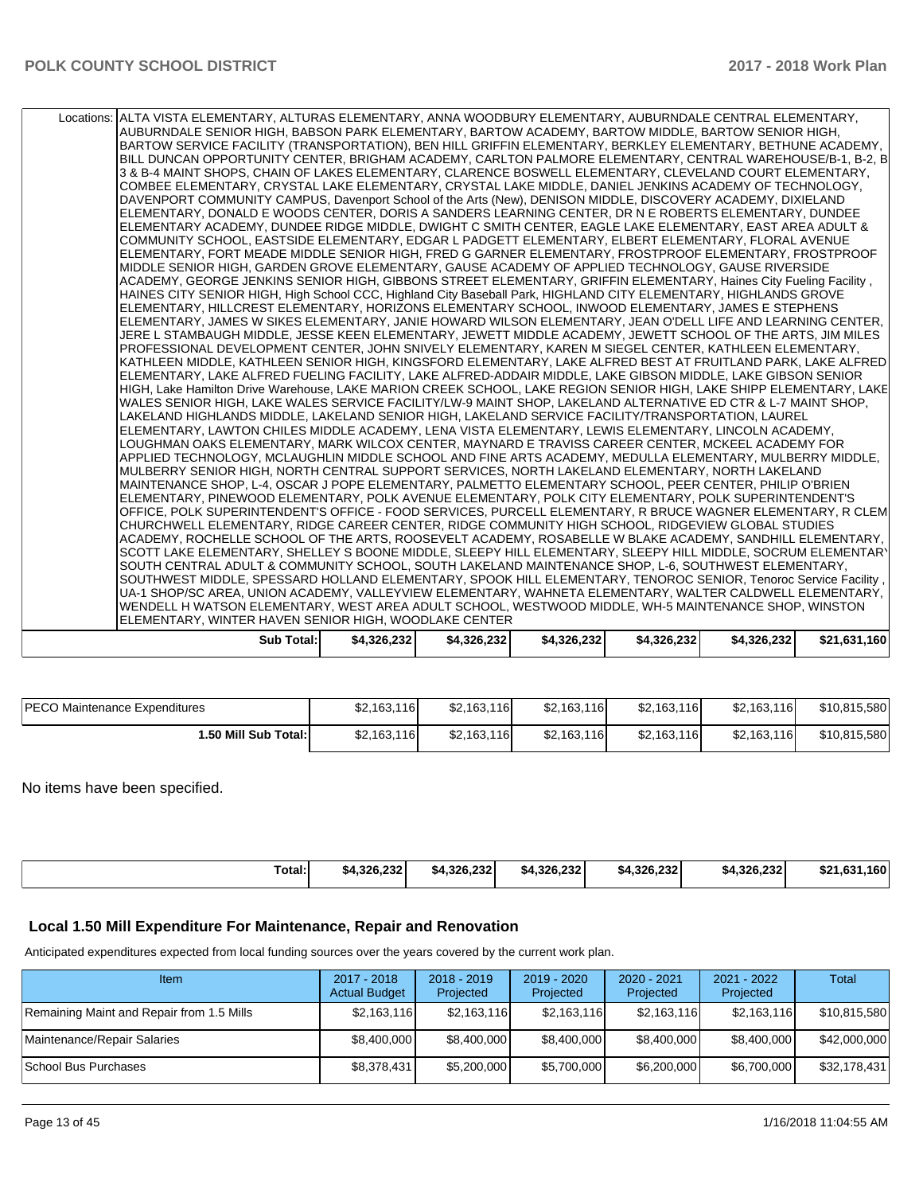| | | | | | | |
|---|---|---|---|---|---|---|
| Locations: | ALTA VISTA ELEMENTARY, ALTURAS ELEMENTARY, ANNA WOODBURY ELEMENTARY, AUBURNDALE CENTRAL ELEMENTARY, AUBURNDALE SENIOR HIGH, BABSON PARK ELEMENTARY, BARTOW ACADEMY, BARTOW MIDDLE, BARTOW SENIOR HIGH, BARTOW SERVICE FACILITY (TRANSPORTATION), BEN HILL GRIFFIN ELEMENTARY, BERKLEY ELEMENTARY, BETHUNE ACADEMY, BILL DUNCAN OPPORTUNITY CENTER, BRIGHAM ACADEMY, CARLTON PALMORE ELEMENTARY, CENTRAL WAREHOUSE/B-1, B-2, B 3 & B-4 MAINT SHOPS, CHAIN OF LAKES ELEMENTARY, CLARENCE BOSWELL ELEMENTARY, CLEVELAND COURT ELEMENTARY, COMBEE ELEMENTARY, CRYSTAL LAKE ELEMENTARY, CRYSTAL LAKE MIDDLE, DANIEL JENKINS ACADEMY OF TECHNOLOGY, DAVENPORT COMMUNITY CAMPUS, Davenport School of the Arts (New), DENISON MIDDLE, DISCOVERY ACADEMY, DIXIELAND ELEMENTARY, DONALD E WOODS CENTER, DORIS A SANDERS LEARNING CENTER, DR N E ROBERTS ELEMENTARY, DUNDEE ELEMENTARY ACADEMY, DUNDEE RIDGE MIDDLE, DWIGHT C SMITH CENTER, EAGLE LAKE ELEMENTARY, EAST AREA ADULT & COMMUNITY SCHOOL, EASTSIDE ELEMENTARY, EDGAR L PADGETT ELEMENTARY, ELBERT ELEMENTARY, FLORAL AVENUE ELEMENTARY, FORT MEADE MIDDLE SENIOR HIGH, FRED G GARNER ELEMENTARY, FROSTPROOF ELEMENTARY, FROSTPROOF MIDDLE SENIOR HIGH, GARDEN GROVE ELEMENTARY, GAUSE ACADEMY OF APPLIED TECHNOLOGY, GAUSE RIVERSIDE ACADEMY, GEORGE JENKINS SENIOR HIGH, GIBBONS STREET ELEMENTARY, GRIFFIN ELEMENTARY, Haines City Fueling Facility , HAINES CITY SENIOR HIGH, High School CCC, Highland City Baseball Park, HIGHLAND CITY ELEMENTARY, HIGHLANDS GROVE ELEMENTARY, HILLCREST ELEMENTARY, HORIZONS ELEMENTARY SCHOOL, INWOOD ELEMENTARY, JAMES E STEPHENS ELEMENTARY, JAMES W SIKES ELEMENTARY, JANIE HOWARD WILSON ELEMENTARY, JEAN O'DELL LIFE AND LEARNING CENTER, JERE L STAMBAUGH MIDDLE, JESSE KEEN ELEMENTARY, JEWETT MIDDLE ACADEMY, JEWETT SCHOOL OF THE ARTS, JIM MILES PROFESSIONAL DEVELOPMENT CENTER, JOHN SNIVELY ELEMENTARY, KAREN M SIEGEL CENTER, KATHLEEN ELEMENTARY, KATHLEEN MIDDLE, KATHLEEN SENIOR HIGH, KINGSFORD ELEMENTARY, LAKE ALFRED BEST AT FRUITLAND PARK, LAKE ALFRED ELEMENTARY, LAKE ALFRED FUELING FACILITY, LAKE ALFRED-ADDAIR MIDDLE, LAKE GIBSON MIDDLE, LAKE GIBSON SENIOR HIGH, Lake Hamilton Drive Warehouse, LAKE MARION CREEK SCHOOL, LAKE REGION SENIOR HIGH, LAKE SHIPP ELEMENTARY, LAKE WALES SENIOR HIGH, LAKE WALES SERVICE FACILITY/LW-9 MAINT SHOP, LAKELAND ALTERNATIVE ED CTR & L-7 MAINT SHOP, LAKELAND HIGHLANDS MIDDLE, LAKELAND SENIOR HIGH, LAKELAND SERVICE FACILITY/TRANSPORTATION, LAUREL ELEMENTARY, LAWTON CHILES MIDDLE ACADEMY, LENA VISTA ELEMENTARY, LEWIS ELEMENTARY, LINCOLN ACADEMY, LOUGHMAN OAKS ELEMENTARY, MARK WILCOX CENTER, MAYNARD E TRAVISS CAREER CENTER, MCKEEL ACADEMY FOR APPLIED TECHNOLOGY, MCLAUGHLIN MIDDLE SCHOOL AND FINE ARTS ACADEMY, MEDULLA ELEMENTARY, MULBERRY MIDDLE, MULBERRY SENIOR HIGH, NORTH CENTRAL SUPPORT SERVICES, NORTH LAKELAND ELEMENTARY, NORTH LAKELAND MAINTENANCE SHOP, L-4, OSCAR J POPE ELEMENTARY, PALMETTO ELEMENTARY SCHOOL, PEER CENTER, PHILIP O'BRIEN ELEMENTARY, PINEWOOD ELEMENTARY, POLK AVENUE ELEMENTARY, POLK CITY ELEMENTARY, POLK SUPERINTENDENT'S OFFICE, POLK SUPERINTENDENT'S OFFICE - FOOD SERVICES, PURCELL ELEMENTARY, R BRUCE WAGNER ELEMENTARY, R CLEM CHURCHWELL ELEMENTARY, RIDGE CAREER CENTER, RIDGE COMMUNITY HIGH SCHOOL, RIDGEVIEW GLOBAL STUDIES ACADEMY, ROCHELLE SCHOOL OF THE ARTS, ROOSEVELT ACADEMY, ROSABELLE W BLAKE ACADEMY, SANDHILL ELEMENTARY, SCOTT LAKE ELEMENTARY, SHELLEY S BOONE MIDDLE, SLEEPY HILL ELEMENTARY, SLEEPY HILL MIDDLE, SOCRUM ELEMENTARY SOUTH CENTRAL ADULT & COMMUNITY SCHOOL, SOUTH LAKELAND MAINTENANCE SHOP, L-6, SOUTHWEST ELEMENTARY, SOUTHWEST MIDDLE, SPESSARD HOLLAND ELEMENTARY, SPOOK HILL ELEMENTARY, TENOROC SENIOR, Tenoroc Service Facility , UA-1 SHOP/SC AREA, UNION ACADEMY, VALLEYVIEW ELEMENTARY, WAHNETA ELEMENTARY, WALTER CALDWELL ELEMENTARY, WENDELL H WATSON ELEMENTARY, WEST AREA ADULT SCHOOL, WESTWOOD MIDDLE, WH-5 MAINTENANCE SHOP, WINSTON ELEMENTARY, WINTER HAVEN SENIOR HIGH, WOODLAKE CENTER | | | | | |
| Sub Total: | $4,326,232 | $4,326,232 | $4,326,232 | $4,326,232 | $4,326,232 | $21,631,160 |

| | | | | | | |
|---|---|---|---|---|---|---|
| PECO Maintenance Expenditures | $2,163,116 | $2,163,116 | $2,163,116 | $2,163,116 | $2,163,116 | $10,815,580 |
| 1.50 Mill Sub Total: | $2,163,116 | $2,163,116 | $2,163,116 | $2,163,116 | $2,163,116 | $10,815,580 |

No items have been specified.

| | | | | | | |
|---|---|---|---|---|---|---|
| Total: | $4,326,232 | $4,326,232 | $4,326,232 | $4,326,232 | $4,326,232 | $21,631,160 |

## Local 1.50 Mill Expenditure For Maintenance, Repair and Renovation

Anticipated expenditures expected from local funding sources over the years covered by the current work plan.

| Item | 2017 - 2018 Actual Budget | 2018 - 2019 Projected | 2019 - 2020 Projected | 2020 - 2021 Projected | 2021 - 2022 Projected | Total |
|---|---|---|---|---|---|---|
| Remaining Maint and Repair from 1.5 Mills | $2,163,116 | $2,163,116 | $2,163,116 | $2,163,116 | $2,163,116 | $10,815,580 |
| Maintenance/Repair Salaries | $8,400,000 | $8,400,000 | $8,400,000 | $8,400,000 | $8,400,000 | $42,000,000 |
| School Bus Purchases | $8,378,431 | $5,200,000 | $5,700,000 | $6,200,000 | $6,700,000 | $32,178,431 |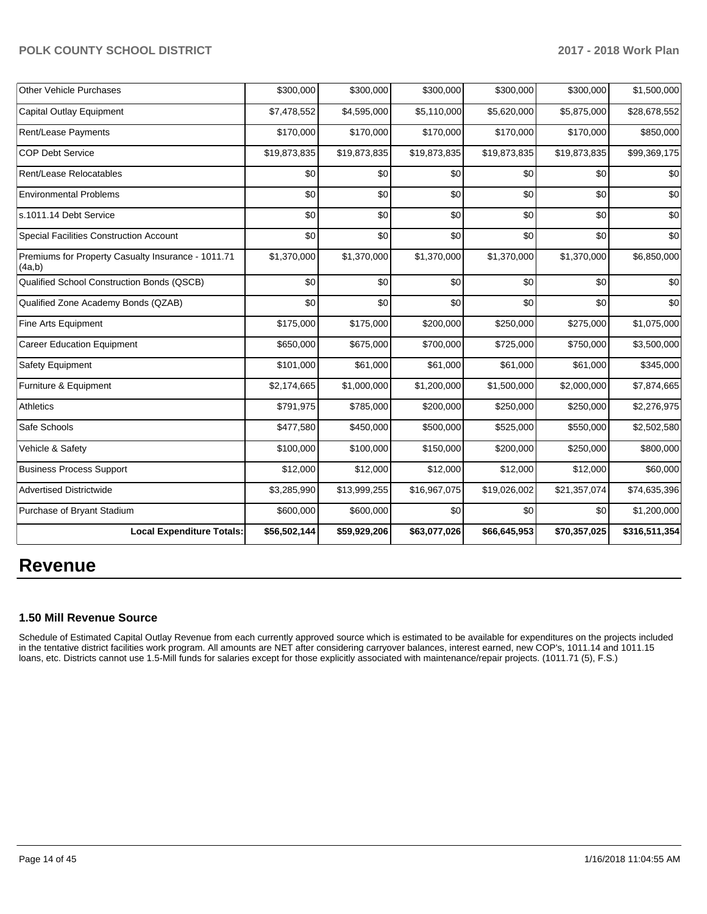| | | | | | | |
|---|---|---|---|---|---|---|
| Other Vehicle Purchases | $300,000 | $300,000 | $300,000 | $300,000 | $300,000 | $1,500,000 |
| Capital Outlay Equipment | $7,478,552 | $4,595,000 | $5,110,000 | $5,620,000 | $5,875,000 | $28,678,552 |
| Rent/Lease Payments | $170,000 | $170,000 | $170,000 | $170,000 | $170,000 | $850,000 |
| COP Debt Service | $19,873,835 | $19,873,835 | $19,873,835 | $19,873,835 | $19,873,835 | $99,369,175 |
| Rent/Lease Relocatables | $0 | $0 | $0 | $0 | $0 | $0 |
| Environmental Problems | $0 | $0 | $0 | $0 | $0 | $0 |
| s.1011.14 Debt Service | $0 | $0 | $0 | $0 | $0 | $0 |
| Special Facilities Construction Account | $0 | $0 | $0 | $0 | $0 | $0 |
| Premiums for Property Casualty Insurance - 1011.71 (4a,b) | $1,370,000 | $1,370,000 | $1,370,000 | $1,370,000 | $1,370,000 | $6,850,000 |
| Qualified School Construction Bonds (QSCB) | $0 | $0 | $0 | $0 | $0 | $0 |
| Qualified Zone Academy Bonds (QZAB) | $0 | $0 | $0 | $0 | $0 | $0 |
| Fine Arts Equipment | $175,000 | $175,000 | $200,000 | $250,000 | $275,000 | $1,075,000 |
| Career Education Equipment | $650,000 | $675,000 | $700,000 | $725,000 | $750,000 | $3,500,000 |
| Safety Equipment | $101,000 | $61,000 | $61,000 | $61,000 | $61,000 | $345,000 |
| Furniture & Equipment | $2,174,665 | $1,000,000 | $1,200,000 | $1,500,000 | $2,000,000 | $7,874,665 |
| Athletics | $791,975 | $785,000 | $200,000 | $250,000 | $250,000 | $2,276,975 |
| Safe Schools | $477,580 | $450,000 | $500,000 | $525,000 | $550,000 | $2,502,580 |
| Vehicle & Safety | $100,000 | $100,000 | $150,000 | $200,000 | $250,000 | $800,000 |
| Business Process Support | $12,000 | $12,000 | $12,000 | $12,000 | $12,000 | $60,000 |
| Advertised Districtwide | $3,285,990 | $13,999,255 | $16,967,075 | $19,026,002 | $21,357,074 | $74,635,396 |
| Purchase of Bryant Stadium | $600,000 | $600,000 | $0 | $0 | $0 | $1,200,000 |
| **Local Expenditure Totals:** | **$56,502,144** | **$59,929,206** | **$63,077,026** | **$66,645,953** | **$70,357,025** | **$316,511,354** |

# Revenue

### 1.50 Mill Revenue Source

Schedule of Estimated Capital Outlay Revenue from each currently approved source which is estimated to be available for expenditures on the projects included in the tentative district facilities work program. All amounts are NET after considering carryover balances, interest earned, new COP's, 1011.14 and 1011.15 loans, etc. Districts cannot use 1.5-Mill funds for salaries except for those explicitly associated with maintenance/repair projects. (1011.71 (5), F.S.)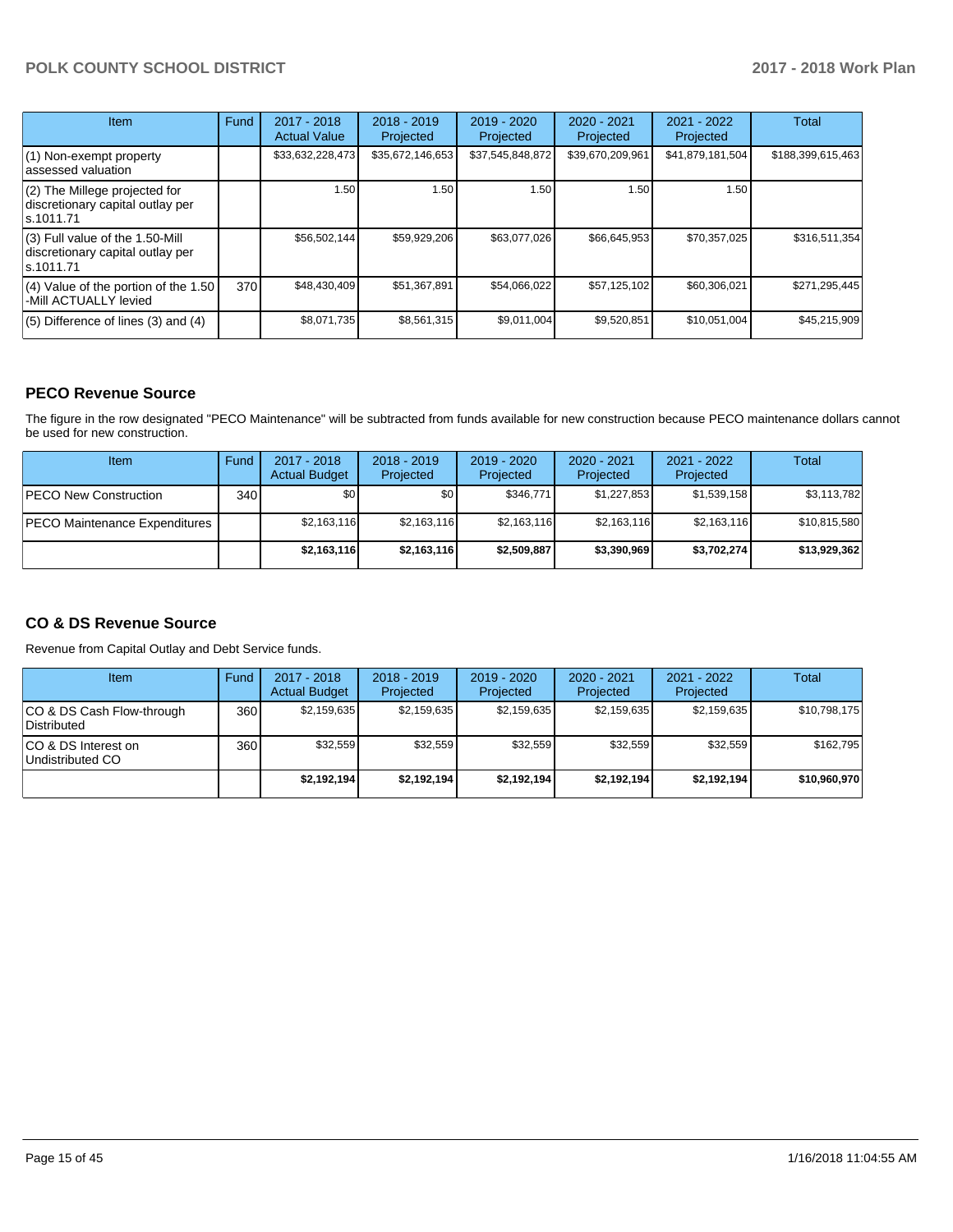| Item | Fund | 2017 - 2018 Actual Value | 2018 - 2019 Projected | 2019 - 2020 Projected | 2020 - 2021 Projected | 2021 - 2022 Projected | Total |
|---|---|---|---|---|---|---|---|
| (1) Non-exempt property assessed valuation | | $33,632,228,473 | $35,672,146,653 | $37,545,848,872 | $39,670,209,961 | $41,879,181,504 | $188,399,615,463 |
| (2) The Millege projected for discretionary capital outlay per s.1011.71 | | 1.50 | 1.50 | 1.50 | 1.50 | 1.50 | |
| (3) Full value of the 1.50-Mill discretionary capital outlay per s.1011.71 | | $56,502,144 | $59,929,206 | $63,077,026 | $66,645,953 | $70,357,025 | $316,511,354 |
| (4) Value of the portion of the 1.50 -Mill ACTUALLY levied | 370 | $48,430,409 | $51,367,891 | $54,066,022 | $57,125,102 | $60,306,021 | $271,295,445 |
| (5) Difference of lines (3) and (4) | | $8,071,735 | $8,561,315 | $9,011,004 | $9,520,851 | $10,051,004 | $45,215,909 |

## PECO Revenue Source

The figure in the row designated "PECO Maintenance" will be subtracted from funds available for new construction because PECO maintenance dollars cannot be used for new construction.

| Item | Fund | 2017 - 2018 Actual Budget | 2018 - 2019 Projected | 2019 - 2020 Projected | 2020 - 2021 Projected | 2021 - 2022 Projected | Total |
|---|---|---|---|---|---|---|---|
| PECO New Construction | 340 | $0 | $0 | $346,771 | $1,227,853 | $1,539,158 | $3,113,782 |
| PECO Maintenance Expenditures | | $2,163,116 | $2,163,116 | $2,163,116 | $2,163,116 | $2,163,116 | $10,815,580 |
| | | **$2,163,116** | **$2,163,116** | **$2,509,887** | **$3,390,969** | **$3,702,274** | **$13,929,362** |

## CO & DS Revenue Source

Revenue from Capital Outlay and Debt Service funds.

| Item | Fund | 2017 - 2018 Actual Budget | 2018 - 2019 Projected | 2019 - 2020 Projected | 2020 - 2021 Projected | 2021 - 2022 Projected | Total |
|---|---|---|---|---|---|---|---|
| CO & DS Cash Flow-through Distributed | 360 | $2,159,635 | $2,159,635 | $2,159,635 | $2,159,635 | $2,159,635 | $10,798,175 |
| CO & DS Interest on Undistributed CO | 360 | $32,559 | $32,559 | $32,559 | $32,559 | $32,559 | $162,795 |
| | | **$2,192,194** | **$2,192,194** | **$2,192,194** | **$2,192,194** | **$2,192,194** | **$10,960,970** |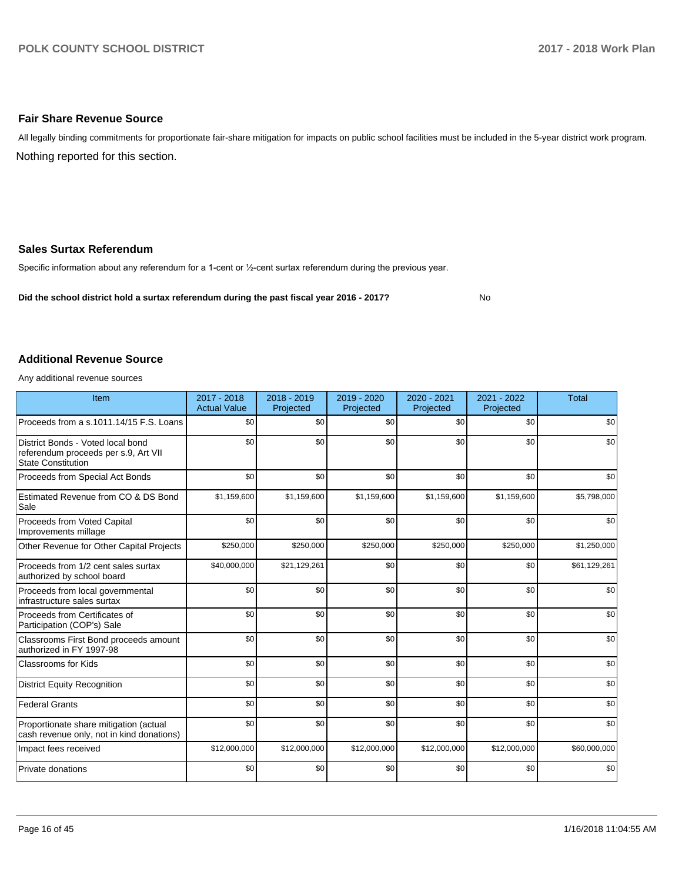## Fair Share Revenue Source

All legally binding commitments for proportionate fair-share mitigation for impacts on public school facilities must be included in the 5-year district work program.

Nothing reported for this section.

## Sales Surtax Referendum

Specific information about any referendum for a 1-cent or ½-cent surtax referendum during the previous year.

**Did the school district hold a surtax referendum during the past fiscal year 2016 - 2017?** No

## Additional Revenue Source

Any additional revenue sources

| Item | 2017 - 2018 Actual Value | 2018 - 2019 Projected | 2019 - 2020 Projected | 2020 - 2021 Projected | 2021 - 2022 Projected | Total |
|---|---|---|---|---|---|---|
| Proceeds from a s.1011.14/15 F.S. Loans | $0 | $0 | $0 | $0 | $0 | $0 |
| District Bonds - Voted local bond referendum proceeds per s.9, Art VII State Constitution | $0 | $0 | $0 | $0 | $0 | $0 |
| Proceeds from Special Act Bonds | $0 | $0 | $0 | $0 | $0 | $0 |
| Estimated Revenue from CO & DS Bond Sale | $1,159,600 | $1,159,600 | $1,159,600 | $1,159,600 | $1,159,600 | $5,798,000 |
| Proceeds from Voted Capital Improvements millage | $0 | $0 | $0 | $0 | $0 | $0 |
| Other Revenue for Other Capital Projects | $250,000 | $250,000 | $250,000 | $250,000 | $250,000 | $1,250,000 |
| Proceeds from 1/2 cent sales surtax authorized by school board | $40,000,000 | $21,129,261 | $0 | $0 | $0 | $61,129,261 |
| Proceeds from local governmental infrastructure sales surtax | $0 | $0 | $0 | $0 | $0 | $0 |
| Proceeds from Certificates of Participation (COP's) Sale | $0 | $0 | $0 | $0 | $0 | $0 |
| Classrooms First Bond proceeds amount authorized in FY 1997-98 | $0 | $0 | $0 | $0 | $0 | $0 |
| Classrooms for Kids | $0 | $0 | $0 | $0 | $0 | $0 |
| District Equity Recognition | $0 | $0 | $0 | $0 | $0 | $0 |
| Federal Grants | $0 | $0 | $0 | $0 | $0 | $0 |
| Proportionate share mitigation (actual cash revenue only, not in kind donations) | $0 | $0 | $0 | $0 | $0 | $0 |
| Impact fees received | $12,000,000 | $12,000,000 | $12,000,000 | $12,000,000 | $12,000,000 | $60,000,000 |
| Private donations | $0 | $0 | $0 | $0 | $0 | $0 |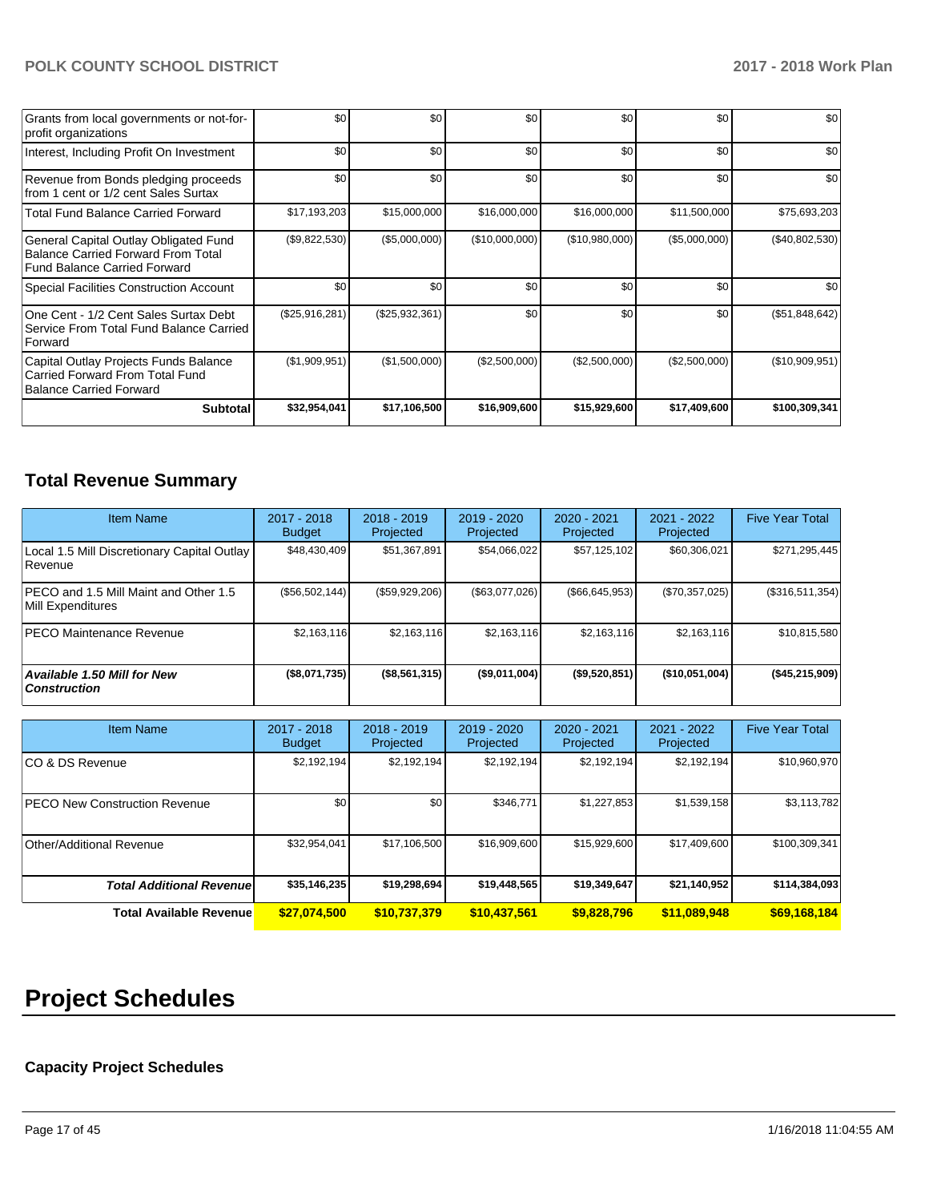| | | | | | | |
|---|---|---|---|---|---|---|
| Grants from local governments or not-for-profit organizations | $0 | $0 | $0 | $0 | $0 | $0 |
| Interest, Including Profit On Investment | $0 | $0 | $0 | $0 | $0 | $0 |
| Revenue from Bonds pledging proceeds from 1 cent or 1/2 cent Sales Surtax | $0 | $0 | $0 | $0 | $0 | $0 |
| Total Fund Balance Carried Forward | $17,193,203 | $15,000,000 | $16,000,000 | $16,000,000 | $11,500,000 | $75,693,203 |
| General Capital Outlay Obligated Fund Balance Carried Forward From Total Fund Balance Carried Forward | ($9,822,530) | ($5,000,000) | ($10,000,000) | ($10,980,000) | ($5,000,000) | ($40,802,530) |
| Special Facilities Construction Account | $0 | $0 | $0 | $0 | $0 | $0 |
| One Cent - 1/2 Cent Sales Surtax Debt Service From Total Fund Balance Carried Forward | ($25,916,281) | ($25,932,361) | $0 | $0 | $0 | ($51,848,642) |
| Capital Outlay Projects Funds Balance Carried Forward From Total Fund Balance Carried Forward | ($1,909,951) | ($1,500,000) | ($2,500,000) | ($2,500,000) | ($2,500,000) | ($10,909,951) |
| **Subtotal** | **$32,954,041** | **$17,106,500** | **$16,909,600** | **$15,929,600** | **$17,409,600** | **$100,309,341** |

## Total Revenue Summary

| Item Name | 2017 - 2018 Budget | 2018 - 2019 Projected | 2019 - 2020 Projected | 2020 - 2021 Projected | 2021 - 2022 Projected | Five Year Total |
|---|---|---|---|---|---|---|
| Local 1.5 Mill Discretionary Capital Outlay Revenue | $48,430,409 | $51,367,891 | $54,066,022 | $57,125,102 | $60,306,021 | $271,295,445 |
| PECO and 1.5 Mill Maint and Other 1.5 Mill Expenditures | ($56,502,144) | ($59,929,206) | ($63,077,026) | ($66,645,953) | ($70,357,025) | ($316,511,354) |
| PECO Maintenance Revenue | $2,163,116 | $2,163,116 | $2,163,116 | $2,163,116 | $2,163,116 | $10,815,580 |
| ***Available 1.50 Mill for New Construction*** | **($8,071,735)** | **($8,561,315)** | **($9,011,004)** | **($9,520,851)** | **($10,051,004)** | **($45,215,909)** |

| Item Name | 2017 - 2018 Budget | 2018 - 2019 Projected | 2019 - 2020 Projected | 2020 - 2021 Projected | 2021 - 2022 Projected | Five Year Total |
|---|---|---|---|---|---|---|
| CO & DS Revenue | $2,192,194 | $2,192,194 | $2,192,194 | $2,192,194 | $2,192,194 | $10,960,970 |
| PECO New Construction Revenue | $0 | $0 | $346,771 | $1,227,853 | $1,539,158 | $3,113,782 |
| Other/Additional Revenue | $32,954,041 | $17,106,500 | $16,909,600 | $15,929,600 | $17,409,600 | $100,309,341 |
| ***Total Additional Revenue*** | **$35,146,235** | **$19,298,694** | **$19,448,565** | **$19,349,647** | **$21,140,952** | **$114,384,093** |
| **Total Available Revenue** | **$27,074,500** | **$10,737,379** | **$10,437,561** | **$9,828,796** | **$11,089,948** | **$69,168,184** |

# Project Schedules

### Capacity Project Schedules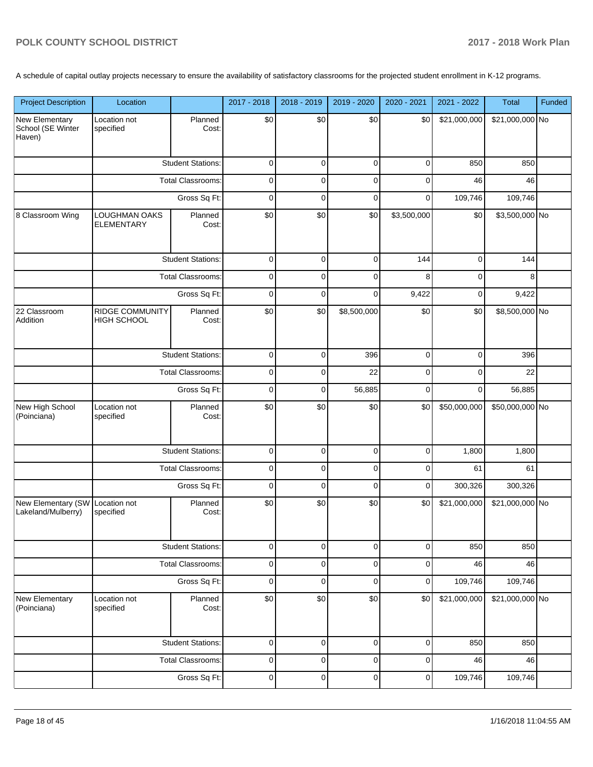A schedule of capital outlay projects necessary to ensure the availability of satisfactory classrooms for the projected student enrollment in K-12 programs.

| Project Description | Location | | 2017 - 2018 | 2018 - 2019 | 2019 - 2020 | 2020 - 2021 | 2021 - 2022 | Total | Funded |
|---|---|---|---|---|---|---|---|---|---|
| New Elementary School (SE Winter Haven) | Location not specified | Planned Cost: | $0 | $0 | $0 | $0 | $21,000,000 | $21,000,000 | No |
| | | Student Stations: | 0 | 0 | 0 | 0 | 850 | 850 | |
| | | Total Classrooms: | 0 | 0 | 0 | 0 | 46 | 46 | |
| | | Gross Sq Ft: | 0 | 0 | 0 | 0 | 109,746 | 109,746 | |
| 8 Classroom Wing | LOUGHMAN OAKS ELEMENTARY | Planned Cost: | $0 | $0 | $0 | $3,500,000 | $0 | $3,500,000 | No |
| | | Student Stations: | 0 | 0 | 0 | 144 | 0 | 144 | |
| | | Total Classrooms: | 0 | 0 | 0 | 8 | 0 | 8 | |
| | | Gross Sq Ft: | 0 | 0 | 0 | 9,422 | 0 | 9,422 | |
| 22 Classroom Addition | RIDGE COMMUNITY HIGH SCHOOL | Planned Cost: | $0 | $0 | $8,500,000 | $0 | $0 | $8,500,000 | No |
| | | Student Stations: | 0 | 0 | 396 | 0 | 0 | 396 | |
| | | Total Classrooms: | 0 | 0 | 22 | 0 | 0 | 22 | |
| | | Gross Sq Ft: | 0 | 0 | 56,885 | 0 | 0 | 56,885 | |
| New High School (Poinciana) | Location not specified | Planned Cost: | $0 | $0 | $0 | $0 | $50,000,000 | $50,000,000 | No |
| | | Student Stations: | 0 | 0 | 0 | 0 | 1,800 | 1,800 | |
| | | Total Classrooms: | 0 | 0 | 0 | 0 | 61 | 61 | |
| | | Gross Sq Ft: | 0 | 0 | 0 | 0 | 300,326 | 300,326 | |
| New Elementary (SW Lakeland/Mulberry) | Location not specified | Planned Cost: | $0 | $0 | $0 | $0 | $21,000,000 | $21,000,000 | No |
| | | Student Stations: | 0 | 0 | 0 | 0 | 850 | 850 | |
| | | Total Classrooms: | 0 | 0 | 0 | 0 | 46 | 46 | |
| | | Gross Sq Ft: | 0 | 0 | 0 | 0 | 109,746 | 109,746 | |
| New Elementary (Poinciana) | Location not specified | Planned Cost: | $0 | $0 | $0 | $0 | $21,000,000 | $21,000,000 | No |
| | | Student Stations: | 0 | 0 | 0 | 0 | 850 | 850 | |
| | | Total Classrooms: | 0 | 0 | 0 | 0 | 46 | 46 | |
| | | Gross Sq Ft: | 0 | 0 | 0 | 0 | 109,746 | 109,746 | |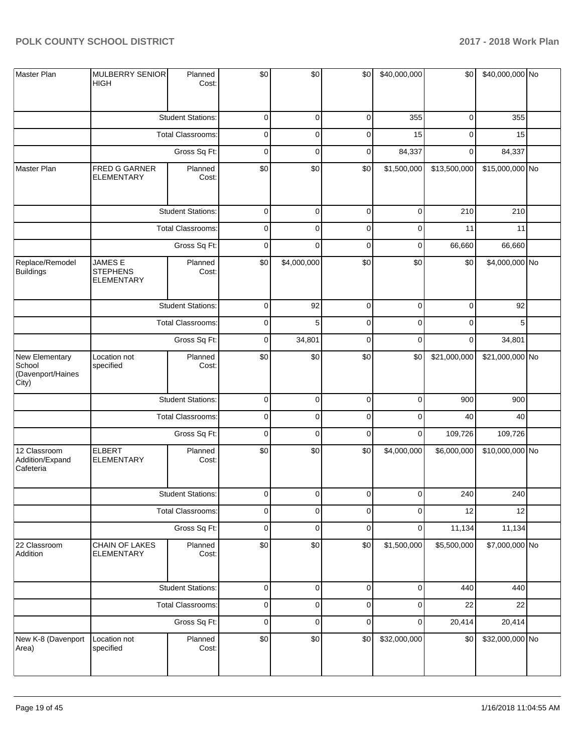| Master Plan | MULBERRY SENIOR HIGH | Planned Cost: | $0 | $0 | $0 | $40,000,000 | $0 | $40,000,000 | No |
|---|---|---|---|---|---|---|---|---|---|
| | | Student Stations: | 0 | 0 | 0 | 355 | 0 | 355 | |
| | | Total Classrooms: | 0 | 0 | 0 | 15 | 0 | 15 | |
| | | Gross Sq Ft: | 0 | 0 | 0 | 84,337 | 0 | 84,337 | |
| Master Plan | FRED G GARNER ELEMENTARY | Planned Cost: | $0 | $0 | $0 | $1,500,000 | $13,500,000 | $15,000,000 | No |
| | | Student Stations: | 0 | 0 | 0 | 0 | 210 | 210 | |
| | | Total Classrooms: | 0 | 0 | 0 | 0 | 11 | 11 | |
| | | Gross Sq Ft: | 0 | 0 | 0 | 0 | 66,660 | 66,660 | |
| Replace/Remodel Buildings | JAMES E STEPHENS ELEMENTARY | Planned Cost: | $0 | $4,000,000 | $0 | $0 | $0 | $4,000,000 | No |
| | | Student Stations: | 0 | 92 | 0 | 0 | 0 | 92 | |
| | | Total Classrooms: | 0 | 5 | 0 | 0 | 0 | 5 | |
| | | Gross Sq Ft: | 0 | 34,801 | 0 | 0 | 0 | 34,801 | |
| New Elementary School (Davenport/Haines City) | Location not specified | Planned Cost: | $0 | $0 | $0 | $0 | $21,000,000 | $21,000,000 | No |
| | | Student Stations: | 0 | 0 | 0 | 0 | 900 | 900 | |
| | | Total Classrooms: | 0 | 0 | 0 | 0 | 40 | 40 | |
| | | Gross Sq Ft: | 0 | 0 | 0 | 0 | 109,726 | 109,726 | |
| 12 Classroom Addition/Expand Cafeteria | ELBERT ELEMENTARY | Planned Cost: | $0 | $0 | $0 | $4,000,000 | $6,000,000 | $10,000,000 | No |
| | | Student Stations: | 0 | 0 | 0 | 0 | 240 | 240 | |
| | | Total Classrooms: | 0 | 0 | 0 | 0 | 12 | 12 | |
| | | Gross Sq Ft: | 0 | 0 | 0 | 0 | 11,134 | 11,134 | |
| 22 Classroom Addition | CHAIN OF LAKES ELEMENTARY | Planned Cost: | $0 | $0 | $0 | $1,500,000 | $5,500,000 | $7,000,000 | No |
| | | Student Stations: | 0 | 0 | 0 | 0 | 440 | 440 | |
| | | Total Classrooms: | 0 | 0 | 0 | 0 | 22 | 22 | |
| | | Gross Sq Ft: | 0 | 0 | 0 | 0 | 20,414 | 20,414 | |
| New K-8 (Davenport Area) | Location not specified | Planned Cost: | $0 | $0 | $0 | $32,000,000 | $0 | $32,000,000 | No |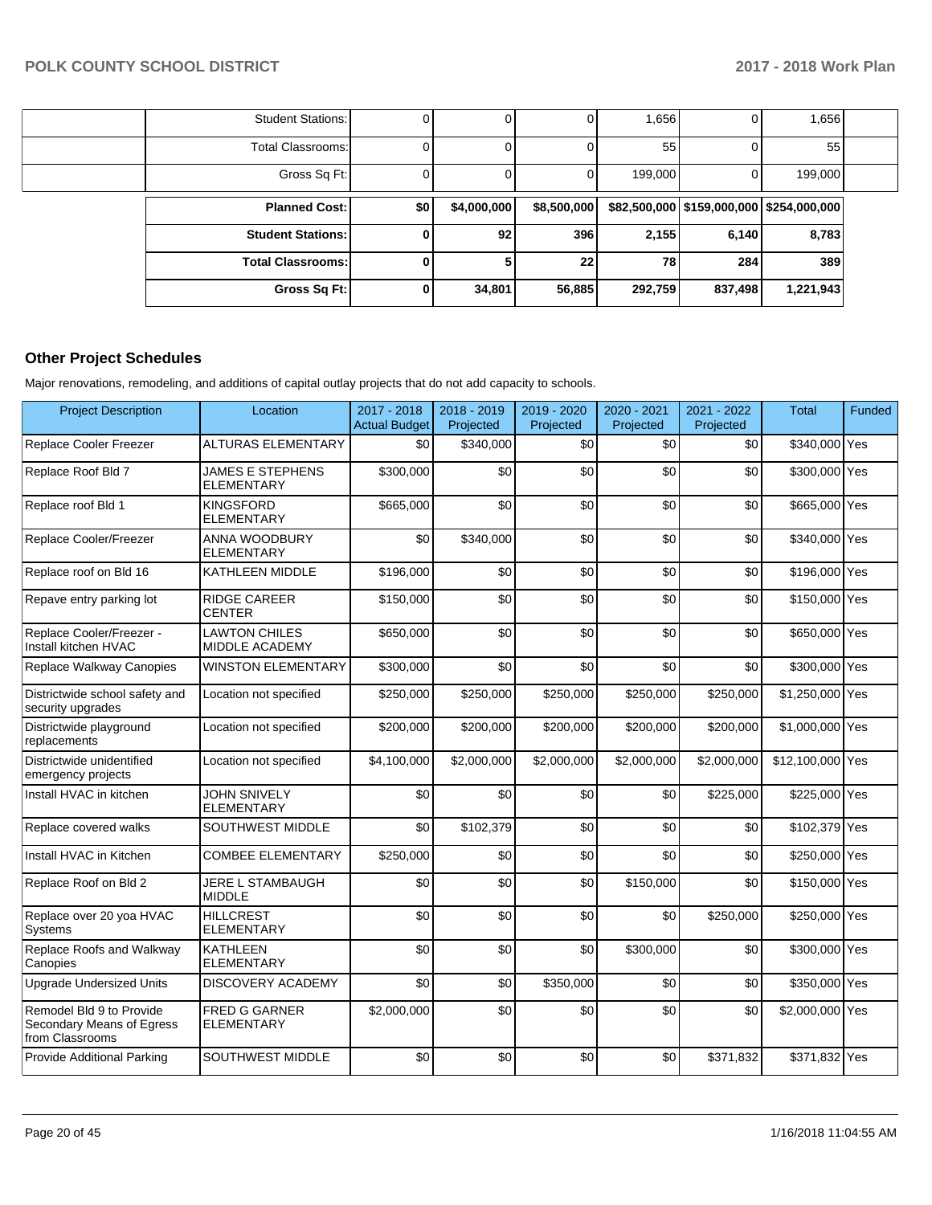| | | | | | | | |
|---|---|---|---|---|---|---|---|
| | Student Stations: | 0 | 0 | 0 | 1,656 | 0 | 1,656 |
| | Total Classrooms: | 0 | 0 | 0 | 55 | 0 | 55 |
| | Gross Sq Ft: | 0 | 0 | 0 | 199,000 | 0 | 199,000 |

| | | | | | | |
|---|---|---|---|---|---|---|
| **Planned Cost:** | **$0** | **$4,000,000** | **$8,500,000** | **$82,500,000** | **$159,000,000** | **$254,000,000** |
| **Student Stations:** | **0** | **92** | **396** | **2,155** | **6,140** | **8,783** |
| **Total Classrooms:** | **0** | **5** | **22** | **78** | **284** | **389** |
| **Gross Sq Ft:** | **0** | **34,801** | **56,885** | **292,759** | **837,498** | **1,221,943** |

## Other Project Schedules

Major renovations, remodeling, and additions of capital outlay projects that do not add capacity to schools.

| Project Description | Location | 2017 - 2018 Actual Budget | 2018 - 2019 Projected | 2019 - 2020 Projected | 2020 - 2021 Projected | 2021 - 2022 Projected | Total | Funded |
|---|---|---|---|---|---|---|---|---|
| Replace Cooler Freezer | ALTURAS ELEMENTARY | $0 | $340,000 | $0 | $0 | $0 | $340,000 | Yes |
| Replace Roof Bld 7 | JAMES E STEPHENS ELEMENTARY | $300,000 | $0 | $0 | $0 | $0 | $300,000 | Yes |
| Replace roof Bld 1 | KINGSFORD ELEMENTARY | $665,000 | $0 | $0 | $0 | $0 | $665,000 | Yes |
| Replace Cooler/Freezer | ANNA WOODBURY ELEMENTARY | $0 | $340,000 | $0 | $0 | $0 | $340,000 | Yes |
| Replace roof on Bld 16 | KATHLEEN MIDDLE | $196,000 | $0 | $0 | $0 | $0 | $196,000 | Yes |
| Repave entry parking lot | RIDGE CAREER CENTER | $150,000 | $0 | $0 | $0 | $0 | $150,000 | Yes |
| Replace Cooler/Freezer - Install kitchen HVAC | LAWTON CHILES MIDDLE ACADEMY | $650,000 | $0 | $0 | $0 | $0 | $650,000 | Yes |
| Replace Walkway Canopies | WINSTON ELEMENTARY | $300,000 | $0 | $0 | $0 | $0 | $300,000 | Yes |
| Districtwide school safety and security upgrades | Location not specified | $250,000 | $250,000 | $250,000 | $250,000 | $250,000 | $1,250,000 | Yes |
| Districtwide playground replacements | Location not specified | $200,000 | $200,000 | $200,000 | $200,000 | $200,000 | $1,000,000 | Yes |
| Districtwide unidentified emergency projects | Location not specified | $4,100,000 | $2,000,000 | $2,000,000 | $2,000,000 | $2,000,000 | $12,100,000 | Yes |
| Install HVAC in kitchen | JOHN SNIVELY ELEMENTARY | $0 | $0 | $0 | $0 | $225,000 | $225,000 | Yes |
| Replace covered walks | SOUTHWEST MIDDLE | $0 | $102,379 | $0 | $0 | $0 | $102,379 | Yes |
| Install HVAC in Kitchen | COMBEE ELEMENTARY | $250,000 | $0 | $0 | $0 | $0 | $250,000 | Yes |
| Replace Roof on Bld 2 | JERE L STAMBAUGH MIDDLE | $0 | $0 | $0 | $150,000 | $0 | $150,000 | Yes |
| Replace over 20 yoa HVAC Systems | HILLCREST ELEMENTARY | $0 | $0 | $0 | $0 | $250,000 | $250,000 | Yes |
| Replace Roofs and Walkway Canopies | KATHLEEN ELEMENTARY | $0 | $0 | $0 | $300,000 | $0 | $300,000 | Yes |
| Upgrade Undersized Units | DISCOVERY ACADEMY | $0 | $0 | $350,000 | $0 | $0 | $350,000 | Yes |
| Remodel Bld 9 to Provide Secondary Means of Egress from Classrooms | FRED G GARNER ELEMENTARY | $2,000,000 | $0 | $0 | $0 | $0 | $2,000,000 | Yes |
| Provide Additional Parking | SOUTHWEST MIDDLE | $0 | $0 | $0 | $0 | $371,832 | $371,832 | Yes |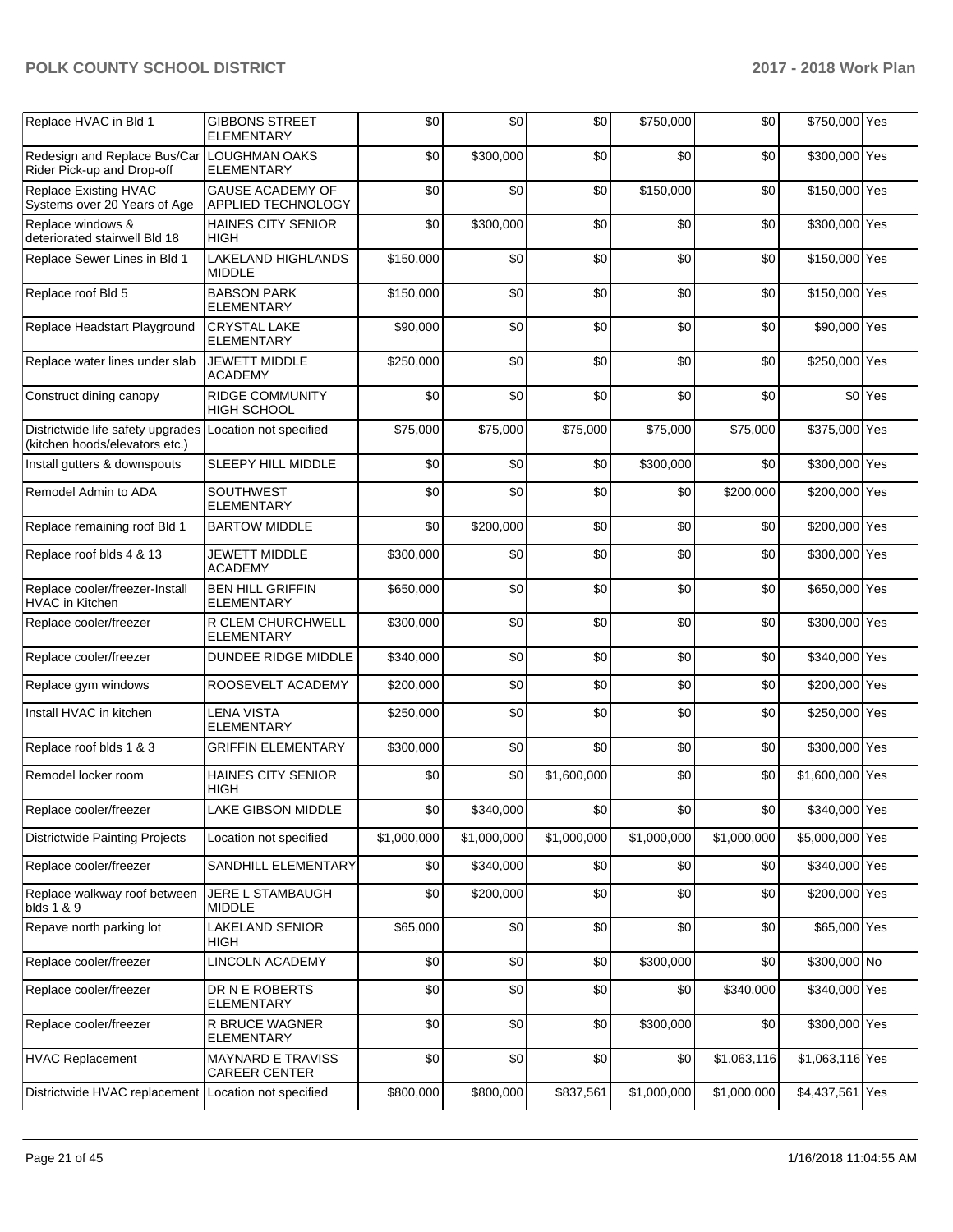| Replace HVAC in Bld 1 | GIBBONS STREET ELEMENTARY | $0 | $0 | $0 | $750,000 | $0 | $750,000 | Yes |
|---|---|---|---|---|---|---|---|---|
| Redesign and Replace Bus/Car Rider Pick-up and Drop-off | LOUGHMAN OAKS ELEMENTARY | $0 | $300,000 | $0 | $0 | $0 | $300,000 | Yes |
| Replace Existing HVAC Systems over 20 Years of Age | GAUSE ACADEMY OF APPLIED TECHNOLOGY | $0 | $0 | $0 | $150,000 | $0 | $150,000 | Yes |
| Replace windows & deteriorated stairwell Bld 18 | HAINES CITY SENIOR HIGH | $0 | $300,000 | $0 | $0 | $0 | $300,000 | Yes |
| Replace Sewer Lines in Bld 1 | LAKELAND HIGHLANDS MIDDLE | $150,000 | $0 | $0 | $0 | $0 | $150,000 | Yes |
| Replace roof Bld 5 | BABSON PARK ELEMENTARY | $150,000 | $0 | $0 | $0 | $0 | $150,000 | Yes |
| Replace Headstart Playground | CRYSTAL LAKE ELEMENTARY | $90,000 | $0 | $0 | $0 | $0 | $90,000 | Yes |
| Replace water lines under slab | JEWETT MIDDLE ACADEMY | $250,000 | $0 | $0 | $0 | $0 | $250,000 | Yes |
| Construct dining canopy | RIDGE COMMUNITY HIGH SCHOOL | $0 | $0 | $0 | $0 | $0 | $0 | Yes |
| Districtwide life safety upgrades (kitchen hoods/elevators etc.) | Location not specified | $75,000 | $75,000 | $75,000 | $75,000 | $75,000 | $375,000 | Yes |
| Install gutters & downspouts | SLEEPY HILL MIDDLE | $0 | $0 | $0 | $300,000 | $0 | $300,000 | Yes |
| Remodel Admin to ADA | SOUTHWEST ELEMENTARY | $0 | $0 | $0 | $0 | $200,000 | $200,000 | Yes |
| Replace remaining roof Bld 1 | BARTOW MIDDLE | $0 | $200,000 | $0 | $0 | $0 | $200,000 | Yes |
| Replace roof blds 4 & 13 | JEWETT MIDDLE ACADEMY | $300,000 | $0 | $0 | $0 | $0 | $300,000 | Yes |
| Replace cooler/freezer-Install HVAC in Kitchen | BEN HILL GRIFFIN ELEMENTARY | $650,000 | $0 | $0 | $0 | $0 | $650,000 | Yes |
| Replace cooler/freezer | R CLEM CHURCHWELL ELEMENTARY | $300,000 | $0 | $0 | $0 | $0 | $300,000 | Yes |
| Replace cooler/freezer | DUNDEE RIDGE MIDDLE | $340,000 | $0 | $0 | $0 | $0 | $340,000 | Yes |
| Replace gym windows | ROOSEVELT ACADEMY | $200,000 | $0 | $0 | $0 | $0 | $200,000 | Yes |
| Install HVAC in kitchen | LENA VISTA ELEMENTARY | $250,000 | $0 | $0 | $0 | $0 | $250,000 | Yes |
| Replace roof blds 1 & 3 | GRIFFIN ELEMENTARY | $300,000 | $0 | $0 | $0 | $0 | $300,000 | Yes |
| Remodel locker room | HAINES CITY SENIOR HIGH | $0 | $0 | $1,600,000 | $0 | $0 | $1,600,000 | Yes |
| Replace cooler/freezer | LAKE GIBSON MIDDLE | $0 | $340,000 | $0 | $0 | $0 | $340,000 | Yes |
| Districtwide Painting Projects | Location not specified | $1,000,000 | $1,000,000 | $1,000,000 | $1,000,000 | $1,000,000 | $5,000,000 | Yes |
| Replace cooler/freezer | SANDHILL ELEMENTARY | $0 | $340,000 | $0 | $0 | $0 | $340,000 | Yes |
| Replace walkway roof between blds 1 & 9 | JERE L STAMBAUGH MIDDLE | $0 | $200,000 | $0 | $0 | $0 | $200,000 | Yes |
| Repave north parking lot | LAKELAND SENIOR HIGH | $65,000 | $0 | $0 | $0 | $0 | $65,000 | Yes |
| Replace cooler/freezer | LINCOLN ACADEMY | $0 | $0 | $0 | $300,000 | $0 | $300,000 | No |
| Replace cooler/freezer | DR N E ROBERTS ELEMENTARY | $0 | $0 | $0 | $0 | $340,000 | $340,000 | Yes |
| Replace cooler/freezer | R BRUCE WAGNER ELEMENTARY | $0 | $0 | $0 | $300,000 | $0 | $300,000 | Yes |
| HVAC Replacement | MAYNARD E TRAVISS CAREER CENTER | $0 | $0 | $0 | $0 | $1,063,116 | $1,063,116 | Yes |
| Districtwide HVAC replacement | Location not specified | $800,000 | $800,000 | $837,561 | $1,000,000 | $1,000,000 | $4,437,561 | Yes |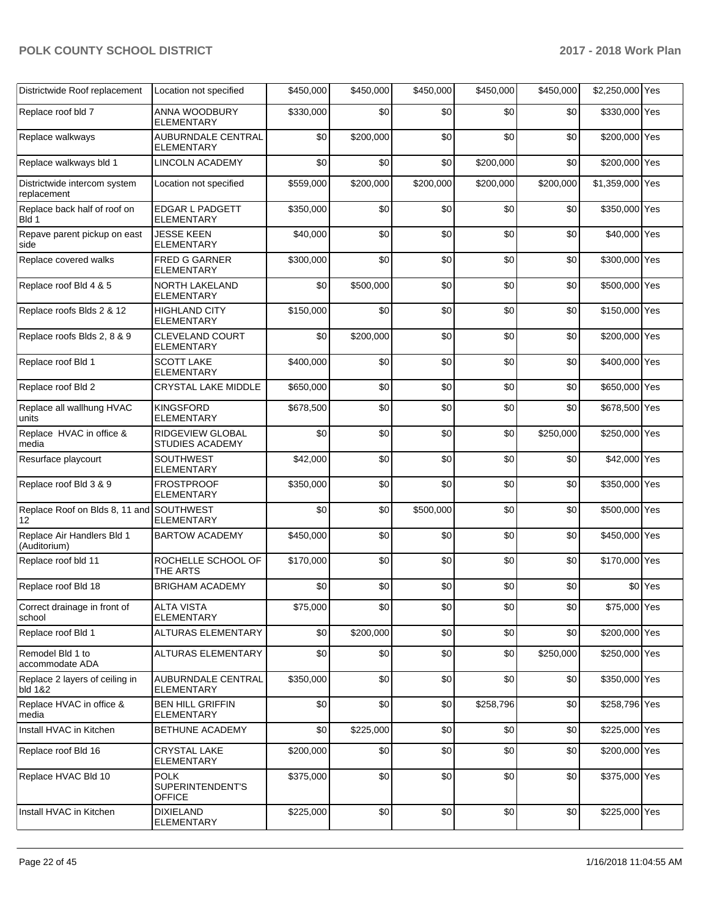| | | | | | | | | |
|---|---|---|---|---|---|---|---|---|
| Districtwide Roof replacement | Location not specified | $450,000 | $450,000 | $450,000 | $450,000 | $450,000 | $2,250,000 | Yes |
| Replace roof bld 7 | ANNA WOODBURY ELEMENTARY | $330,000 | $0 | $0 | $0 | $0 | $330,000 | Yes |
| Replace walkways | AUBURNDALE CENTRAL ELEMENTARY | $0 | $200,000 | $0 | $0 | $0 | $200,000 | Yes |
| Replace walkways bld 1 | LINCOLN ACADEMY | $0 | $0 | $0 | $200,000 | $0 | $200,000 | Yes |
| Districtwide intercom system replacement | Location not specified | $559,000 | $200,000 | $200,000 | $200,000 | $200,000 | $1,359,000 | Yes |
| Replace back half of roof on Bld 1 | EDGAR L PADGETT ELEMENTARY | $350,000 | $0 | $0 | $0 | $0 | $350,000 | Yes |
| Repave parent pickup on east side | JESSE KEEN ELEMENTARY | $40,000 | $0 | $0 | $0 | $0 | $40,000 | Yes |
| Replace covered walks | FRED G GARNER ELEMENTARY | $300,000 | $0 | $0 | $0 | $0 | $300,000 | Yes |
| Replace roof Bld 4 & 5 | NORTH LAKELAND ELEMENTARY | $0 | $500,000 | $0 | $0 | $0 | $500,000 | Yes |
| Replace roofs Blds 2 & 12 | HIGHLAND CITY ELEMENTARY | $150,000 | $0 | $0 | $0 | $0 | $150,000 | Yes |
| Replace roofs Blds 2, 8 & 9 | CLEVELAND COURT ELEMENTARY | $0 | $200,000 | $0 | $0 | $0 | $200,000 | Yes |
| Replace roof Bld 1 | SCOTT LAKE ELEMENTARY | $400,000 | $0 | $0 | $0 | $0 | $400,000 | Yes |
| Replace roof Bld 2 | CRYSTAL LAKE MIDDLE | $650,000 | $0 | $0 | $0 | $0 | $650,000 | Yes |
| Replace all wallhung HVAC units | KINGSFORD ELEMENTARY | $678,500 | $0 | $0 | $0 | $0 | $678,500 | Yes |
| Replace HVAC in office & media | RIDGEVIEW GLOBAL STUDIES ACADEMY | $0 | $0 | $0 | $0 | $250,000 | $250,000 | Yes |
| Resurface playcourt | SOUTHWEST ELEMENTARY | $42,000 | $0 | $0 | $0 | $0 | $42,000 | Yes |
| Replace roof Bld 3 & 9 | FROSTPROOF ELEMENTARY | $350,000 | $0 | $0 | $0 | $0 | $350,000 | Yes |
| Replace Roof on Blds 8, 11 and 12 | SOUTHWEST ELEMENTARY | $0 | $0 | $500,000 | $0 | $0 | $500,000 | Yes |
| Replace Air Handlers Bld 1 (Auditorium) | BARTOW ACADEMY | $450,000 | $0 | $0 | $0 | $0 | $450,000 | Yes |
| Replace roof bld 11 | ROCHELLE SCHOOL OF THE ARTS | $170,000 | $0 | $0 | $0 | $0 | $170,000 | Yes |
| Replace roof Bld 18 | BRIGHAM ACADEMY | $0 | $0 | $0 | $0 | $0 | $0 | Yes |
| Correct drainage in front of school | ALTA VISTA ELEMENTARY | $75,000 | $0 | $0 | $0 | $0 | $75,000 | Yes |
| Replace roof Bld 1 | ALTURAS ELEMENTARY | $0 | $200,000 | $0 | $0 | $0 | $200,000 | Yes |
| Remodel Bld 1 to accommodate ADA | ALTURAS ELEMENTARY | $0 | $0 | $0 | $0 | $250,000 | $250,000 | Yes |
| Replace 2 layers of ceiling in bld 1&2 | AUBURNDALE CENTRAL ELEMENTARY | $350,000 | $0 | $0 | $0 | $0 | $350,000 | Yes |
| Replace HVAC in office & media | BEN HILL GRIFFIN ELEMENTARY | $0 | $0 | $0 | $258,796 | $0 | $258,796 | Yes |
| Install HVAC in Kitchen | BETHUNE ACADEMY | $0 | $225,000 | $0 | $0 | $0 | $225,000 | Yes |
| Replace roof Bld 16 | CRYSTAL LAKE ELEMENTARY | $200,000 | $0 | $0 | $0 | $0 | $200,000 | Yes |
| Replace HVAC Bld 10 | POLK SUPERINTENDENT'S OFFICE | $375,000 | $0 | $0 | $0 | $0 | $375,000 | Yes |
| Install HVAC in Kitchen | DIXIELAND ELEMENTARY | $225,000 | $0 | $0 | $0 | $0 | $225,000 | Yes |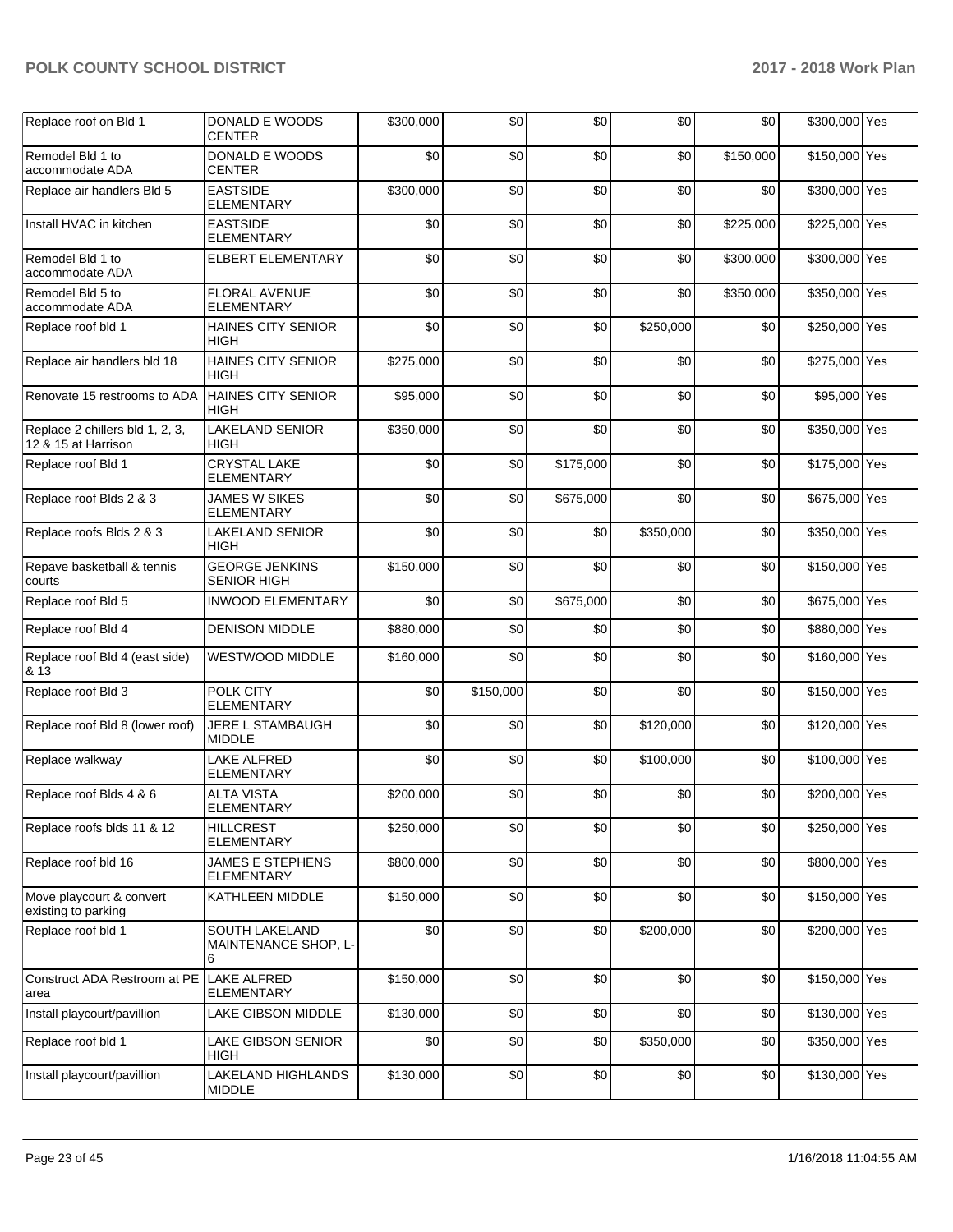| Replace roof on Bld 1 | DONALD E WOODS CENTER | $300,000 | $0 | $0 | $0 | $0 | $300,000 | Yes |
|---|---|---|---|---|---|---|---|---|
| Remodel Bld 1 to accommodate ADA | DONALD E WOODS CENTER | $0 | $0 | $0 | $0 | $150,000 | $150,000 | Yes |
| Replace air handlers Bld 5 | EASTSIDE ELEMENTARY | $300,000 | $0 | $0 | $0 | $0 | $300,000 | Yes |
| Install HVAC in kitchen | EASTSIDE ELEMENTARY | $0 | $0 | $0 | $0 | $225,000 | $225,000 | Yes |
| Remodel Bld 1 to accommodate ADA | ELBERT ELEMENTARY | $0 | $0 | $0 | $0 | $300,000 | $300,000 | Yes |
| Remodel Bld 5 to accommodate ADA | FLORAL AVENUE ELEMENTARY | $0 | $0 | $0 | $0 | $350,000 | $350,000 | Yes |
| Replace roof bld 1 | HAINES CITY SENIOR HIGH | $0 | $0 | $0 | $250,000 | $0 | $250,000 | Yes |
| Replace air handlers bld 18 | HAINES CITY SENIOR HIGH | $275,000 | $0 | $0 | $0 | $0 | $275,000 | Yes |
| Renovate 15 restrooms to ADA | HAINES CITY SENIOR HIGH | $95,000 | $0 | $0 | $0 | $0 | $95,000 | Yes |
| Replace 2 chillers bld 1, 2, 3, 12 & 15 at Harrison | LAKELAND SENIOR HIGH | $350,000 | $0 | $0 | $0 | $0 | $350,000 | Yes |
| Replace roof Bld 1 | CRYSTAL LAKE ELEMENTARY | $0 | $0 | $175,000 | $0 | $0 | $175,000 | Yes |
| Replace roof Blds 2 & 3 | JAMES W SIKES ELEMENTARY | $0 | $0 | $675,000 | $0 | $0 | $675,000 | Yes |
| Replace roofs Blds 2 & 3 | LAKELAND SENIOR HIGH | $0 | $0 | $0 | $350,000 | $0 | $350,000 | Yes |
| Repave basketball & tennis courts | GEORGE JENKINS SENIOR HIGH | $150,000 | $0 | $0 | $0 | $0 | $150,000 | Yes |
| Replace roof Bld 5 | INWOOD ELEMENTARY | $0 | $0 | $675,000 | $0 | $0 | $675,000 | Yes |
| Replace roof Bld 4 | DENISON MIDDLE | $880,000 | $0 | $0 | $0 | $0 | $880,000 | Yes |
| Replace roof Bld 4 (east side) & 13 | WESTWOOD MIDDLE | $160,000 | $0 | $0 | $0 | $0 | $160,000 | Yes |
| Replace roof Bld 3 | POLK CITY ELEMENTARY | $0 | $150,000 | $0 | $0 | $0 | $150,000 | Yes |
| Replace roof Bld 8 (lower roof) | JERE L STAMBAUGH MIDDLE | $0 | $0 | $0 | $120,000 | $0 | $120,000 | Yes |
| Replace walkway | LAKE ALFRED ELEMENTARY | $0 | $0 | $0 | $100,000 | $0 | $100,000 | Yes |
| Replace roof Blds 4 & 6 | ALTA VISTA ELEMENTARY | $200,000 | $0 | $0 | $0 | $0 | $200,000 | Yes |
| Replace roofs blds 11 & 12 | HILLCREST ELEMENTARY | $250,000 | $0 | $0 | $0 | $0 | $250,000 | Yes |
| Replace roof bld 16 | JAMES E STEPHENS ELEMENTARY | $800,000 | $0 | $0 | $0 | $0 | $800,000 | Yes |
| Move playcourt & convert existing to parking | KATHLEEN MIDDLE | $150,000 | $0 | $0 | $0 | $0 | $150,000 | Yes |
| Replace roof bld 1 | SOUTH LAKELAND MAINTENANCE SHOP, L-6 | $0 | $0 | $0 | $200,000 | $0 | $200,000 | Yes |
| Construct ADA Restroom at PE area | LAKE ALFRED ELEMENTARY | $150,000 | $0 | $0 | $0 | $0 | $150,000 | Yes |
| Install playcourt/pavillion | LAKE GIBSON MIDDLE | $130,000 | $0 | $0 | $0 | $0 | $130,000 | Yes |
| Replace roof bld 1 | LAKE GIBSON SENIOR HIGH | $0 | $0 | $0 | $350,000 | $0 | $350,000 | Yes |
| Install playcourt/pavillion | LAKELAND HIGHLANDS MIDDLE | $130,000 | $0 | $0 | $0 | $0 | $130,000 | Yes |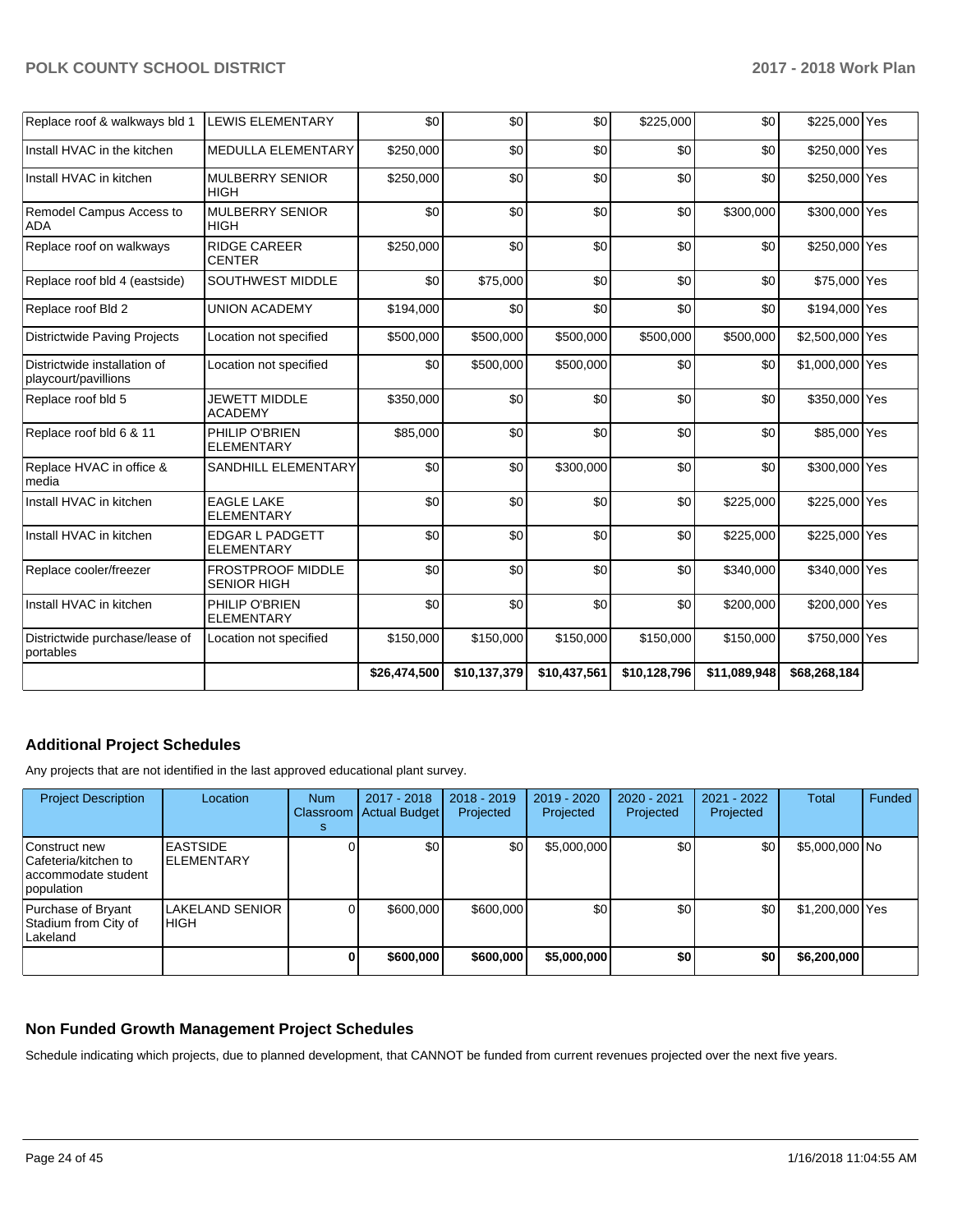| | | | | | | | | |
|---|---|---|---|---|---|---|---|---|
| Replace roof & walkways bld 1 | LEWIS ELEMENTARY | $0 | $0 | $0 | $225,000 | $0 | $225,000 | Yes |
| Install HVAC in the kitchen | MEDULLA ELEMENTARY | $250,000 | $0 | $0 | $0 | $0 | $250,000 | Yes |
| Install HVAC in kitchen | MULBERRY SENIOR HIGH | $250,000 | $0 | $0 | $0 | $0 | $250,000 | Yes |
| Remodel Campus Access to ADA | MULBERRY SENIOR HIGH | $0 | $0 | $0 | $0 | $300,000 | $300,000 | Yes |
| Replace roof on walkways | RIDGE CAREER CENTER | $250,000 | $0 | $0 | $0 | $0 | $250,000 | Yes |
| Replace roof bld 4 (eastside) | SOUTHWEST MIDDLE | $0 | $75,000 | $0 | $0 | $0 | $75,000 | Yes |
| Replace roof Bld 2 | UNION ACADEMY | $194,000 | $0 | $0 | $0 | $0 | $194,000 | Yes |
| Districtwide Paving Projects | Location not specified | $500,000 | $500,000 | $500,000 | $500,000 | $500,000 | $2,500,000 | Yes |
| Districtwide installation of playcourt/pavillions | Location not specified | $0 | $500,000 | $500,000 | $0 | $0 | $1,000,000 | Yes |
| Replace roof bld 5 | JEWETT MIDDLE ACADEMY | $350,000 | $0 | $0 | $0 | $0 | $350,000 | Yes |
| Replace roof bld 6 & 11 | PHILIP O'BRIEN ELEMENTARY | $85,000 | $0 | $0 | $0 | $0 | $85,000 | Yes |
| Replace HVAC in office & media | SANDHILL ELEMENTARY | $0 | $0 | $300,000 | $0 | $0 | $300,000 | Yes |
| Install HVAC in kitchen | EAGLE LAKE ELEMENTARY | $0 | $0 | $0 | $0 | $225,000 | $225,000 | Yes |
| Install HVAC in kitchen | EDGAR L PADGETT ELEMENTARY | $0 | $0 | $0 | $0 | $225,000 | $225,000 | Yes |
| Replace cooler/freezer | FROSTPROOF MIDDLE SENIOR HIGH | $0 | $0 | $0 | $0 | $340,000 | $340,000 | Yes |
| Install HVAC in kitchen | PHILIP O'BRIEN ELEMENTARY | $0 | $0 | $0 | $0 | $200,000 | $200,000 | Yes |
| Districtwide purchase/lease of portables | Location not specified | $150,000 | $150,000 | $150,000 | $150,000 | $150,000 | $750,000 | Yes |
| | | $26,474,500 | $10,137,379 | $10,437,561 | $10,128,796 | $11,089,948 | $68,268,184 | |

## Additional Project Schedules

Any projects that are not identified in the last approved educational plant survey.

| Project Description | Location | Num Classrooms | 2017 - 2018 Actual Budget | 2018 - 2019 Projected | 2019 - 2020 Projected | 2020 - 2021 Projected | 2021 - 2022 Projected | Total | Funded |
|---|---|---|---|---|---|---|---|---|---|
| Construct new Cafeteria/kitchen to accommodate student population | EASTSIDE ELEMENTARY | 0 | $0 | $0 | $5,000,000 | $0 | $0 | $5,000,000 | No |
| Purchase of Bryant Stadium from City of Lakeland | LAKELAND SENIOR HIGH | 0 | $600,000 | $600,000 | $0 | $0 | $0 | $1,200,000 | Yes |
| | | 0 | $600,000 | $600,000 | $5,000,000 | $0 | $0 | $6,200,000 | |

## Non Funded Growth Management Project Schedules

Schedule indicating which projects, due to planned development, that CANNOT be funded from current revenues projected over the next five years.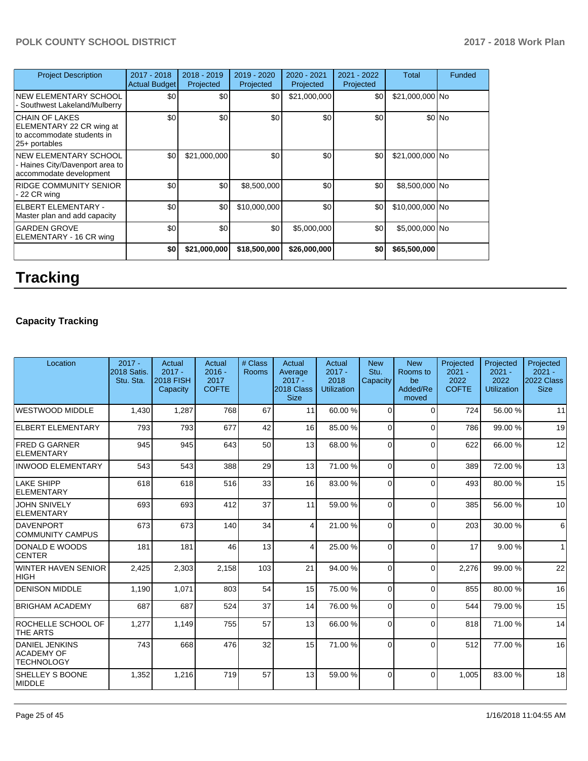| Project Description | 2017 - 2018 Actual Budget | 2018 - 2019 Projected | 2019 - 2020 Projected | 2020 - 2021 Projected | 2021 - 2022 Projected | Total | Funded |
|---|---|---|---|---|---|---|---|
| NEW ELEMENTARY SCHOOL - Southwest Lakeland/Mulberry | $0 | $0 | $0 | $21,000,000 | $0 | $21,000,000 | No |
| CHAIN OF LAKES ELEMENTARY 22 CR wing at to accommodate students in 25+ portables | $0 | $0 | $0 | $0 | $0 | $0 | No |
| NEW ELEMENTARY SCHOOL - Haines City/Davenport area to accommodate development | $0 | $21,000,000 | $0 | $0 | $0 | $21,000,000 | No |
| RIDGE COMMUNITY SENIOR - 22 CR wing | $0 | $0 | $8,500,000 | $0 | $0 | $8,500,000 | No |
| ELBERT ELEMENTARY - Master plan and add capacity | $0 | $0 | $10,000,000 | $0 | $0 | $10,000,000 | No |
| GARDEN GROVE ELEMENTARY - 16 CR wing | $0 | $0 | $0 | $5,000,000 | $0 | $5,000,000 | No |
| | **$0** | **$21,000,000** | **$18,500,000** | **$26,000,000** | **$0** | **$65,500,000** | |

# Tracking

### Capacity Tracking

| Location | 2017 - 2018 Satis. Stu. Sta. | Actual 2017 - 2018 FISH Capacity | Actual 2016 - 2017 COFTE | # Class Rooms | Actual Average 2017 - 2018 Class Size | Actual 2017 - 2018 Utilization | New Stu. Capacity | New Rooms to be Added/Removed | Projected 2021 - 2022 COFTE | Projected 2021 - 2022 Utilization | Projected 2021 - 2022 Class Size |
|---|---|---|---|---|---|---|---|---|---|---|---|
| WESTWOOD MIDDLE | 1,430 | 1,287 | 768 | 67 | 11 | 60.00 % | 0 | 0 | 724 | 56.00 % | 11 |
| ELBERT ELEMENTARY | 793 | 793 | 677 | 42 | 16 | 85.00 % | 0 | 0 | 786 | 99.00 % | 19 |
| FRED G GARNER ELEMENTARY | 945 | 945 | 643 | 50 | 13 | 68.00 % | 0 | 0 | 622 | 66.00 % | 12 |
| INWOOD ELEMENTARY | 543 | 543 | 388 | 29 | 13 | 71.00 % | 0 | 0 | 389 | 72.00 % | 13 |
| LAKE SHIPP ELEMENTARY | 618 | 618 | 516 | 33 | 16 | 83.00 % | 0 | 0 | 493 | 80.00 % | 15 |
| JOHN SNIVELY ELEMENTARY | 693 | 693 | 412 | 37 | 11 | 59.00 % | 0 | 0 | 385 | 56.00 % | 10 |
| DAVENPORT COMMUNITY CAMPUS | 673 | 673 | 140 | 34 | 4 | 21.00 % | 0 | 0 | 203 | 30.00 % | 6 |
| DONALD E WOODS CENTER | 181 | 181 | 46 | 13 | 4 | 25.00 % | 0 | 0 | 17 | 9.00 % | 1 |
| WINTER HAVEN SENIOR HIGH | 2,425 | 2,303 | 2,158 | 103 | 21 | 94.00 % | 0 | 0 | 2,276 | 99.00 % | 22 |
| DENISON MIDDLE | 1,190 | 1,071 | 803 | 54 | 15 | 75.00 % | 0 | 0 | 855 | 80.00 % | 16 |
| BRIGHAM ACADEMY | 687 | 687 | 524 | 37 | 14 | 76.00 % | 0 | 0 | 544 | 79.00 % | 15 |
| ROCHELLE SCHOOL OF THE ARTS | 1,277 | 1,149 | 755 | 57 | 13 | 66.00 % | 0 | 0 | 818 | 71.00 % | 14 |
| DANIEL JENKINS ACADEMY OF TECHNOLOGY | 743 | 668 | 476 | 32 | 15 | 71.00 % | 0 | 0 | 512 | 77.00 % | 16 |
| SHELLEY S BOONE MIDDLE | 1,352 | 1,216 | 719 | 57 | 13 | 59.00 % | 0 | 0 | 1,005 | 83.00 % | 18 |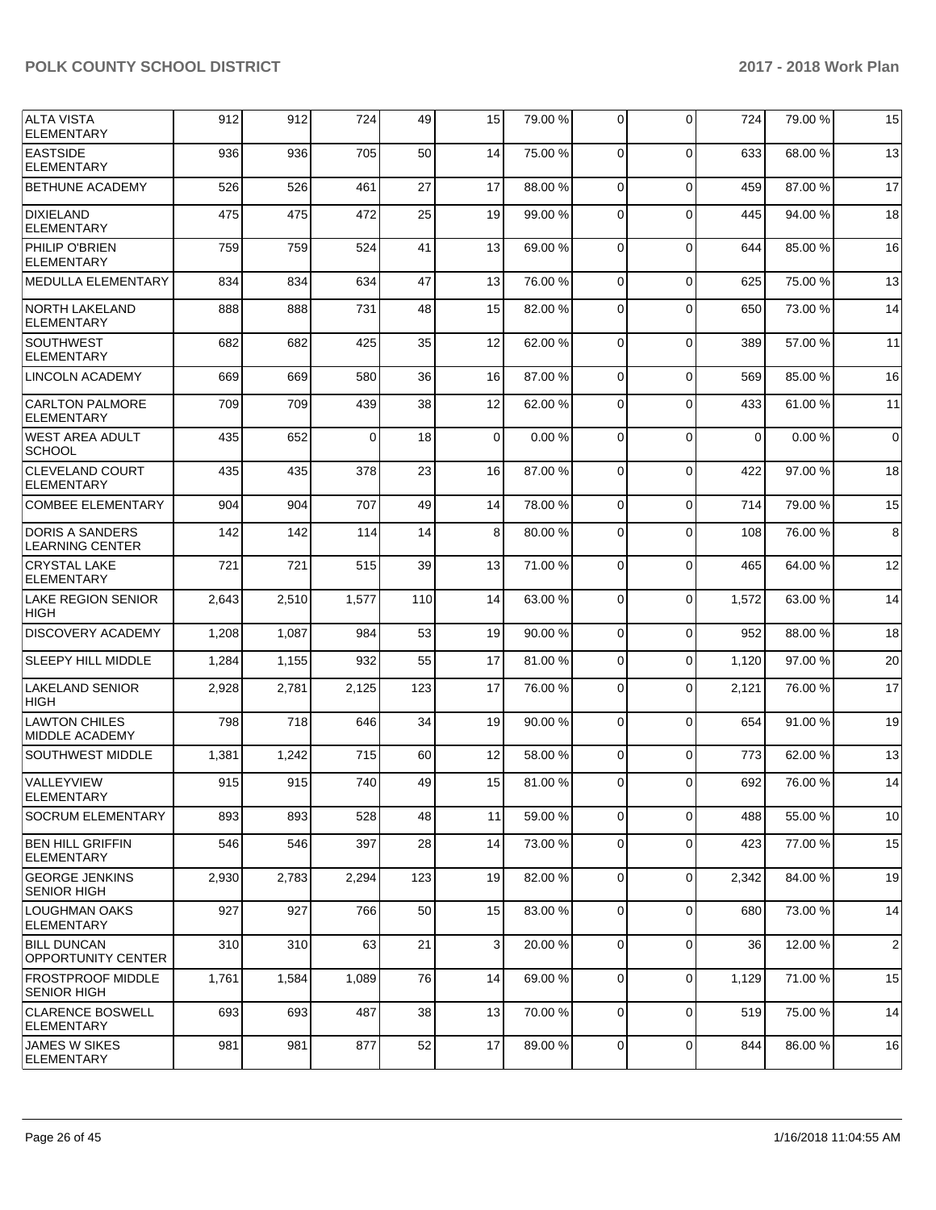| | | | | | | | | | | | |
|---|---|---|---|---|---|---|---|---|---|---|---|
| ALTA VISTA ELEMENTARY | 912 | 912 | 724 | 49 | 15 | 79.00 % | 0 | 0 | 724 | 79.00 % | 15 |
| EASTSIDE ELEMENTARY | 936 | 936 | 705 | 50 | 14 | 75.00 % | 0 | 0 | 633 | 68.00 % | 13 |
| BETHUNE ACADEMY | 526 | 526 | 461 | 27 | 17 | 88.00 % | 0 | 0 | 459 | 87.00 % | 17 |
| DIXIELAND ELEMENTARY | 475 | 475 | 472 | 25 | 19 | 99.00 % | 0 | 0 | 445 | 94.00 % | 18 |
| PHILIP O'BRIEN ELEMENTARY | 759 | 759 | 524 | 41 | 13 | 69.00 % | 0 | 0 | 644 | 85.00 % | 16 |
| MEDULLA ELEMENTARY | 834 | 834 | 634 | 47 | 13 | 76.00 % | 0 | 0 | 625 | 75.00 % | 13 |
| NORTH LAKELAND ELEMENTARY | 888 | 888 | 731 | 48 | 15 | 82.00 % | 0 | 0 | 650 | 73.00 % | 14 |
| SOUTHWEST ELEMENTARY | 682 | 682 | 425 | 35 | 12 | 62.00 % | 0 | 0 | 389 | 57.00 % | 11 |
| LINCOLN ACADEMY | 669 | 669 | 580 | 36 | 16 | 87.00 % | 0 | 0 | 569 | 85.00 % | 16 |
| CARLTON PALMORE ELEMENTARY | 709 | 709 | 439 | 38 | 12 | 62.00 % | 0 | 0 | 433 | 61.00 % | 11 |
| WEST AREA ADULT SCHOOL | 435 | 652 | 0 | 18 | 0 | 0.00 % | 0 | 0 | 0 | 0.00 % | 0 |
| CLEVELAND COURT ELEMENTARY | 435 | 435 | 378 | 23 | 16 | 87.00 % | 0 | 0 | 422 | 97.00 % | 18 |
| COMBEE ELEMENTARY | 904 | 904 | 707 | 49 | 14 | 78.00 % | 0 | 0 | 714 | 79.00 % | 15 |
| DORIS A SANDERS LEARNING CENTER | 142 | 142 | 114 | 14 | 8 | 80.00 % | 0 | 0 | 108 | 76.00 % | 8 |
| CRYSTAL LAKE ELEMENTARY | 721 | 721 | 515 | 39 | 13 | 71.00 % | 0 | 0 | 465 | 64.00 % | 12 |
| LAKE REGION SENIOR HIGH | 2,643 | 2,510 | 1,577 | 110 | 14 | 63.00 % | 0 | 0 | 1,572 | 63.00 % | 14 |
| DISCOVERY ACADEMY | 1,208 | 1,087 | 984 | 53 | 19 | 90.00 % | 0 | 0 | 952 | 88.00 % | 18 |
| SLEEPY HILL MIDDLE | 1,284 | 1,155 | 932 | 55 | 17 | 81.00 % | 0 | 0 | 1,120 | 97.00 % | 20 |
| LAKELAND SENIOR HIGH | 2,928 | 2,781 | 2,125 | 123 | 17 | 76.00 % | 0 | 0 | 2,121 | 76.00 % | 17 |
| LAWTON CHILES MIDDLE ACADEMY | 798 | 718 | 646 | 34 | 19 | 90.00 % | 0 | 0 | 654 | 91.00 % | 19 |
| SOUTHWEST MIDDLE | 1,381 | 1,242 | 715 | 60 | 12 | 58.00 % | 0 | 0 | 773 | 62.00 % | 13 |
| VALLEYVIEW ELEMENTARY | 915 | 915 | 740 | 49 | 15 | 81.00 % | 0 | 0 | 692 | 76.00 % | 14 |
| SOCRUM ELEMENTARY | 893 | 893 | 528 | 48 | 11 | 59.00 % | 0 | 0 | 488 | 55.00 % | 10 |
| BEN HILL GRIFFIN ELEMENTARY | 546 | 546 | 397 | 28 | 14 | 73.00 % | 0 | 0 | 423 | 77.00 % | 15 |
| GEORGE JENKINS SENIOR HIGH | 2,930 | 2,783 | 2,294 | 123 | 19 | 82.00 % | 0 | 0 | 2,342 | 84.00 % | 19 |
| LOUGHMAN OAKS ELEMENTARY | 927 | 927 | 766 | 50 | 15 | 83.00 % | 0 | 0 | 680 | 73.00 % | 14 |
| BILL DUNCAN OPPORTUNITY CENTER | 310 | 310 | 63 | 21 | 3 | 20.00 % | 0 | 0 | 36 | 12.00 % | 2 |
| FROSTPROOF MIDDLE SENIOR HIGH | 1,761 | 1,584 | 1,089 | 76 | 14 | 69.00 % | 0 | 0 | 1,129 | 71.00 % | 15 |
| CLARENCE BOSWELL ELEMENTARY | 693 | 693 | 487 | 38 | 13 | 70.00 % | 0 | 0 | 519 | 75.00 % | 14 |
| JAMES W SIKES ELEMENTARY | 981 | 981 | 877 | 52 | 17 | 89.00 % | 0 | 0 | 844 | 86.00 % | 16 |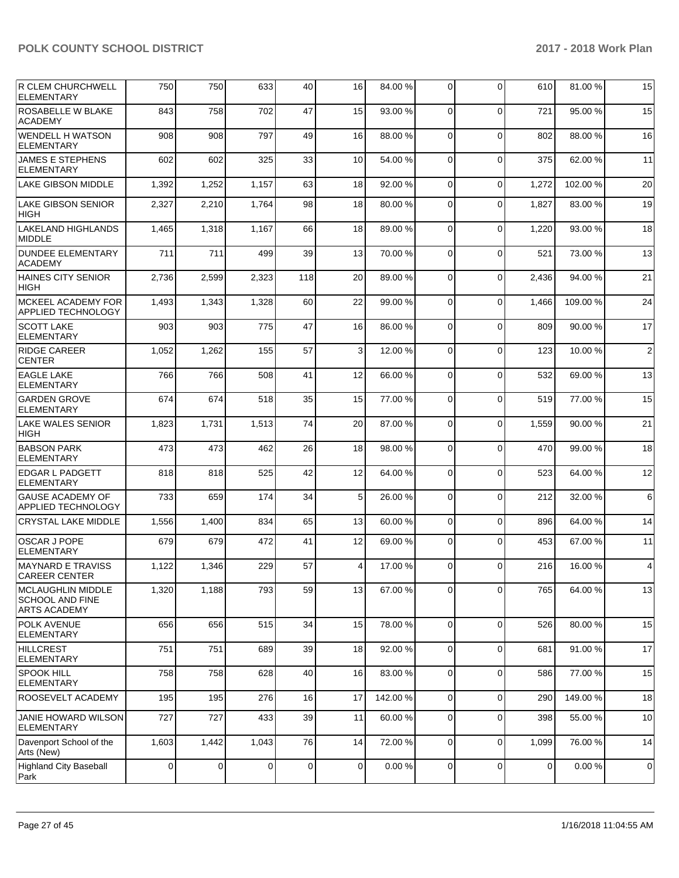| | | | | | | | | | | | |
|---|---|---|---|---|---|---|---|---|---|---|---|
| R CLEM CHURCHWELL ELEMENTARY | 750 | 750 | 633 | 40 | 16 | 84.00 % | 0 | 0 | 610 | 81.00 % | 15 |
| ROSABELLE W BLAKE ACADEMY | 843 | 758 | 702 | 47 | 15 | 93.00 % | 0 | 0 | 721 | 95.00 % | 15 |
| WENDELL H WATSON ELEMENTARY | 908 | 908 | 797 | 49 | 16 | 88.00 % | 0 | 0 | 802 | 88.00 % | 16 |
| JAMES E STEPHENS ELEMENTARY | 602 | 602 | 325 | 33 | 10 | 54.00 % | 0 | 0 | 375 | 62.00 % | 11 |
| LAKE GIBSON MIDDLE | 1,392 | 1,252 | 1,157 | 63 | 18 | 92.00 % | 0 | 0 | 1,272 | 102.00 % | 20 |
| LAKE GIBSON SENIOR HIGH | 2,327 | 2,210 | 1,764 | 98 | 18 | 80.00 % | 0 | 0 | 1,827 | 83.00 % | 19 |
| LAKELAND HIGHLANDS MIDDLE | 1,465 | 1,318 | 1,167 | 66 | 18 | 89.00 % | 0 | 0 | 1,220 | 93.00 % | 18 |
| DUNDEE ELEMENTARY ACADEMY | 711 | 711 | 499 | 39 | 13 | 70.00 % | 0 | 0 | 521 | 73.00 % | 13 |
| HAINES CITY SENIOR HIGH | 2,736 | 2,599 | 2,323 | 118 | 20 | 89.00 % | 0 | 0 | 2,436 | 94.00 % | 21 |
| MCKEEL ACADEMY FOR APPLIED TECHNOLOGY | 1,493 | 1,343 | 1,328 | 60 | 22 | 99.00 % | 0 | 0 | 1,466 | 109.00 % | 24 |
| SCOTT LAKE ELEMENTARY | 903 | 903 | 775 | 47 | 16 | 86.00 % | 0 | 0 | 809 | 90.00 % | 17 |
| RIDGE CAREER CENTER | 1,052 | 1,262 | 155 | 57 | 3 | 12.00 % | 0 | 0 | 123 | 10.00 % | 2 |
| EAGLE LAKE ELEMENTARY | 766 | 766 | 508 | 41 | 12 | 66.00 % | 0 | 0 | 532 | 69.00 % | 13 |
| GARDEN GROVE ELEMENTARY | 674 | 674 | 518 | 35 | 15 | 77.00 % | 0 | 0 | 519 | 77.00 % | 15 |
| LAKE WALES SENIOR HIGH | 1,823 | 1,731 | 1,513 | 74 | 20 | 87.00 % | 0 | 0 | 1,559 | 90.00 % | 21 |
| BABSON PARK ELEMENTARY | 473 | 473 | 462 | 26 | 18 | 98.00 % | 0 | 0 | 470 | 99.00 % | 18 |
| EDGAR L PADGETT ELEMENTARY | 818 | 818 | 525 | 42 | 12 | 64.00 % | 0 | 0 | 523 | 64.00 % | 12 |
| GAUSE ACADEMY OF APPLIED TECHNOLOGY | 733 | 659 | 174 | 34 | 5 | 26.00 % | 0 | 0 | 212 | 32.00 % | 6 |
| CRYSTAL LAKE MIDDLE | 1,556 | 1,400 | 834 | 65 | 13 | 60.00 % | 0 | 0 | 896 | 64.00 % | 14 |
| OSCAR J POPE ELEMENTARY | 679 | 679 | 472 | 41 | 12 | 69.00 % | 0 | 0 | 453 | 67.00 % | 11 |
| MAYNARD E TRAVISS CAREER CENTER | 1,122 | 1,346 | 229 | 57 | 4 | 17.00 % | 0 | 0 | 216 | 16.00 % | 4 |
| MCLAUGHLIN MIDDLE SCHOOL AND FINE ARTS ACADEMY | 1,320 | 1,188 | 793 | 59 | 13 | 67.00 % | 0 | 0 | 765 | 64.00 % | 13 |
| POLK AVENUE ELEMENTARY | 656 | 656 | 515 | 34 | 15 | 78.00 % | 0 | 0 | 526 | 80.00 % | 15 |
| HILLCREST ELEMENTARY | 751 | 751 | 689 | 39 | 18 | 92.00 % | 0 | 0 | 681 | 91.00 % | 17 |
| SPOOK HILL ELEMENTARY | 758 | 758 | 628 | 40 | 16 | 83.00 % | 0 | 0 | 586 | 77.00 % | 15 |
| ROOSEVELT ACADEMY | 195 | 195 | 276 | 16 | 17 | 142.00 % | 0 | 0 | 290 | 149.00 % | 18 |
| JANIE HOWARD WILSON ELEMENTARY | 727 | 727 | 433 | 39 | 11 | 60.00 % | 0 | 0 | 398 | 55.00 % | 10 |
| Davenport School of the Arts (New) | 1,603 | 1,442 | 1,043 | 76 | 14 | 72.00 % | 0 | 0 | 1,099 | 76.00 % | 14 |
| Highland City Baseball Park | 0 | 0 | 0 | 0 | 0 | 0.00 % | 0 | 0 | 0 | 0.00 % | 0 |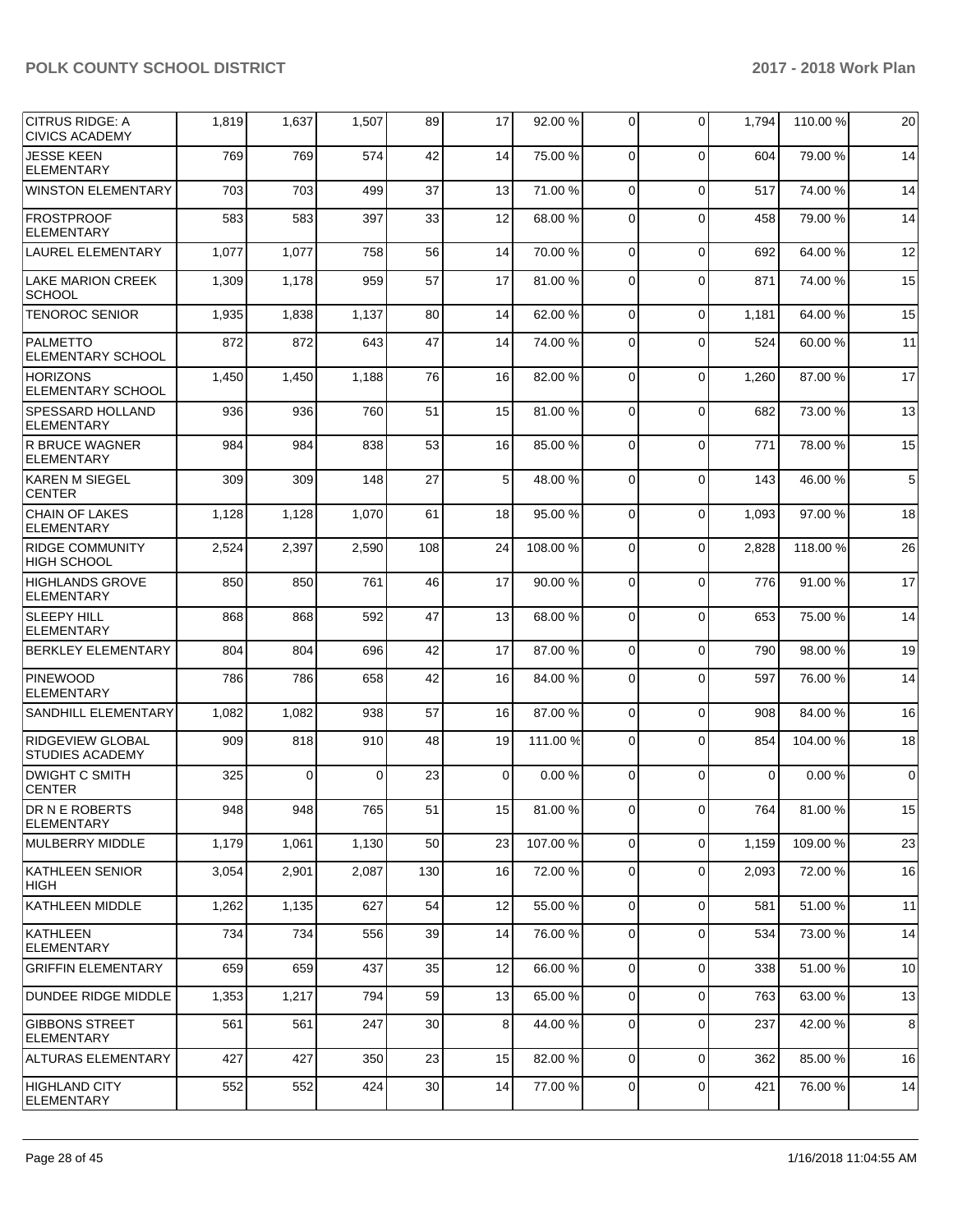| | | | | | | | | | | |
|---|---|---|---|---|---|---|---|---|---|---|
| CITRUS RIDGE: A CIVICS ACADEMY | 1,819 | 1,637 | 1,507 | 89 | 17 | 92.00 % | 0 | 0 | 1,794 | 110.00 % | 20 |
| JESSE KEEN ELEMENTARY | 769 | 769 | 574 | 42 | 14 | 75.00 % | 0 | 0 | 604 | 79.00 % | 14 |
| WINSTON ELEMENTARY | 703 | 703 | 499 | 37 | 13 | 71.00 % | 0 | 0 | 517 | 74.00 % | 14 |
| FROSTPROOF ELEMENTARY | 583 | 583 | 397 | 33 | 12 | 68.00 % | 0 | 0 | 458 | 79.00 % | 14 |
| LAUREL ELEMENTARY | 1,077 | 1,077 | 758 | 56 | 14 | 70.00 % | 0 | 0 | 692 | 64.00 % | 12 |
| LAKE MARION CREEK SCHOOL | 1,309 | 1,178 | 959 | 57 | 17 | 81.00 % | 0 | 0 | 871 | 74.00 % | 15 |
| TENOROC SENIOR | 1,935 | 1,838 | 1,137 | 80 | 14 | 62.00 % | 0 | 0 | 1,181 | 64.00 % | 15 |
| PALMETTO ELEMENTARY SCHOOL | 872 | 872 | 643 | 47 | 14 | 74.00 % | 0 | 0 | 524 | 60.00 % | 11 |
| HORIZONS ELEMENTARY SCHOOL | 1,450 | 1,450 | 1,188 | 76 | 16 | 82.00 % | 0 | 0 | 1,260 | 87.00 % | 17 |
| SPESSARD HOLLAND ELEMENTARY | 936 | 936 | 760 | 51 | 15 | 81.00 % | 0 | 0 | 682 | 73.00 % | 13 |
| R BRUCE WAGNER ELEMENTARY | 984 | 984 | 838 | 53 | 16 | 85.00 % | 0 | 0 | 771 | 78.00 % | 15 |
| KAREN M SIEGEL CENTER | 309 | 309 | 148 | 27 | 5 | 48.00 % | 0 | 0 | 143 | 46.00 % | 5 |
| CHAIN OF LAKES ELEMENTARY | 1,128 | 1,128 | 1,070 | 61 | 18 | 95.00 % | 0 | 0 | 1,093 | 97.00 % | 18 |
| RIDGE COMMUNITY HIGH SCHOOL | 2,524 | 2,397 | 2,590 | 108 | 24 | 108.00 % | 0 | 0 | 2,828 | 118.00 % | 26 |
| HIGHLANDS GROVE ELEMENTARY | 850 | 850 | 761 | 46 | 17 | 90.00 % | 0 | 0 | 776 | 91.00 % | 17 |
| SLEEPY HILL ELEMENTARY | 868 | 868 | 592 | 47 | 13 | 68.00 % | 0 | 0 | 653 | 75.00 % | 14 |
| BERKLEY ELEMENTARY | 804 | 804 | 696 | 42 | 17 | 87.00 % | 0 | 0 | 790 | 98.00 % | 19 |
| PINEWOOD ELEMENTARY | 786 | 786 | 658 | 42 | 16 | 84.00 % | 0 | 0 | 597 | 76.00 % | 14 |
| SANDHILL ELEMENTARY | 1,082 | 1,082 | 938 | 57 | 16 | 87.00 % | 0 | 0 | 908 | 84.00 % | 16 |
| RIDGEVIEW GLOBAL STUDIES ACADEMY | 909 | 818 | 910 | 48 | 19 | 111.00 % | 0 | 0 | 854 | 104.00 % | 18 |
| DWIGHT C SMITH CENTER | 325 | 0 | 0 | 23 | 0 | 0.00 % | 0 | 0 | 0 | 0.00 % | 0 |
| DR N E ROBERTS ELEMENTARY | 948 | 948 | 765 | 51 | 15 | 81.00 % | 0 | 0 | 764 | 81.00 % | 15 |
| MULBERRY MIDDLE | 1,179 | 1,061 | 1,130 | 50 | 23 | 107.00 % | 0 | 0 | 1,159 | 109.00 % | 23 |
| KATHLEEN SENIOR HIGH | 3,054 | 2,901 | 2,087 | 130 | 16 | 72.00 % | 0 | 0 | 2,093 | 72.00 % | 16 |
| KATHLEEN MIDDLE | 1,262 | 1,135 | 627 | 54 | 12 | 55.00 % | 0 | 0 | 581 | 51.00 % | 11 |
| KATHLEEN ELEMENTARY | 734 | 734 | 556 | 39 | 14 | 76.00 % | 0 | 0 | 534 | 73.00 % | 14 |
| GRIFFIN ELEMENTARY | 659 | 659 | 437 | 35 | 12 | 66.00 % | 0 | 0 | 338 | 51.00 % | 10 |
| DUNDEE RIDGE MIDDLE | 1,353 | 1,217 | 794 | 59 | 13 | 65.00 % | 0 | 0 | 763 | 63.00 % | 13 |
| GIBBONS STREET ELEMENTARY | 561 | 561 | 247 | 30 | 8 | 44.00 % | 0 | 0 | 237 | 42.00 % | 8 |
| ALTURAS ELEMENTARY | 427 | 427 | 350 | 23 | 15 | 82.00 % | 0 | 0 | 362 | 85.00 % | 16 |
| HIGHLAND CITY ELEMENTARY | 552 | 552 | 424 | 30 | 14 | 77.00 % | 0 | 0 | 421 | 76.00 % | 14 |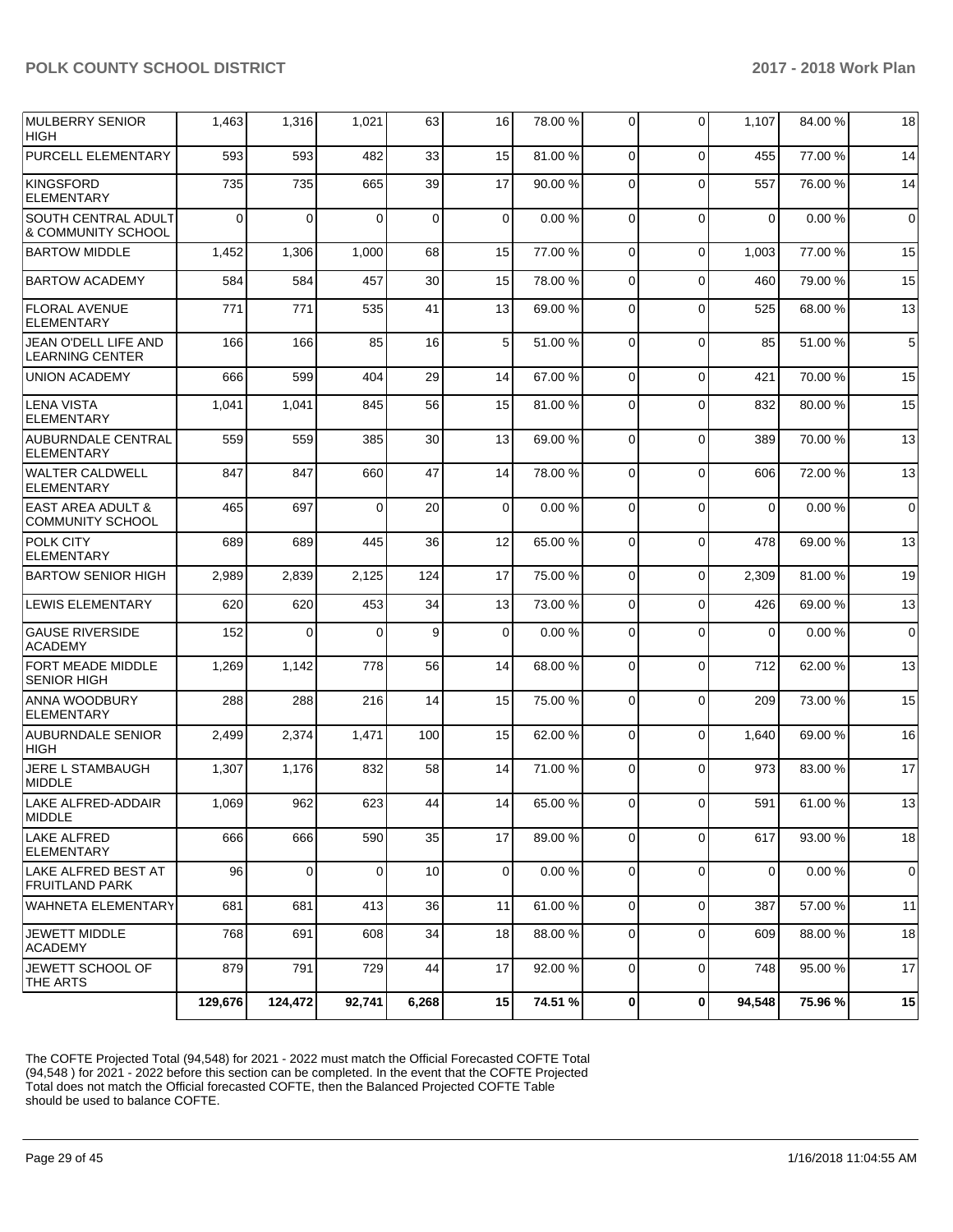| | | | | | | | | | | |
|---|---|---|---|---|---|---|---|---|---|---|
| MULBERRY SENIOR HIGH | 1,463 | 1,316 | 1,021 | 63 | 16 | 78.00 % | 0 | 0 | 1,107 | 84.00 % | 18 |
| PURCELL ELEMENTARY | 593 | 593 | 482 | 33 | 15 | 81.00 % | 0 | 0 | 455 | 77.00 % | 14 |
| KINGSFORD ELEMENTARY | 735 | 735 | 665 | 39 | 17 | 90.00 % | 0 | 0 | 557 | 76.00 % | 14 |
| SOUTH CENTRAL ADULT & COMMUNITY SCHOOL | 0 | 0 | 0 | 0 | 0 | 0.00 % | 0 | 0 | 0 | 0.00 % | 0 |
| BARTOW MIDDLE | 1,452 | 1,306 | 1,000 | 68 | 15 | 77.00 % | 0 | 0 | 1,003 | 77.00 % | 15 |
| BARTOW ACADEMY | 584 | 584 | 457 | 30 | 15 | 78.00 % | 0 | 0 | 460 | 79.00 % | 15 |
| FLORAL AVENUE ELEMENTARY | 771 | 771 | 535 | 41 | 13 | 69.00 % | 0 | 0 | 525 | 68.00 % | 13 |
| JEAN O'DELL LIFE AND LEARNING CENTER | 166 | 166 | 85 | 16 | 5 | 51.00 % | 0 | 0 | 85 | 51.00 % | 5 |
| UNION ACADEMY | 666 | 599 | 404 | 29 | 14 | 67.00 % | 0 | 0 | 421 | 70.00 % | 15 |
| LENA VISTA ELEMENTARY | 1,041 | 1,041 | 845 | 56 | 15 | 81.00 % | 0 | 0 | 832 | 80.00 % | 15 |
| AUBURNDALE CENTRAL ELEMENTARY | 559 | 559 | 385 | 30 | 13 | 69.00 % | 0 | 0 | 389 | 70.00 % | 13 |
| WALTER CALDWELL ELEMENTARY | 847 | 847 | 660 | 47 | 14 | 78.00 % | 0 | 0 | 606 | 72.00 % | 13 |
| EAST AREA ADULT & COMMUNITY SCHOOL | 465 | 697 | 0 | 20 | 0 | 0.00 % | 0 | 0 | 0 | 0.00 % | 0 |
| POLK CITY ELEMENTARY | 689 | 689 | 445 | 36 | 12 | 65.00 % | 0 | 0 | 478 | 69.00 % | 13 |
| BARTOW SENIOR HIGH | 2,989 | 2,839 | 2,125 | 124 | 17 | 75.00 % | 0 | 0 | 2,309 | 81.00 % | 19 |
| LEWIS ELEMENTARY | 620 | 620 | 453 | 34 | 13 | 73.00 % | 0 | 0 | 426 | 69.00 % | 13 |
| GAUSE RIVERSIDE ACADEMY | 152 | 0 | 0 | 9 | 0 | 0.00 % | 0 | 0 | 0 | 0.00 % | 0 |
| FORT MEADE MIDDLE SENIOR HIGH | 1,269 | 1,142 | 778 | 56 | 14 | 68.00 % | 0 | 0 | 712 | 62.00 % | 13 |
| ANNA WOODBURY ELEMENTARY | 288 | 288 | 216 | 14 | 15 | 75.00 % | 0 | 0 | 209 | 73.00 % | 15 |
| AUBURNDALE SENIOR HIGH | 2,499 | 2,374 | 1,471 | 100 | 15 | 62.00 % | 0 | 0 | 1,640 | 69.00 % | 16 |
| JERE L STAMBAUGH MIDDLE | 1,307 | 1,176 | 832 | 58 | 14 | 71.00 % | 0 | 0 | 973 | 83.00 % | 17 |
| LAKE ALFRED-ADDAIR MIDDLE | 1,069 | 962 | 623 | 44 | 14 | 65.00 % | 0 | 0 | 591 | 61.00 % | 13 |
| LAKE ALFRED ELEMENTARY | 666 | 666 | 590 | 35 | 17 | 89.00 % | 0 | 0 | 617 | 93.00 % | 18 |
| LAKE ALFRED BEST AT FRUITLAND PARK | 96 | 0 | 0 | 10 | 0 | 0.00 % | 0 | 0 | 0 | 0.00 % | 0 |
| WAHNETA ELEMENTARY | 681 | 681 | 413 | 36 | 11 | 61.00 % | 0 | 0 | 387 | 57.00 % | 11 |
| JEWETT MIDDLE ACADEMY | 768 | 691 | 608 | 34 | 18 | 88.00 % | 0 | 0 | 609 | 88.00 % | 18 |
| JEWETT SCHOOL OF THE ARTS | 879 | 791 | 729 | 44 | 17 | 92.00 % | 0 | 0 | 748 | 95.00 % | 17 |
| | **129,676** | **124,472** | **92,741** | **6,268** | **15** | **74.51 %** | **0** | **0** | **94,548** | **75.96 %** | **15** |

The COFTE Projected Total (94,548) for 2021 - 2022 must match the Official Forecasted COFTE Total (94,548 ) for 2021 - 2022 before this section can be completed. In the event that the COFTE Projected Total does not match the Official forecasted COFTE, then the Balanced Projected COFTE Table should be used to balance COFTE.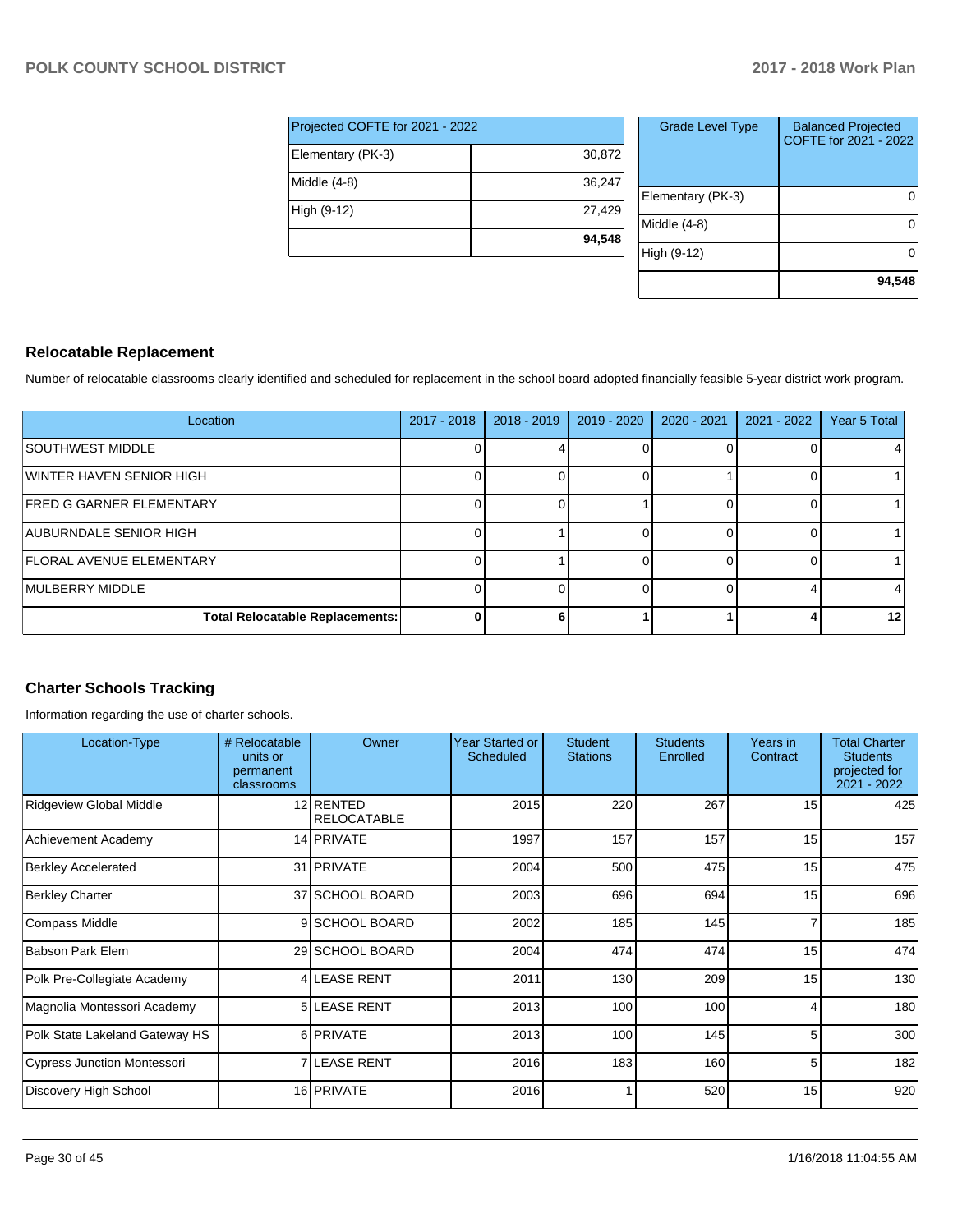| Projected COFTE for 2021 - 2022 | |
|---|---|
| Elementary (PK-3) | 30,872 |
| Middle (4-8) | 36,247 |
| High (9-12) | 27,429 |
| | **94,548** |

| Grade Level Type | Balanced Projected COFTE for 2021 - 2022 |
|---|---|
| Elementary (PK-3) | 0 |
| Middle (4-8) | 0 |
| High (9-12) | 0 |
| | **94,548** |

## Relocatable Replacement

Number of relocatable classrooms clearly identified and scheduled for replacement in the school board adopted financially feasible 5-year district work program.

| Location | 2017 - 2018 | 2018 - 2019 | 2019 - 2020 | 2020 - 2021 | 2021 - 2022 | Year 5 Total |
|---|---|---|---|---|---|---|
| SOUTHWEST MIDDLE | 0 | 4 | 0 | 0 | 0 | 4 |
| WINTER HAVEN SENIOR HIGH | 0 | 0 | 0 | 1 | 0 | 1 |
| FRED G GARNER ELEMENTARY | 0 | 0 | 1 | 0 | 0 | 1 |
| AUBURNDALE SENIOR HIGH | 0 | 1 | 0 | 0 | 0 | 1 |
| FLORAL AVENUE ELEMENTARY | 0 | 1 | 0 | 0 | 0 | 1 |
| MULBERRY MIDDLE | 0 | 0 | 0 | 0 | 4 | 4 |
| **Total Relocatable Replacements:** | **0** | **6** | **1** | **1** | **4** | **12** |

## Charter Schools Tracking

Information regarding the use of charter schools.

| Location-Type | # Relocatable units or permanent classrooms | Owner | Year Started or Scheduled | Student Stations | Students Enrolled | Years in Contract | Total Charter Students projected for 2021 - 2022 |
|---|---|---|---|---|---|---|---|
| Ridgeview Global Middle | 12 | RENTED RELOCATABLE | 2015 | 220 | 267 | 15 | 425 |
| Achievement Academy | 14 | PRIVATE | 1997 | 157 | 157 | 15 | 157 |
| Berkley Accelerated | 31 | PRIVATE | 2004 | 500 | 475 | 15 | 475 |
| Berkley Charter | 37 | SCHOOL BOARD | 2003 | 696 | 694 | 15 | 696 |
| Compass Middle | 9 | SCHOOL BOARD | 2002 | 185 | 145 | 7 | 185 |
| Babson Park Elem | 29 | SCHOOL BOARD | 2004 | 474 | 474 | 15 | 474 |
| Polk Pre-Collegiate Academy | 4 | LEASE RENT | 2011 | 130 | 209 | 15 | 130 |
| Magnolia Montessori Academy | 5 | LEASE RENT | 2013 | 100 | 100 | 4 | 180 |
| Polk State Lakeland Gateway HS | 6 | PRIVATE | 2013 | 100 | 145 | 5 | 300 |
| Cypress Junction Montessori | 7 | LEASE RENT | 2016 | 183 | 160 | 5 | 182 |
| Discovery High School | 16 | PRIVATE | 2016 | 1 | 520 | 15 | 920 |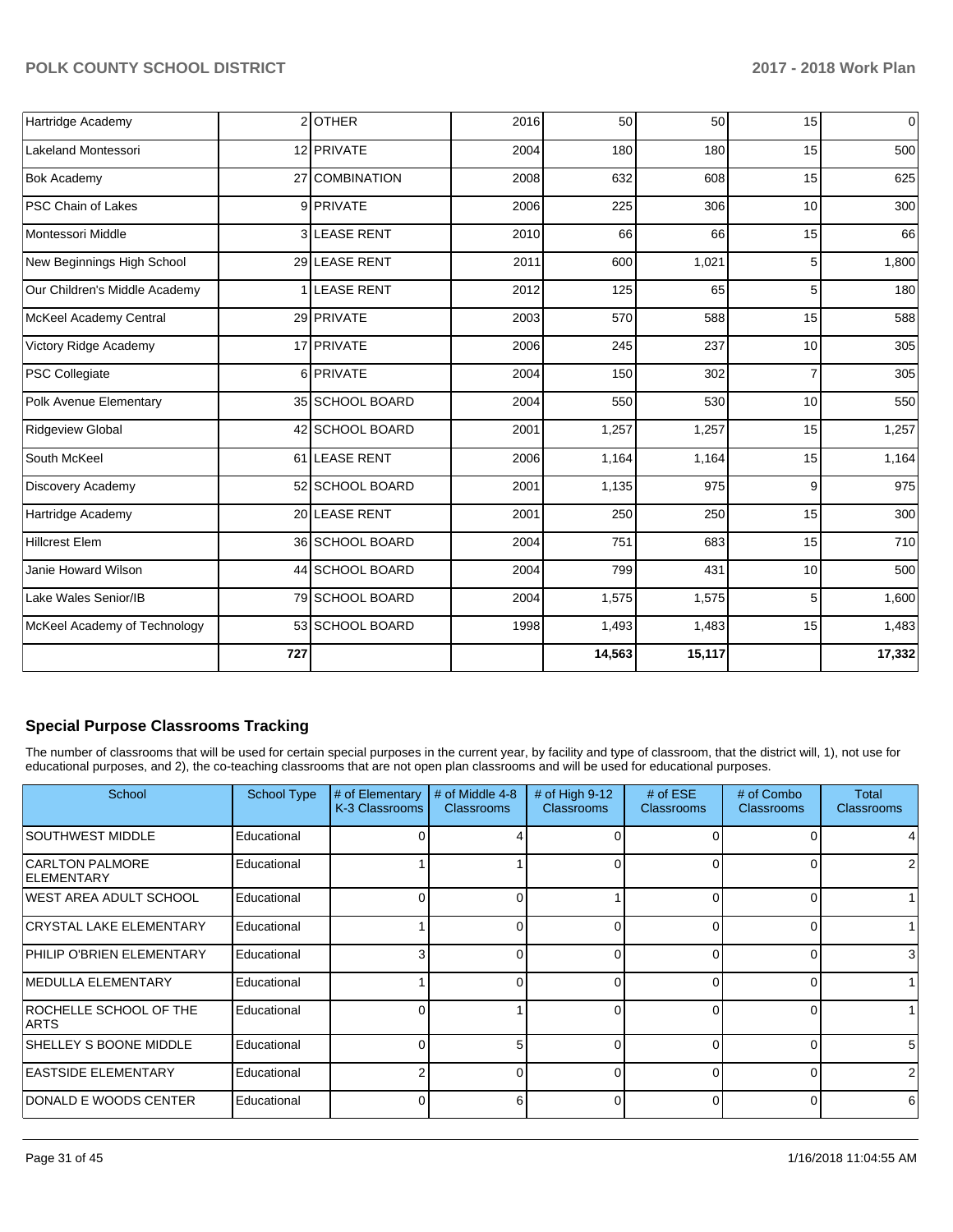| | | | | | | | |
|---|---|---|---|---|---|---|---|
| Hartridge Academy | 2 | OTHER | 2016 | 50 | 50 | 15 | 0 |
| Lakeland Montessori | 12 | PRIVATE | 2004 | 180 | 180 | 15 | 500 |
| Bok Academy | 27 | COMBINATION | 2008 | 632 | 608 | 15 | 625 |
| PSC Chain of Lakes | 9 | PRIVATE | 2006 | 225 | 306 | 10 | 300 |
| Montessori Middle | 3 | LEASE RENT | 2010 | 66 | 66 | 15 | 66 |
| New Beginnings High School | 29 | LEASE RENT | 2011 | 600 | 1,021 | 5 | 1,800 |
| Our Children's Middle Academy | 1 | LEASE RENT | 2012 | 125 | 65 | 5 | 180 |
| McKeel Academy Central | 29 | PRIVATE | 2003 | 570 | 588 | 15 | 588 |
| Victory Ridge Academy | 17 | PRIVATE | 2006 | 245 | 237 | 10 | 305 |
| PSC Collegiate | 6 | PRIVATE | 2004 | 150 | 302 | 7 | 305 |
| Polk Avenue Elementary | 35 | SCHOOL BOARD | 2004 | 550 | 530 | 10 | 550 |
| Ridgeview Global | 42 | SCHOOL BOARD | 2001 | 1,257 | 1,257 | 15 | 1,257 |
| South McKeel | 61 | LEASE RENT | 2006 | 1,164 | 1,164 | 15 | 1,164 |
| Discovery Academy | 52 | SCHOOL BOARD | 2001 | 1,135 | 975 | 9 | 975 |
| Hartridge Academy | 20 | LEASE RENT | 2001 | 250 | 250 | 15 | 300 |
| Hillcrest Elem | 36 | SCHOOL BOARD | 2004 | 751 | 683 | 15 | 710 |
| Janie Howard Wilson | 44 | SCHOOL BOARD | 2004 | 799 | 431 | 10 | 500 |
| Lake Wales Senior/IB | 79 | SCHOOL BOARD | 2004 | 1,575 | 1,575 | 5 | 1,600 |
| McKeel Academy of Technology | 53 | SCHOOL BOARD | 1998 | 1,493 | 1,483 | 15 | 1,483 |
| | 727 | | | 14,563 | 15,117 | | 17,332 |

## Special Purpose Classrooms Tracking

The number of classrooms that will be used for certain special purposes in the current year, by facility and type of classroom, that the district will, 1), not use for educational purposes, and 2), the co-teaching classrooms that are not open plan classrooms and will be used for educational purposes.

| School | School Type | # of Elementary K-3 Classrooms | # of Middle 4-8 Classrooms | # of High 9-12 Classrooms | # of ESE Classrooms | # of Combo Classrooms | Total Classrooms |
|---|---|---|---|---|---|---|---|
| SOUTHWEST MIDDLE | Educational | 0 | 4 | 0 | 0 | 0 | 4 |
| CARLTON PALMORE ELEMENTARY | Educational | 1 | 1 | 0 | 0 | 0 | 2 |
| WEST AREA ADULT SCHOOL | Educational | 0 | 0 | 1 | 0 | 0 | 1 |
| CRYSTAL LAKE ELEMENTARY | Educational | 1 | 0 | 0 | 0 | 0 | 1 |
| PHILIP O'BRIEN ELEMENTARY | Educational | 3 | 0 | 0 | 0 | 0 | 3 |
| MEDULLA ELEMENTARY | Educational | 1 | 0 | 0 | 0 | 0 | 1 |
| ROCHELLE SCHOOL OF THE ARTS | Educational | 0 | 1 | 0 | 0 | 0 | 1 |
| SHELLEY S BOONE MIDDLE | Educational | 0 | 5 | 0 | 0 | 0 | 5 |
| EASTSIDE ELEMENTARY | Educational | 2 | 0 | 0 | 0 | 0 | 2 |
| DONALD E WOODS CENTER | Educational | 0 | 6 | 0 | 0 | 0 | 6 |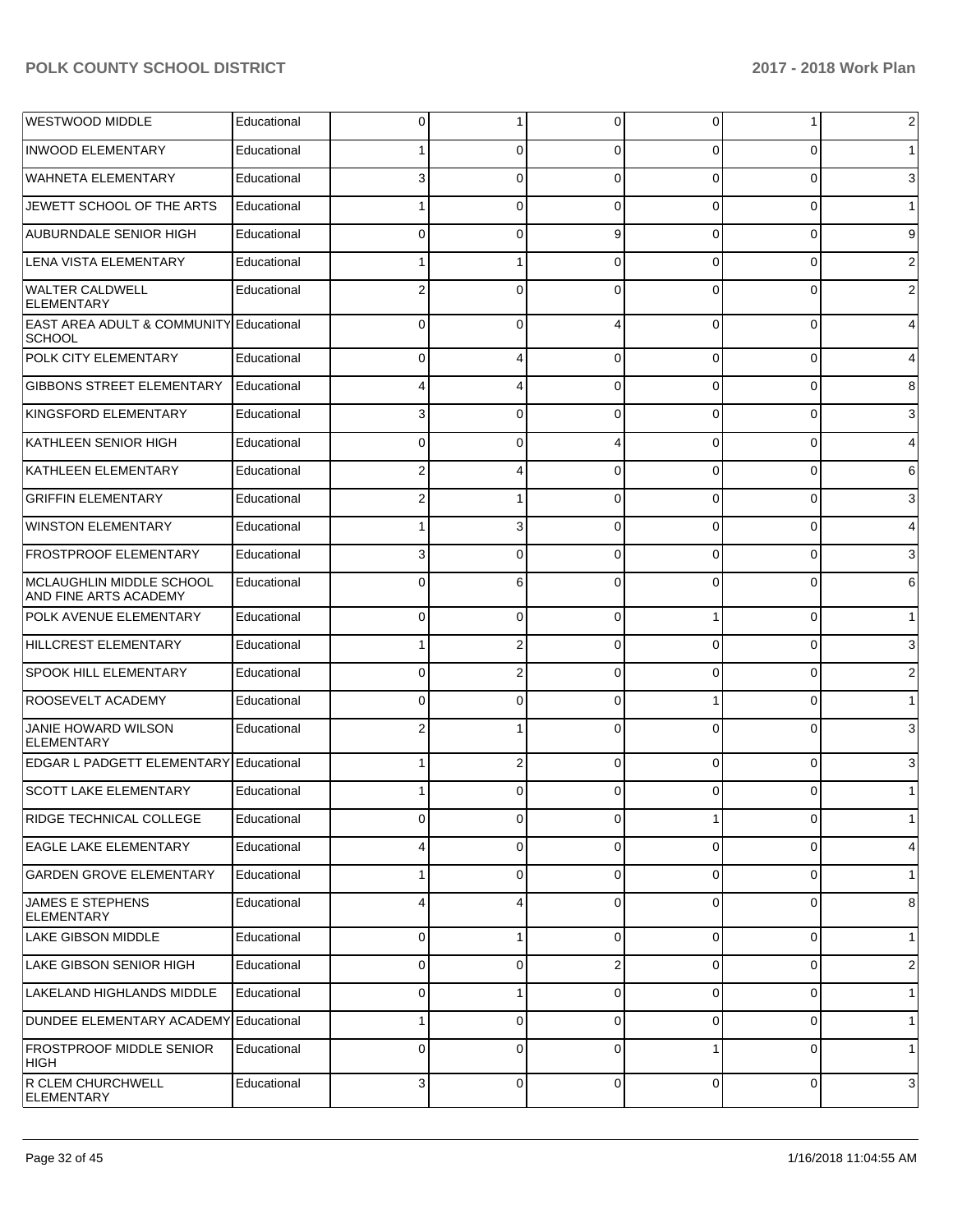| | | | | | | | |
|---|---|---|---|---|---|---|---|
| WESTWOOD MIDDLE | Educational | 0 | 1 | 0 | 0 | 1 | 2 |
| INWOOD ELEMENTARY | Educational | 1 | 0 | 0 | 0 | 0 | 1 |
| WAHNETA ELEMENTARY | Educational | 3 | 0 | 0 | 0 | 0 | 3 |
| JEWETT SCHOOL OF THE ARTS | Educational | 1 | 0 | 0 | 0 | 0 | 1 |
| AUBURNDALE SENIOR HIGH | Educational | 0 | 0 | 9 | 0 | 0 | 9 |
| LENA VISTA ELEMENTARY | Educational | 1 | 1 | 0 | 0 | 0 | 2 |
| WALTER CALDWELL ELEMENTARY | Educational | 2 | 0 | 0 | 0 | 0 | 2 |
| EAST AREA ADULT & COMMUNITY SCHOOL | Educational | 0 | 0 | 4 | 0 | 0 | 4 |
| POLK CITY ELEMENTARY | Educational | 0 | 4 | 0 | 0 | 0 | 4 |
| GIBBONS STREET ELEMENTARY | Educational | 4 | 4 | 0 | 0 | 0 | 8 |
| KINGSFORD ELEMENTARY | Educational | 3 | 0 | 0 | 0 | 0 | 3 |
| KATHLEEN SENIOR HIGH | Educational | 0 | 0 | 4 | 0 | 0 | 4 |
| KATHLEEN ELEMENTARY | Educational | 2 | 4 | 0 | 0 | 0 | 6 |
| GRIFFIN ELEMENTARY | Educational | 2 | 1 | 0 | 0 | 0 | 3 |
| WINSTON ELEMENTARY | Educational | 1 | 3 | 0 | 0 | 0 | 4 |
| FROSTPROOF ELEMENTARY | Educational | 3 | 0 | 0 | 0 | 0 | 3 |
| MCLAUGHLIN MIDDLE SCHOOL AND FINE ARTS ACADEMY | Educational | 0 | 6 | 0 | 0 | 0 | 6 |
| POLK AVENUE ELEMENTARY | Educational | 0 | 0 | 0 | 1 | 0 | 1 |
| HILLCREST ELEMENTARY | Educational | 1 | 2 | 0 | 0 | 0 | 3 |
| SPOOK HILL ELEMENTARY | Educational | 0 | 2 | 0 | 0 | 0 | 2 |
| ROOSEVELT ACADEMY | Educational | 0 | 0 | 0 | 1 | 0 | 1 |
| JANIE HOWARD WILSON ELEMENTARY | Educational | 2 | 1 | 0 | 0 | 0 | 3 |
| EDGAR L PADGETT ELEMENTARY | Educational | 1 | 2 | 0 | 0 | 0 | 3 |
| SCOTT LAKE ELEMENTARY | Educational | 1 | 0 | 0 | 0 | 0 | 1 |
| RIDGE TECHNICAL COLLEGE | Educational | 0 | 0 | 0 | 1 | 0 | 1 |
| EAGLE LAKE ELEMENTARY | Educational | 4 | 0 | 0 | 0 | 0 | 4 |
| GARDEN GROVE ELEMENTARY | Educational | 1 | 0 | 0 | 0 | 0 | 1 |
| JAMES E STEPHENS ELEMENTARY | Educational | 4 | 4 | 0 | 0 | 0 | 8 |
| LAKE GIBSON MIDDLE | Educational | 0 | 1 | 0 | 0 | 0 | 1 |
| LAKE GIBSON SENIOR HIGH | Educational | 0 | 0 | 2 | 0 | 0 | 2 |
| LAKELAND HIGHLANDS MIDDLE | Educational | 0 | 1 | 0 | 0 | 0 | 1 |
| DUNDEE ELEMENTARY ACADEMY | Educational | 1 | 0 | 0 | 0 | 0 | 1 |
| FROSTPROOF MIDDLE SENIOR HIGH | Educational | 0 | 0 | 0 | 1 | 0 | 1 |
| R CLEM CHURCHWELL ELEMENTARY | Educational | 3 | 0 | 0 | 0 | 0 | 3 |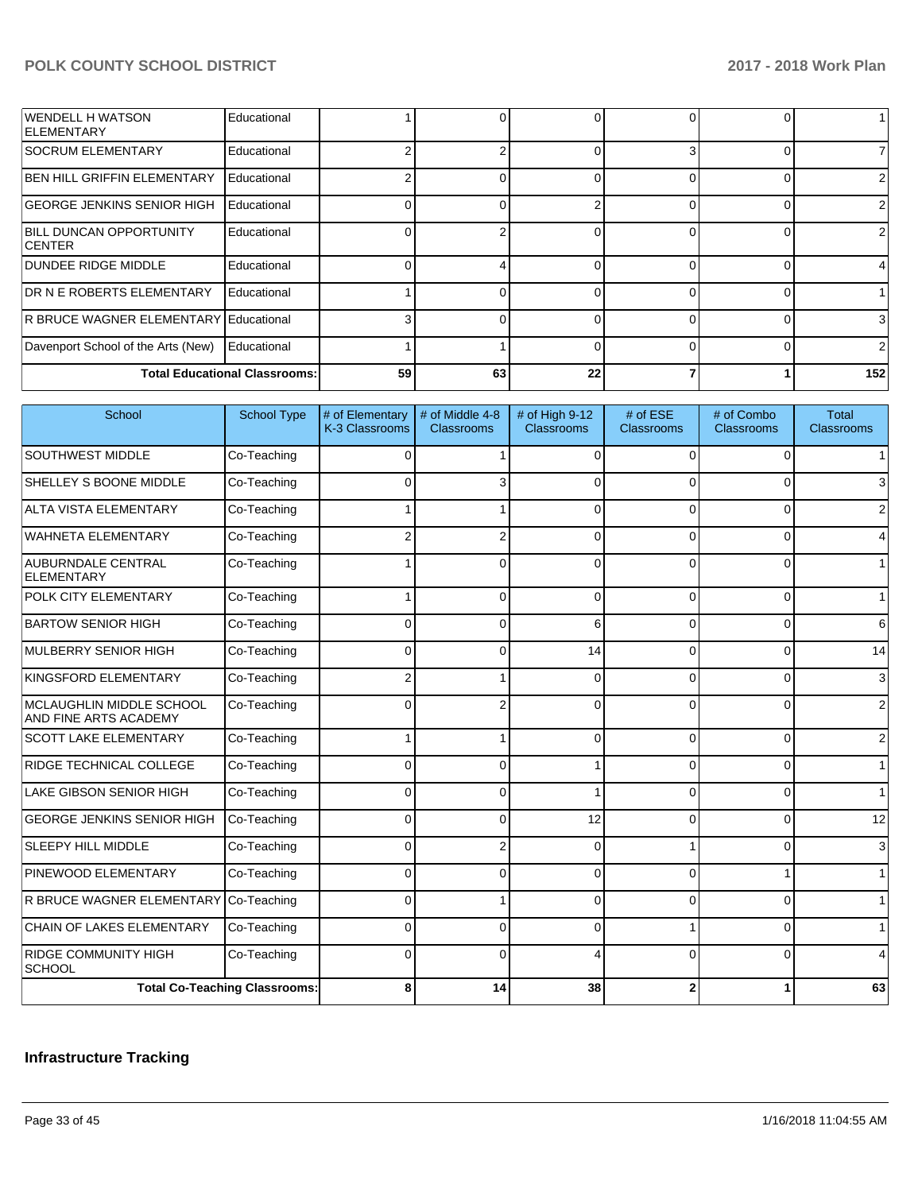| School | School Type | # of Elementary K-3 Classrooms | # of Middle 4-8 Classrooms | # of High 9-12 Classrooms | # of ESE Classrooms | # of Combo Classrooms | Total Classrooms |
|---|---|---|---|---|---|---|---|
| WENDELL H WATSON ELEMENTARY | Educational | 1 | 0 | 0 | 0 | 0 | 1 |
| SOCRUM ELEMENTARY | Educational | 2 | 2 | 0 | 3 | 0 | 7 |
| BEN HILL GRIFFIN ELEMENTARY | Educational | 2 | 0 | 0 | 0 | 0 | 2 |
| GEORGE JENKINS SENIOR HIGH | Educational | 0 | 0 | 2 | 0 | 0 | 2 |
| BILL DUNCAN OPPORTUNITY CENTER | Educational | 0 | 2 | 0 | 0 | 0 | 2 |
| DUNDEE RIDGE MIDDLE | Educational | 0 | 4 | 0 | 0 | 0 | 4 |
| DR N E ROBERTS ELEMENTARY | Educational | 1 | 0 | 0 | 0 | 0 | 1 |
| R BRUCE WAGNER ELEMENTARY | Educational | 3 | 0 | 0 | 0 | 0 | 3 |
| Davenport School of the Arts (New) | Educational | 1 | 1 | 0 | 0 | 0 | 2 |
| Total Educational Classrooms: | | 59 | 63 | 22 | 7 | 1 | 152 |

| School | School Type | # of Elementary K-3 Classrooms | # of Middle 4-8 Classrooms | # of High 9-12 Classrooms | # of ESE Classrooms | # of Combo Classrooms | Total Classrooms |
|---|---|---|---|---|---|---|---|
| SOUTHWEST MIDDLE | Co-Teaching | 0 | 1 | 0 | 0 | 0 | 1 |
| SHELLEY S BOONE MIDDLE | Co-Teaching | 0 | 3 | 0 | 0 | 0 | 3 |
| ALTA VISTA ELEMENTARY | Co-Teaching | 1 | 1 | 0 | 0 | 0 | 2 |
| WAHNETA ELEMENTARY | Co-Teaching | 2 | 2 | 0 | 0 | 0 | 4 |
| AUBURNDALE CENTRAL ELEMENTARY | Co-Teaching | 1 | 0 | 0 | 0 | 0 | 1 |
| POLK CITY ELEMENTARY | Co-Teaching | 1 | 0 | 0 | 0 | 0 | 1 |
| BARTOW SENIOR HIGH | Co-Teaching | 0 | 0 | 6 | 0 | 0 | 6 |
| MULBERRY SENIOR HIGH | Co-Teaching | 0 | 0 | 14 | 0 | 0 | 14 |
| KINGSFORD ELEMENTARY | Co-Teaching | 2 | 1 | 0 | 0 | 0 | 3 |
| MCLAUGHLIN MIDDLE SCHOOL AND FINE ARTS ACADEMY | Co-Teaching | 0 | 2 | 0 | 0 | 0 | 2 |
| SCOTT LAKE ELEMENTARY | Co-Teaching | 1 | 1 | 0 | 0 | 0 | 2 |
| RIDGE TECHNICAL COLLEGE | Co-Teaching | 0 | 0 | 1 | 0 | 0 | 1 |
| LAKE GIBSON SENIOR HIGH | Co-Teaching | 0 | 0 | 1 | 0 | 0 | 1 |
| GEORGE JENKINS SENIOR HIGH | Co-Teaching | 0 | 0 | 12 | 0 | 0 | 12 |
| SLEEPY HILL MIDDLE | Co-Teaching | 0 | 2 | 0 | 1 | 0 | 3 |
| PINEWOOD ELEMENTARY | Co-Teaching | 0 | 0 | 0 | 0 | 1 | 1 |
| R BRUCE WAGNER ELEMENTARY | Co-Teaching | 0 | 1 | 0 | 0 | 0 | 1 |
| CHAIN OF LAKES ELEMENTARY | Co-Teaching | 0 | 0 | 0 | 1 | 0 | 1 |
| RIDGE COMMUNITY HIGH SCHOOL | Co-Teaching | 0 | 0 | 4 | 0 | 0 | 4 |
| Total Co-Teaching Classrooms: | | 8 | 14 | 38 | 2 | 1 | 63 |

## Infrastructure Tracking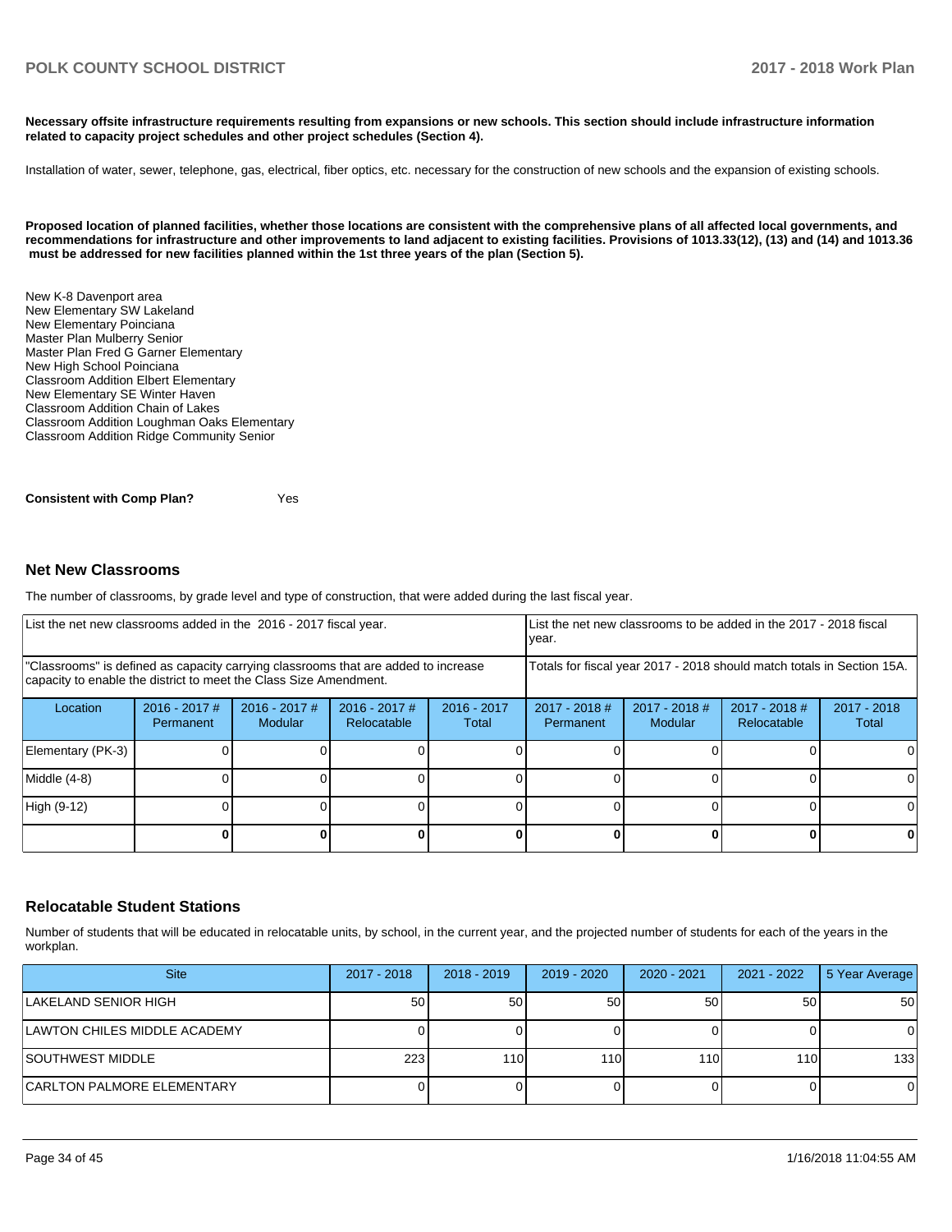**Necessary offsite infrastructure requirements resulting from expansions or new schools. This section should include infrastructure information related to capacity project schedules and other project schedules (Section 4).**

Installation of water, sewer, telephone, gas, electrical, fiber optics, etc. necessary for the construction of new schools and the expansion of existing schools.

**Proposed location of planned facilities, whether those locations are consistent with the comprehensive plans of all affected local governments, and recommendations for infrastructure and other improvements to land adjacent to existing facilities. Provisions of 1013.33(12), (13) and (14) and 1013.36 must be addressed for new facilities planned within the 1st three years of the plan (Section 5).**

New K-8 Davenport area
New Elementary SW Lakeland
New Elementary Poinciana
Master Plan Mulberry Senior
Master Plan Fred G Garner Elementary
New High School Poinciana
Classroom Addition Elbert Elementary
New Elementary SE Winter Haven
Classroom Addition Chain of Lakes
Classroom Addition Loughman Oaks Elementary
Classroom Addition Ridge Community Senior

**Consistent with Comp Plan?** Yes

## Net New Classrooms

The number of classrooms, by grade level and type of construction, that were added during the last fiscal year.

| List the net new classrooms added in the 2016 - 2017 fiscal year. | | | | | List the net new classrooms to be added in the 2017 - 2018 fiscal year. | | | |
|---|---|---|---|---|---|---|---|---|
| "Classrooms" is defined as capacity carrying classrooms that are added to increase capacity to enable the district to meet the Class Size Amendment. | | | | | Totals for fiscal year 2017 - 2018 should match totals in Section 15A. | | | |
| Location | 2016 - 2017 # Permanent | 2016 - 2017 # Modular | 2016 - 2017 # Relocatable | 2016 - 2017 Total | 2017 - 2018 # Permanent | 2017 - 2018 # Modular | 2017 - 2018 # Relocatable | 2017 - 2018 Total |
| Elementary (PK-3) | 0 | 0 | 0 | 0 | 0 | 0 | 0 | 0 |
| Middle (4-8) | 0 | 0 | 0 | 0 | 0 | 0 | 0 | 0 |
| High (9-12) | 0 | 0 | 0 | 0 | 0 | 0 | 0 | 0 |
| | **0** | **0** | **0** | **0** | **0** | **0** | **0** | **0** |

## Relocatable Student Stations

Number of students that will be educated in relocatable units, by school, in the current year, and the projected number of students for each of the years in the workplan.

| Site | 2017 - 2018 | 2018 - 2019 | 2019 - 2020 | 2020 - 2021 | 2021 - 2022 | 5 Year Average |
|---|---|---|---|---|---|---|
| LAKELAND SENIOR HIGH | 50 | 50 | 50 | 50 | 50 | 50 |
| LAWTON CHILES MIDDLE ACADEMY | 0 | 0 | 0 | 0 | 0 | 0 |
| SOUTHWEST MIDDLE | 223 | 110 | 110 | 110 | 110 | 133 |
| CARLTON PALMORE ELEMENTARY | 0 | 0 | 0 | 0 | 0 | 0 |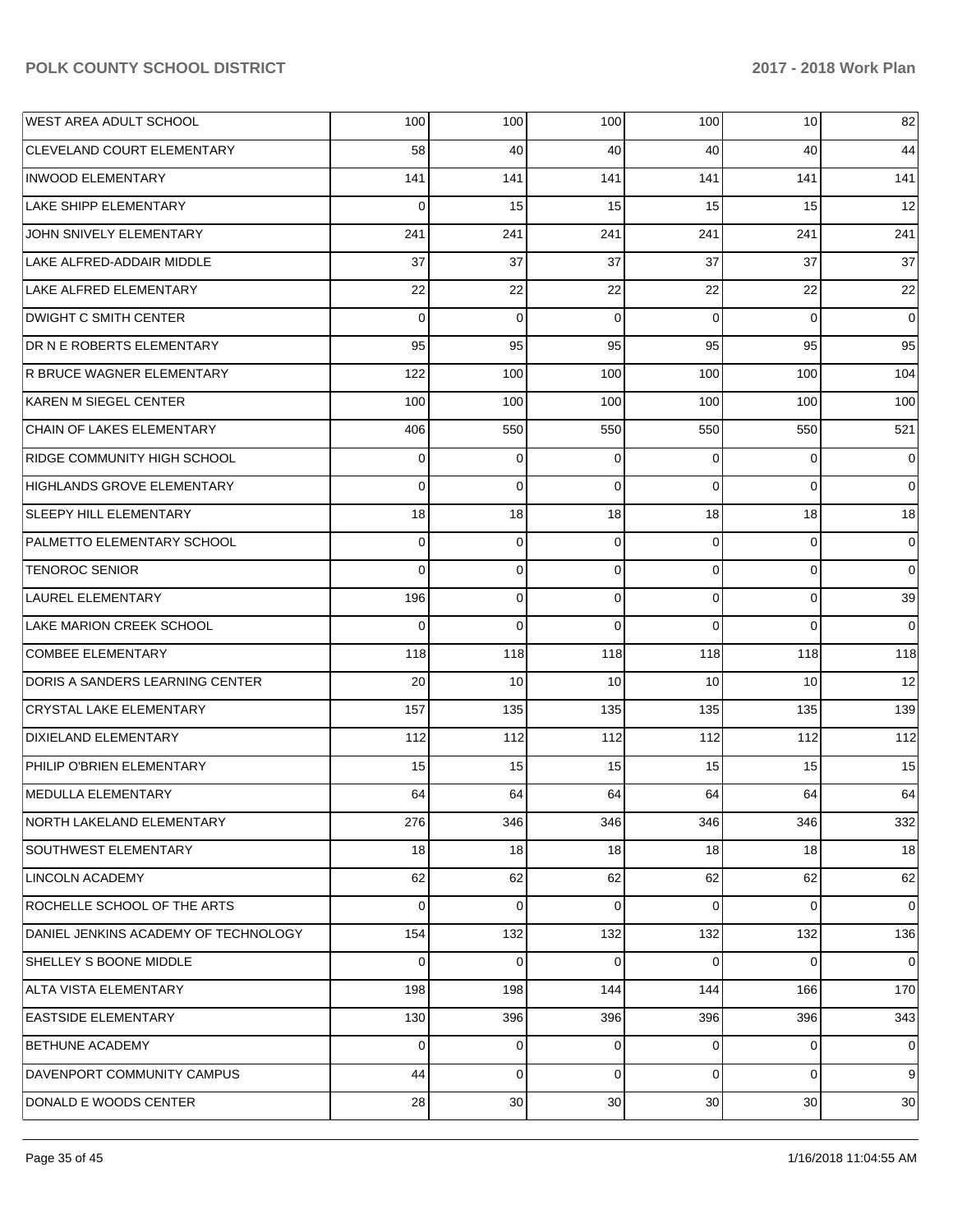| | | | | | | |
|---|---|---|---|---|---|---|
| WEST AREA ADULT SCHOOL | 100 | 100 | 100 | 100 | 10 | 82 |
| CLEVELAND COURT ELEMENTARY | 58 | 40 | 40 | 40 | 40 | 44 |
| INWOOD ELEMENTARY | 141 | 141 | 141 | 141 | 141 | 141 |
| LAKE SHIPP ELEMENTARY | 0 | 15 | 15 | 15 | 15 | 12 |
| JOHN SNIVELY ELEMENTARY | 241 | 241 | 241 | 241 | 241 | 241 |
| LAKE ALFRED-ADDAIR MIDDLE | 37 | 37 | 37 | 37 | 37 | 37 |
| LAKE ALFRED ELEMENTARY | 22 | 22 | 22 | 22 | 22 | 22 |
| DWIGHT C SMITH CENTER | 0 | 0 | 0 | 0 | 0 | 0 |
| DR N E ROBERTS ELEMENTARY | 95 | 95 | 95 | 95 | 95 | 95 |
| R BRUCE WAGNER ELEMENTARY | 122 | 100 | 100 | 100 | 100 | 104 |
| KAREN M SIEGEL CENTER | 100 | 100 | 100 | 100 | 100 | 100 |
| CHAIN OF LAKES ELEMENTARY | 406 | 550 | 550 | 550 | 550 | 521 |
| RIDGE COMMUNITY HIGH SCHOOL | 0 | 0 | 0 | 0 | 0 | 0 |
| HIGHLANDS GROVE ELEMENTARY | 0 | 0 | 0 | 0 | 0 | 0 |
| SLEEPY HILL ELEMENTARY | 18 | 18 | 18 | 18 | 18 | 18 |
| PALMETTO ELEMENTARY SCHOOL | 0 | 0 | 0 | 0 | 0 | 0 |
| TENOROC SENIOR | 0 | 0 | 0 | 0 | 0 | 0 |
| LAUREL ELEMENTARY | 196 | 0 | 0 | 0 | 0 | 39 |
| LAKE MARION CREEK SCHOOL | 0 | 0 | 0 | 0 | 0 | 0 |
| COMBEE ELEMENTARY | 118 | 118 | 118 | 118 | 118 | 118 |
| DORIS A SANDERS LEARNING CENTER | 20 | 10 | 10 | 10 | 10 | 12 |
| CRYSTAL LAKE ELEMENTARY | 157 | 135 | 135 | 135 | 135 | 139 |
| DIXIELAND ELEMENTARY | 112 | 112 | 112 | 112 | 112 | 112 |
| PHILIP O'BRIEN ELEMENTARY | 15 | 15 | 15 | 15 | 15 | 15 |
| MEDULLA ELEMENTARY | 64 | 64 | 64 | 64 | 64 | 64 |
| NORTH LAKELAND ELEMENTARY | 276 | 346 | 346 | 346 | 346 | 332 |
| SOUTHWEST ELEMENTARY | 18 | 18 | 18 | 18 | 18 | 18 |
| LINCOLN ACADEMY | 62 | 62 | 62 | 62 | 62 | 62 |
| ROCHELLE SCHOOL OF THE ARTS | 0 | 0 | 0 | 0 | 0 | 0 |
| DANIEL JENKINS ACADEMY OF TECHNOLOGY | 154 | 132 | 132 | 132 | 132 | 136 |
| SHELLEY S BOONE MIDDLE | 0 | 0 | 0 | 0 | 0 | 0 |
| ALTA VISTA ELEMENTARY | 198 | 198 | 144 | 144 | 166 | 170 |
| EASTSIDE ELEMENTARY | 130 | 396 | 396 | 396 | 396 | 343 |
| BETHUNE ACADEMY | 0 | 0 | 0 | 0 | 0 | 0 |
| DAVENPORT COMMUNITY CAMPUS | 44 | 0 | 0 | 0 | 0 | 9 |
| DONALD E WOODS CENTER | 28 | 30 | 30 | 30 | 30 | 30 |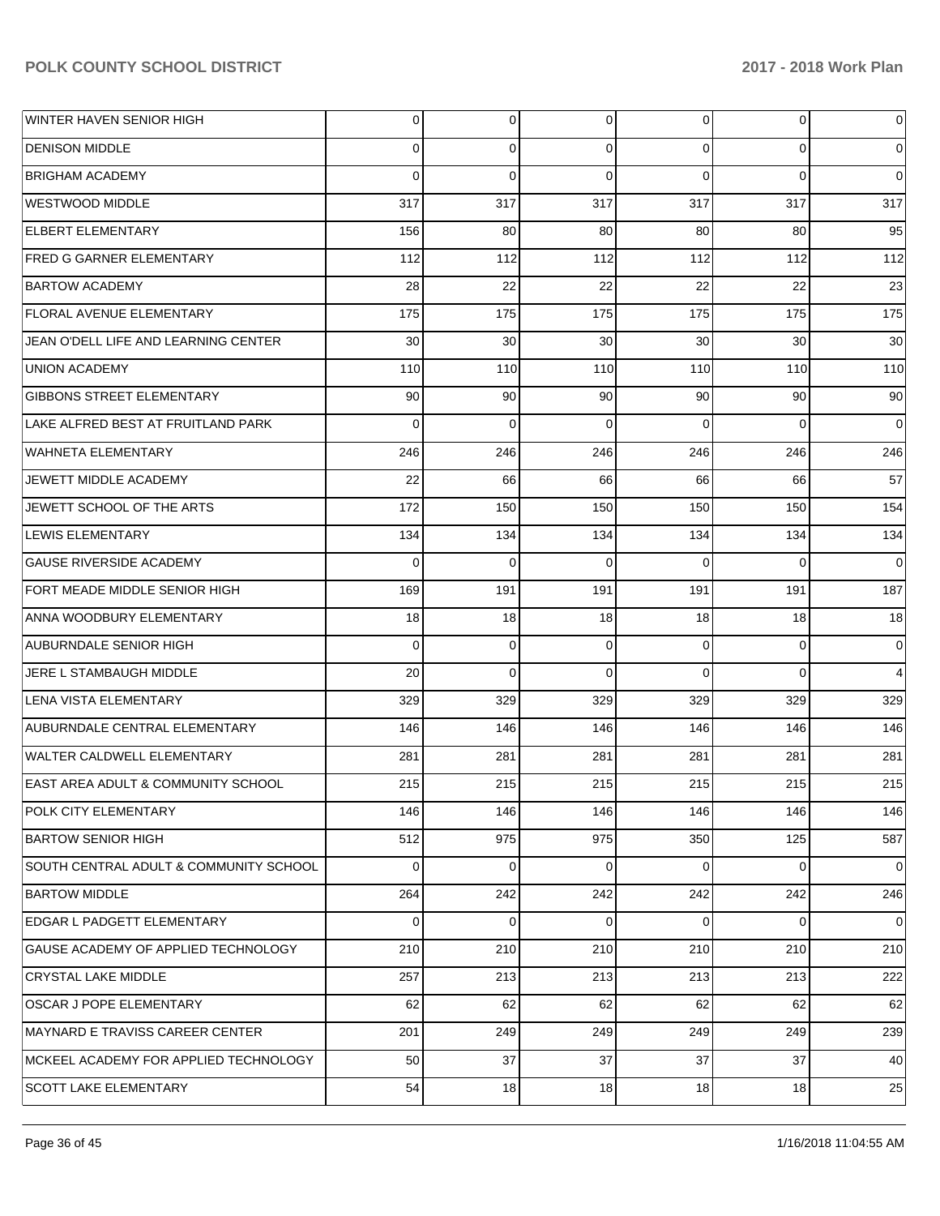| | | | | | | |
|---|---|---|---|---|---|---|
| WINTER HAVEN SENIOR HIGH | 0 | 0 | 0 | 0 | 0 | 0 |
| DENISON MIDDLE | 0 | 0 | 0 | 0 | 0 | 0 |
| BRIGHAM ACADEMY | 0 | 0 | 0 | 0 | 0 | 0 |
| WESTWOOD MIDDLE | 317 | 317 | 317 | 317 | 317 | 317 |
| ELBERT ELEMENTARY | 156 | 80 | 80 | 80 | 80 | 95 |
| FRED G GARNER ELEMENTARY | 112 | 112 | 112 | 112 | 112 | 112 |
| BARTOW ACADEMY | 28 | 22 | 22 | 22 | 22 | 23 |
| FLORAL AVENUE ELEMENTARY | 175 | 175 | 175 | 175 | 175 | 175 |
| JEAN O'DELL LIFE AND LEARNING CENTER | 30 | 30 | 30 | 30 | 30 | 30 |
| UNION ACADEMY | 110 | 110 | 110 | 110 | 110 | 110 |
| GIBBONS STREET ELEMENTARY | 90 | 90 | 90 | 90 | 90 | 90 |
| LAKE ALFRED BEST AT FRUITLAND PARK | 0 | 0 | 0 | 0 | 0 | 0 |
| WAHNETA ELEMENTARY | 246 | 246 | 246 | 246 | 246 | 246 |
| JEWETT MIDDLE ACADEMY | 22 | 66 | 66 | 66 | 66 | 57 |
| JEWETT SCHOOL OF THE ARTS | 172 | 150 | 150 | 150 | 150 | 154 |
| LEWIS ELEMENTARY | 134 | 134 | 134 | 134 | 134 | 134 |
| GAUSE RIVERSIDE ACADEMY | 0 | 0 | 0 | 0 | 0 | 0 |
| FORT MEADE MIDDLE SENIOR HIGH | 169 | 191 | 191 | 191 | 191 | 187 |
| ANNA WOODBURY ELEMENTARY | 18 | 18 | 18 | 18 | 18 | 18 |
| AUBURNDALE SENIOR HIGH | 0 | 0 | 0 | 0 | 0 | 0 |
| JERE L STAMBAUGH MIDDLE | 20 | 0 | 0 | 0 | 0 | 4 |
| LENA VISTA ELEMENTARY | 329 | 329 | 329 | 329 | 329 | 329 |
| AUBURNDALE CENTRAL ELEMENTARY | 146 | 146 | 146 | 146 | 146 | 146 |
| WALTER CALDWELL ELEMENTARY | 281 | 281 | 281 | 281 | 281 | 281 |
| EAST AREA ADULT & COMMUNITY SCHOOL | 215 | 215 | 215 | 215 | 215 | 215 |
| POLK CITY ELEMENTARY | 146 | 146 | 146 | 146 | 146 | 146 |
| BARTOW SENIOR HIGH | 512 | 975 | 975 | 350 | 125 | 587 |
| SOUTH CENTRAL ADULT & COMMUNITY SCHOOL | 0 | 0 | 0 | 0 | 0 | 0 |
| BARTOW MIDDLE | 264 | 242 | 242 | 242 | 242 | 246 |
| EDGAR L PADGETT ELEMENTARY | 0 | 0 | 0 | 0 | 0 | 0 |
| GAUSE ACADEMY OF APPLIED TECHNOLOGY | 210 | 210 | 210 | 210 | 210 | 210 |
| CRYSTAL LAKE MIDDLE | 257 | 213 | 213 | 213 | 213 | 222 |
| OSCAR J POPE ELEMENTARY | 62 | 62 | 62 | 62 | 62 | 62 |
| MAYNARD E TRAVISS CAREER CENTER | 201 | 249 | 249 | 249 | 249 | 239 |
| MCKEEL ACADEMY FOR APPLIED TECHNOLOGY | 50 | 37 | 37 | 37 | 37 | 40 |
| SCOTT LAKE ELEMENTARY | 54 | 18 | 18 | 18 | 18 | 25 |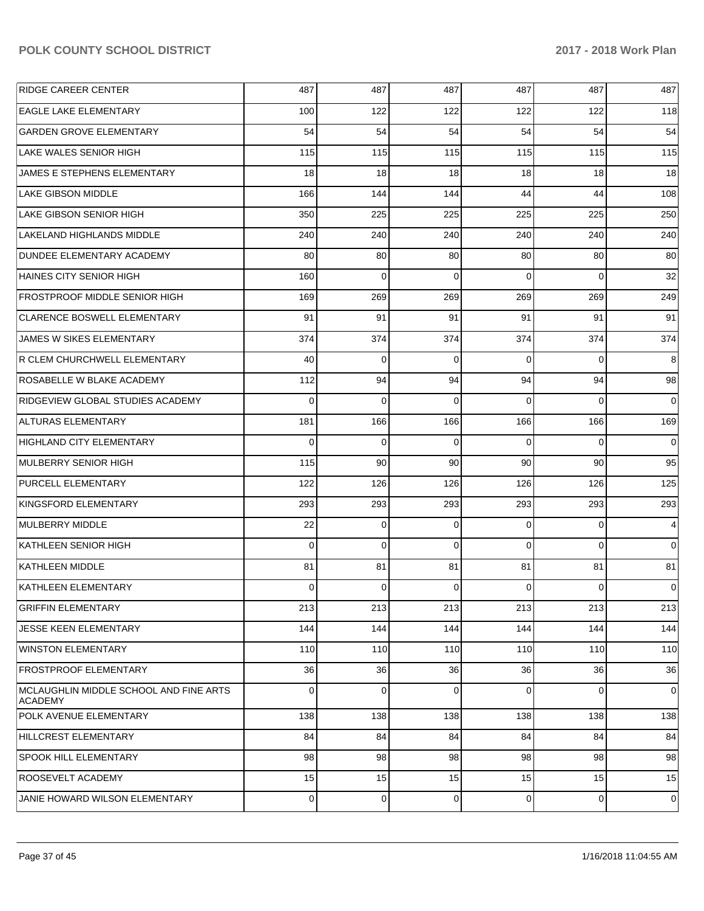| | | | | | | |
|---|---|---|---|---|---|---|
| RIDGE CAREER CENTER | 487 | 487 | 487 | 487 | 487 | 487 |
| EAGLE LAKE ELEMENTARY | 100 | 122 | 122 | 122 | 122 | 118 |
| GARDEN GROVE ELEMENTARY | 54 | 54 | 54 | 54 | 54 | 54 |
| LAKE WALES SENIOR HIGH | 115 | 115 | 115 | 115 | 115 | 115 |
| JAMES E STEPHENS ELEMENTARY | 18 | 18 | 18 | 18 | 18 | 18 |
| LAKE GIBSON MIDDLE | 166 | 144 | 144 | 44 | 44 | 108 |
| LAKE GIBSON SENIOR HIGH | 350 | 225 | 225 | 225 | 225 | 250 |
| LAKELAND HIGHLANDS MIDDLE | 240 | 240 | 240 | 240 | 240 | 240 |
| DUNDEE ELEMENTARY ACADEMY | 80 | 80 | 80 | 80 | 80 | 80 |
| HAINES CITY SENIOR HIGH | 160 | 0 | 0 | 0 | 0 | 32 |
| FROSTPROOF MIDDLE SENIOR HIGH | 169 | 269 | 269 | 269 | 269 | 249 |
| CLARENCE BOSWELL ELEMENTARY | 91 | 91 | 91 | 91 | 91 | 91 |
| JAMES W SIKES ELEMENTARY | 374 | 374 | 374 | 374 | 374 | 374 |
| R CLEM CHURCHWELL ELEMENTARY | 40 | 0 | 0 | 0 | 0 | 8 |
| ROSABELLE W BLAKE ACADEMY | 112 | 94 | 94 | 94 | 94 | 98 |
| RIDGEVIEW GLOBAL STUDIES ACADEMY | 0 | 0 | 0 | 0 | 0 | 0 |
| ALTURAS ELEMENTARY | 181 | 166 | 166 | 166 | 166 | 169 |
| HIGHLAND CITY ELEMENTARY | 0 | 0 | 0 | 0 | 0 | 0 |
| MULBERRY SENIOR HIGH | 115 | 90 | 90 | 90 | 90 | 95 |
| PURCELL ELEMENTARY | 122 | 126 | 126 | 126 | 126 | 125 |
| KINGSFORD ELEMENTARY | 293 | 293 | 293 | 293 | 293 | 293 |
| MULBERRY MIDDLE | 22 | 0 | 0 | 0 | 0 | 4 |
| KATHLEEN SENIOR HIGH | 0 | 0 | 0 | 0 | 0 | 0 |
| KATHLEEN MIDDLE | 81 | 81 | 81 | 81 | 81 | 81 |
| KATHLEEN ELEMENTARY | 0 | 0 | 0 | 0 | 0 | 0 |
| GRIFFIN ELEMENTARY | 213 | 213 | 213 | 213 | 213 | 213 |
| JESSE KEEN ELEMENTARY | 144 | 144 | 144 | 144 | 144 | 144 |
| WINSTON ELEMENTARY | 110 | 110 | 110 | 110 | 110 | 110 |
| FROSTPROOF ELEMENTARY | 36 | 36 | 36 | 36 | 36 | 36 |
| MCLAUGHLIN MIDDLE SCHOOL AND FINE ARTS ACADEMY | 0 | 0 | 0 | 0 | 0 | 0 |
| POLK AVENUE ELEMENTARY | 138 | 138 | 138 | 138 | 138 | 138 |
| HILLCREST ELEMENTARY | 84 | 84 | 84 | 84 | 84 | 84 |
| SPOOK HILL ELEMENTARY | 98 | 98 | 98 | 98 | 98 | 98 |
| ROOSEVELT ACADEMY | 15 | 15 | 15 | 15 | 15 | 15 |
| JANIE HOWARD WILSON ELEMENTARY | 0 | 0 | 0 | 0 | 0 | 0 |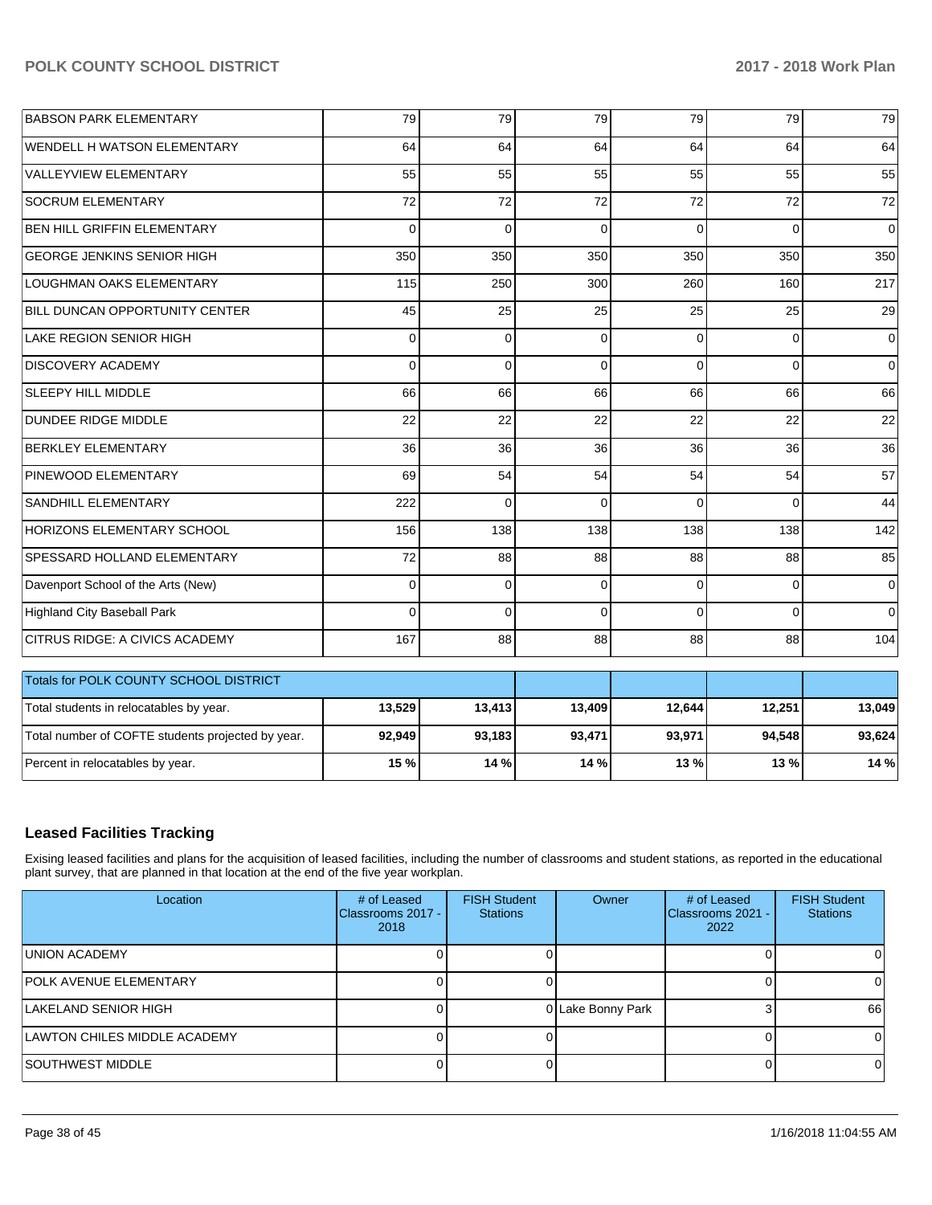| | | | | | | |
|---|---|---|---|---|---|---|
| BABSON PARK ELEMENTARY | 79 | 79 | 79 | 79 | 79 | 79 |
| WENDELL H WATSON ELEMENTARY | 64 | 64 | 64 | 64 | 64 | 64 |
| VALLEYVIEW ELEMENTARY | 55 | 55 | 55 | 55 | 55 | 55 |
| SOCRUM ELEMENTARY | 72 | 72 | 72 | 72 | 72 | 72 |
| BEN HILL GRIFFIN ELEMENTARY | 0 | 0 | 0 | 0 | 0 | 0 |
| GEORGE JENKINS SENIOR HIGH | 350 | 350 | 350 | 350 | 350 | 350 |
| LOUGHMAN OAKS ELEMENTARY | 115 | 250 | 300 | 260 | 160 | 217 |
| BILL DUNCAN OPPORTUNITY CENTER | 45 | 25 | 25 | 25 | 25 | 29 |
| LAKE REGION SENIOR HIGH | 0 | 0 | 0 | 0 | 0 | 0 |
| DISCOVERY ACADEMY | 0 | 0 | 0 | 0 | 0 | 0 |
| SLEEPY HILL MIDDLE | 66 | 66 | 66 | 66 | 66 | 66 |
| DUNDEE RIDGE MIDDLE | 22 | 22 | 22 | 22 | 22 | 22 |
| BERKLEY ELEMENTARY | 36 | 36 | 36 | 36 | 36 | 36 |
| PINEWOOD ELEMENTARY | 69 | 54 | 54 | 54 | 54 | 57 |
| SANDHILL ELEMENTARY | 222 | 0 | 0 | 0 | 0 | 44 |
| HORIZONS ELEMENTARY SCHOOL | 156 | 138 | 138 | 138 | 138 | 142 |
| SPESSARD HOLLAND ELEMENTARY | 72 | 88 | 88 | 88 | 88 | 85 |
| Davenport School of the Arts (New) | 0 | 0 | 0 | 0 | 0 | 0 |
| Highland City Baseball Park | 0 | 0 | 0 | 0 | 0 | 0 |
| CITRUS RIDGE: A CIVICS ACADEMY | 167 | 88 | 88 | 88 | 88 | 104 |

| Totals for POLK COUNTY SCHOOL DISTRICT | | | | | | |
|---|---|---|---|---|---|---|
| Total students in relocatables by year. | **13,529** | **13,413** | **13,409** | **12,644** | **12,251** | **13,049** |
| Total number of COFTE students projected by year. | **92,949** | **93,183** | **93,471** | **93,971** | **94,548** | **93,624** |
| Percent in relocatables by year. | **15 %** | **14 %** | **14 %** | **13 %** | **13 %** | **14 %** |

## Leased Facilities Tracking

Exising leased facilities and plans for the acquisition of leased facilities, including the number of classrooms and student stations, as reported in the educational plant survey, that are planned in that location at the end of the five year workplan.

| Location | # of Leased Classrooms 2017 - 2018 | FISH Student Stations | Owner | # of Leased Classrooms 2021 - 2022 | FISH Student Stations |
|---|---|---|---|---|---|
| UNION ACADEMY | 0 | 0 | | 0 | 0 |
| POLK AVENUE ELEMENTARY | 0 | 0 | | 0 | 0 |
| LAKELAND SENIOR HIGH | 0 | 0 | Lake Bonny Park | 3 | 66 |
| LAWTON CHILES MIDDLE ACADEMY | 0 | 0 | | 0 | 0 |
| SOUTHWEST MIDDLE | 0 | 0 | | 0 | 0 |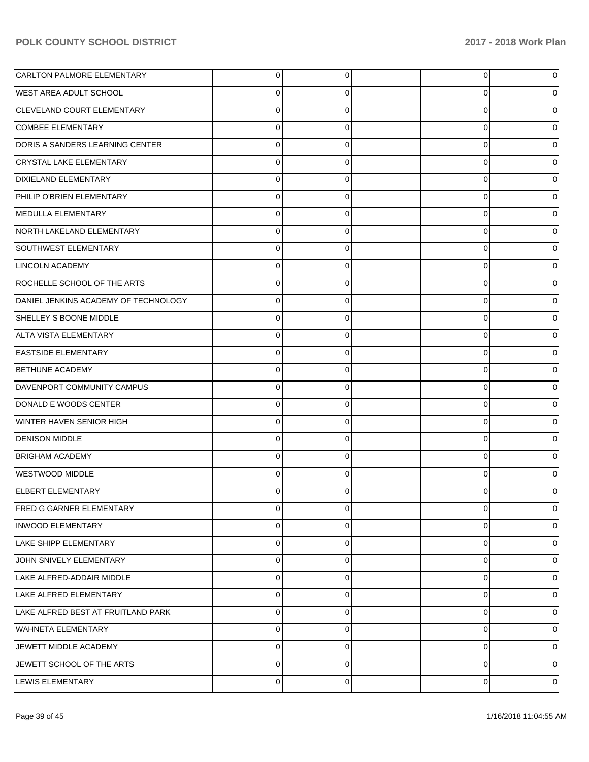| | | | | | |
|---|---|---|---|---|---|
| CARLTON PALMORE ELEMENTARY | 0 | 0 | | 0 | 0 |
| WEST AREA ADULT SCHOOL | 0 | 0 | | 0 | 0 |
| CLEVELAND COURT ELEMENTARY | 0 | 0 | | 0 | 0 |
| COMBEE ELEMENTARY | 0 | 0 | | 0 | 0 |
| DORIS A SANDERS LEARNING CENTER | 0 | 0 | | 0 | 0 |
| CRYSTAL LAKE ELEMENTARY | 0 | 0 | | 0 | 0 |
| DIXIELAND ELEMENTARY | 0 | 0 | | 0 | 0 |
| PHILIP O'BRIEN ELEMENTARY | 0 | 0 | | 0 | 0 |
| MEDULLA ELEMENTARY | 0 | 0 | | 0 | 0 |
| NORTH LAKELAND ELEMENTARY | 0 | 0 | | 0 | 0 |
| SOUTHWEST ELEMENTARY | 0 | 0 | | 0 | 0 |
| LINCOLN ACADEMY | 0 | 0 | | 0 | 0 |
| ROCHELLE SCHOOL OF THE ARTS | 0 | 0 | | 0 | 0 |
| DANIEL JENKINS ACADEMY OF TECHNOLOGY | 0 | 0 | | 0 | 0 |
| SHELLEY S BOONE MIDDLE | 0 | 0 | | 0 | 0 |
| ALTA VISTA ELEMENTARY | 0 | 0 | | 0 | 0 |
| EASTSIDE ELEMENTARY | 0 | 0 | | 0 | 0 |
| BETHUNE ACADEMY | 0 | 0 | | 0 | 0 |
| DAVENPORT COMMUNITY CAMPUS | 0 | 0 | | 0 | 0 |
| DONALD E WOODS CENTER | 0 | 0 | | 0 | 0 |
| WINTER HAVEN SENIOR HIGH | 0 | 0 | | 0 | 0 |
| DENISON MIDDLE | 0 | 0 | | 0 | 0 |
| BRIGHAM ACADEMY | 0 | 0 | | 0 | 0 |
| WESTWOOD MIDDLE | 0 | 0 | | 0 | 0 |
| ELBERT ELEMENTARY | 0 | 0 | | 0 | 0 |
| FRED G GARNER ELEMENTARY | 0 | 0 | | 0 | 0 |
| INWOOD ELEMENTARY | 0 | 0 | | 0 | 0 |
| LAKE SHIPP ELEMENTARY | 0 | 0 | | 0 | 0 |
| JOHN SNIVELY ELEMENTARY | 0 | 0 | | 0 | 0 |
| LAKE ALFRED-ADDAIR MIDDLE | 0 | 0 | | 0 | 0 |
| LAKE ALFRED ELEMENTARY | 0 | 0 | | 0 | 0 |
| LAKE ALFRED BEST AT FRUITLAND PARK | 0 | 0 | | 0 | 0 |
| WAHNETA ELEMENTARY | 0 | 0 | | 0 | 0 |
| JEWETT MIDDLE ACADEMY | 0 | 0 | | 0 | 0 |
| JEWETT SCHOOL OF THE ARTS | 0 | 0 | | 0 | 0 |
| LEWIS ELEMENTARY | 0 | 0 | | 0 | 0 |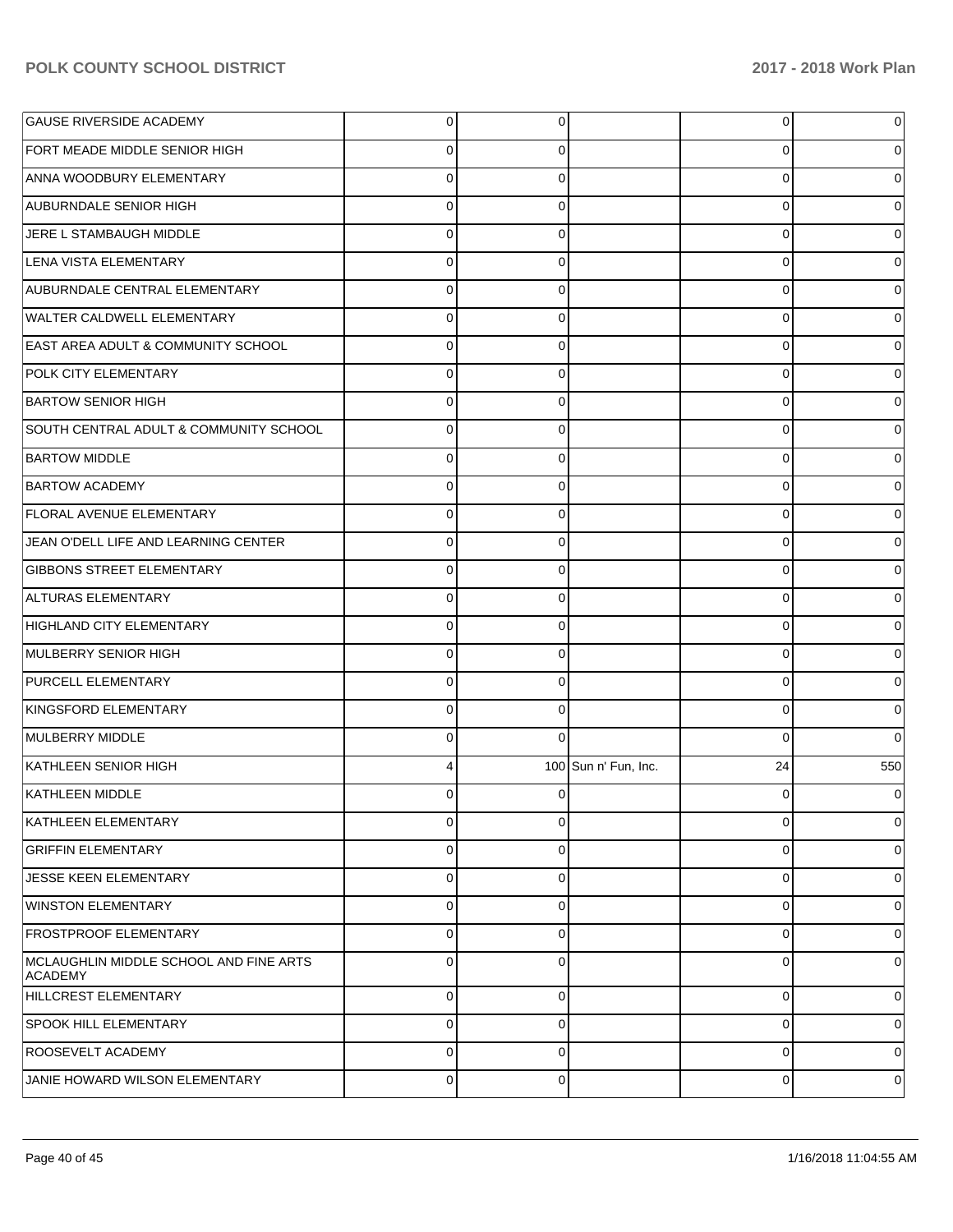| | | | | | |
|---|---|---|---|---|---|
| GAUSE RIVERSIDE ACADEMY | 0 | 0 | | 0 | 0 |
| FORT MEADE MIDDLE SENIOR HIGH | 0 | 0 | | 0 | 0 |
| ANNA WOODBURY ELEMENTARY | 0 | 0 | | 0 | 0 |
| AUBURNDALE SENIOR HIGH | 0 | 0 | | 0 | 0 |
| JERE L STAMBAUGH MIDDLE | 0 | 0 | | 0 | 0 |
| LENA VISTA ELEMENTARY | 0 | 0 | | 0 | 0 |
| AUBURNDALE CENTRAL ELEMENTARY | 0 | 0 | | 0 | 0 |
| WALTER CALDWELL ELEMENTARY | 0 | 0 | | 0 | 0 |
| EAST AREA ADULT & COMMUNITY SCHOOL | 0 | 0 | | 0 | 0 |
| POLK CITY ELEMENTARY | 0 | 0 | | 0 | 0 |
| BARTOW SENIOR HIGH | 0 | 0 | | 0 | 0 |
| SOUTH CENTRAL ADULT & COMMUNITY SCHOOL | 0 | 0 | | 0 | 0 |
| BARTOW MIDDLE | 0 | 0 | | 0 | 0 |
| BARTOW ACADEMY | 0 | 0 | | 0 | 0 |
| FLORAL AVENUE ELEMENTARY | 0 | 0 | | 0 | 0 |
| JEAN O'DELL LIFE AND LEARNING CENTER | 0 | 0 | | 0 | 0 |
| GIBBONS STREET ELEMENTARY | 0 | 0 | | 0 | 0 |
| ALTURAS ELEMENTARY | 0 | 0 | | 0 | 0 |
| HIGHLAND CITY ELEMENTARY | 0 | 0 | | 0 | 0 |
| MULBERRY SENIOR HIGH | 0 | 0 | | 0 | 0 |
| PURCELL ELEMENTARY | 0 | 0 | | 0 | 0 |
| KINGSFORD ELEMENTARY | 0 | 0 | | 0 | 0 |
| MULBERRY MIDDLE | 0 | 0 | | 0 | 0 |
| KATHLEEN SENIOR HIGH | 4 | 100 | Sun n' Fun, Inc. | 24 | 550 |
| KATHLEEN MIDDLE | 0 | 0 | | 0 | 0 |
| KATHLEEN ELEMENTARY | 0 | 0 | | 0 | 0 |
| GRIFFIN ELEMENTARY | 0 | 0 | | 0 | 0 |
| JESSE KEEN ELEMENTARY | 0 | 0 | | 0 | 0 |
| WINSTON ELEMENTARY | 0 | 0 | | 0 | 0 |
| FROSTPROOF ELEMENTARY | 0 | 0 | | 0 | 0 |
| MCLAUGHLIN MIDDLE SCHOOL AND FINE ARTS ACADEMY | 0 | 0 | | 0 | 0 |
| HILLCREST ELEMENTARY | 0 | 0 | | 0 | 0 |
| SPOOK HILL ELEMENTARY | 0 | 0 | | 0 | 0 |
| ROOSEVELT ACADEMY | 0 | 0 | | 0 | 0 |
| JANIE HOWARD WILSON ELEMENTARY | 0 | 0 | | 0 | 0 |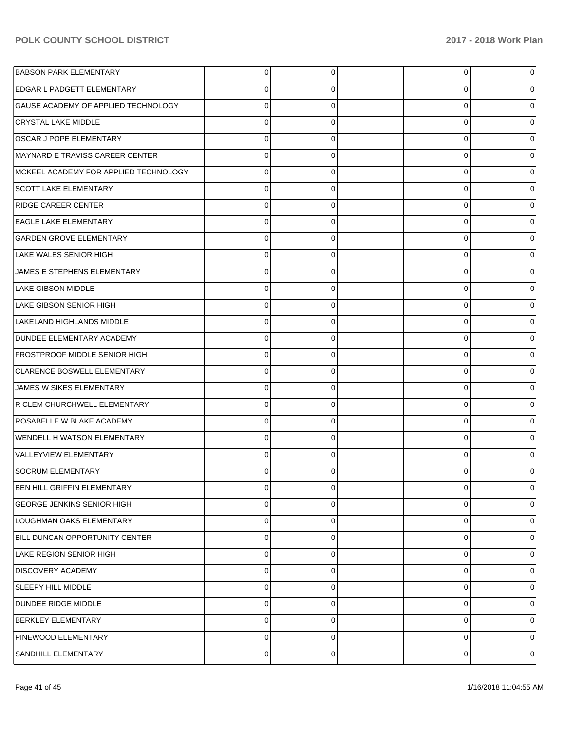| | | | | | |
|---|---|---|---|---|---|
| BABSON PARK ELEMENTARY | 0 | 0 | | 0 | 0 |
| EDGAR L PADGETT ELEMENTARY | 0 | 0 | | 0 | 0 |
| GAUSE ACADEMY OF APPLIED TECHNOLOGY | 0 | 0 | | 0 | 0 |
| CRYSTAL LAKE MIDDLE | 0 | 0 | | 0 | 0 |
| OSCAR J POPE ELEMENTARY | 0 | 0 | | 0 | 0 |
| MAYNARD E TRAVISS CAREER CENTER | 0 | 0 | | 0 | 0 |
| MCKEEL ACADEMY FOR APPLIED TECHNOLOGY | 0 | 0 | | 0 | 0 |
| SCOTT LAKE ELEMENTARY | 0 | 0 | | 0 | 0 |
| RIDGE CAREER CENTER | 0 | 0 | | 0 | 0 |
| EAGLE LAKE ELEMENTARY | 0 | 0 | | 0 | 0 |
| GARDEN GROVE ELEMENTARY | 0 | 0 | | 0 | 0 |
| LAKE WALES SENIOR HIGH | 0 | 0 | | 0 | 0 |
| JAMES E STEPHENS ELEMENTARY | 0 | 0 | | 0 | 0 |
| LAKE GIBSON MIDDLE | 0 | 0 | | 0 | 0 |
| LAKE GIBSON SENIOR HIGH | 0 | 0 | | 0 | 0 |
| LAKELAND HIGHLANDS MIDDLE | 0 | 0 | | 0 | 0 |
| DUNDEE ELEMENTARY ACADEMY | 0 | 0 | | 0 | 0 |
| FROSTPROOF MIDDLE SENIOR HIGH | 0 | 0 | | 0 | 0 |
| CLARENCE BOSWELL ELEMENTARY | 0 | 0 | | 0 | 0 |
| JAMES W SIKES ELEMENTARY | 0 | 0 | | 0 | 0 |
| R CLEM CHURCHWELL ELEMENTARY | 0 | 0 | | 0 | 0 |
| ROSABELLE W BLAKE ACADEMY | 0 | 0 | | 0 | 0 |
| WENDELL H WATSON ELEMENTARY | 0 | 0 | | 0 | 0 |
| VALLEYVIEW ELEMENTARY | 0 | 0 | | 0 | 0 |
| SOCRUM ELEMENTARY | 0 | 0 | | 0 | 0 |
| BEN HILL GRIFFIN ELEMENTARY | 0 | 0 | | 0 | 0 |
| GEORGE JENKINS SENIOR HIGH | 0 | 0 | | 0 | 0 |
| LOUGHMAN OAKS ELEMENTARY | 0 | 0 | | 0 | 0 |
| BILL DUNCAN OPPORTUNITY CENTER | 0 | 0 | | 0 | 0 |
| LAKE REGION SENIOR HIGH | 0 | 0 | | 0 | 0 |
| DISCOVERY ACADEMY | 0 | 0 | | 0 | 0 |
| SLEEPY HILL MIDDLE | 0 | 0 | | 0 | 0 |
| DUNDEE RIDGE MIDDLE | 0 | 0 | | 0 | 0 |
| BERKLEY ELEMENTARY | 0 | 0 | | 0 | 0 |
| PINEWOOD ELEMENTARY | 0 | 0 | | 0 | 0 |
| SANDHILL ELEMENTARY | 0 | 0 | | 0 | 0 |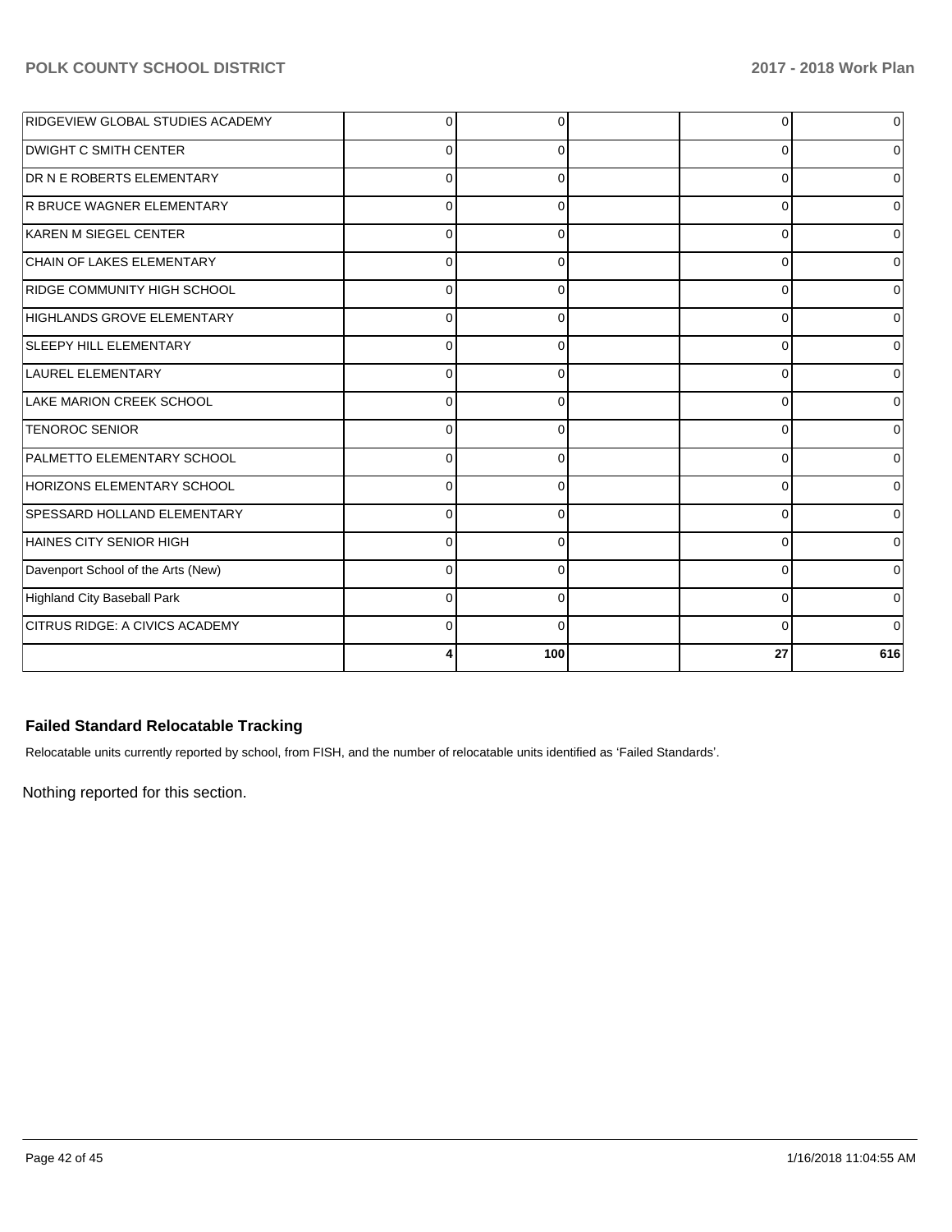| | | | | | |
|---|---|---|---|---|---|
| RIDGEVIEW GLOBAL STUDIES ACADEMY | 0 | 0 | | 0 | 0 |
| DWIGHT C SMITH CENTER | 0 | 0 | | 0 | 0 |
| DR N E ROBERTS ELEMENTARY | 0 | 0 | | 0 | 0 |
| R BRUCE WAGNER ELEMENTARY | 0 | 0 | | 0 | 0 |
| KAREN M SIEGEL CENTER | 0 | 0 | | 0 | 0 |
| CHAIN OF LAKES ELEMENTARY | 0 | 0 | | 0 | 0 |
| RIDGE COMMUNITY HIGH SCHOOL | 0 | 0 | | 0 | 0 |
| HIGHLANDS GROVE ELEMENTARY | 0 | 0 | | 0 | 0 |
| SLEEPY HILL ELEMENTARY | 0 | 0 | | 0 | 0 |
| LAUREL ELEMENTARY | 0 | 0 | | 0 | 0 |
| LAKE MARION CREEK SCHOOL | 0 | 0 | | 0 | 0 |
| TENOROC SENIOR | 0 | 0 | | 0 | 0 |
| PALMETTO ELEMENTARY SCHOOL | 0 | 0 | | 0 | 0 |
| HORIZONS ELEMENTARY SCHOOL | 0 | 0 | | 0 | 0 |
| SPESSARD HOLLAND ELEMENTARY | 0 | 0 | | 0 | 0 |
| HAINES CITY SENIOR HIGH | 0 | 0 | | 0 | 0 |
| Davenport School of the Arts (New) | 0 | 0 | | 0 | 0 |
| Highland City Baseball Park | 0 | 0 | | 0 | 0 |
| CITRUS RIDGE: A CIVICS ACADEMY | 0 | 0 | | 0 | 0 |
| | **4** | **100** | | **27** | **616** |

### Failed Standard Relocatable Tracking

Relocatable units currently reported by school, from FISH, and the number of relocatable units identified as 'Failed Standards'.

Nothing reported for this section.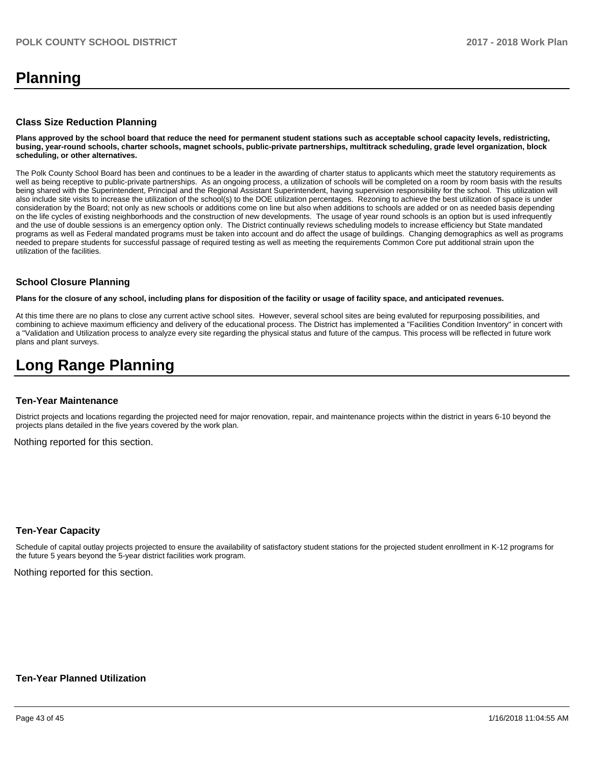# Planning

### Class Size Reduction Planning

**Plans approved by the school board that reduce the need for permanent student stations such as acceptable school capacity levels, redistricting, busing, year-round schools, charter schools, magnet schools, public-private partnerships, multitrack scheduling, grade level organization, block scheduling, or other alternatives.**

The Polk County School Board has been and continues to be a leader in the awarding of charter status to applicants which meet the statutory requirements as well as being receptive to public-private partnerships. As an ongoing process, a utilization of schools will be completed on a room by room basis with the results being shared with the Superintendent, Principal and the Regional Assistant Superintendent, having supervision responsibility for the school. This utilization will also include site visits to increase the utilization of the school(s) to the DOE utilization percentages. Rezoning to achieve the best utilization of space is under consideration by the Board; not only as new schools or additions come on line but also when additions to schools are added or on as needed basis depending on the life cycles of existing neighborhoods and the construction of new developments. The usage of year round schools is an option but is used infrequently and the use of double sessions is an emergency option only. The District continually reviews scheduling models to increase efficiency but State mandated programs as well as Federal mandated programs must be taken into account and do affect the usage of buildings. Changing demographics as well as programs needed to prepare students for successful passage of required testing as well as meeting the requirements Common Core put additional strain upon the utilization of the facilities.

### School Closure Planning

**Plans for the closure of any school, including plans for disposition of the facility or usage of facility space, and anticipated revenues.**

At this time there are no plans to close any current active school sites. However, several school sites are being evaluted for repurposing possibilities, and combining to achieve maximum efficiency and delivery of the educational process. The District has implemented a "Facilities Condition Inventory" in concert with a "Validation and Utilization process to analyze every site regarding the physical status and future of the campus. This process will be reflected in future work plans and plant surveys.

# Long Range Planning

### Ten-Year Maintenance

District projects and locations regarding the projected need for major renovation, repair, and maintenance projects within the district in years 6-10 beyond the projects plans detailed in the five years covered by the work plan.

Nothing reported for this section.

### Ten-Year Capacity

Schedule of capital outlay projects projected to ensure the availability of satisfactory student stations for the projected student enrollment in K-12 programs for the future 5 years beyond the 5-year district facilities work program.

Nothing reported for this section.

### Ten-Year Planned Utilization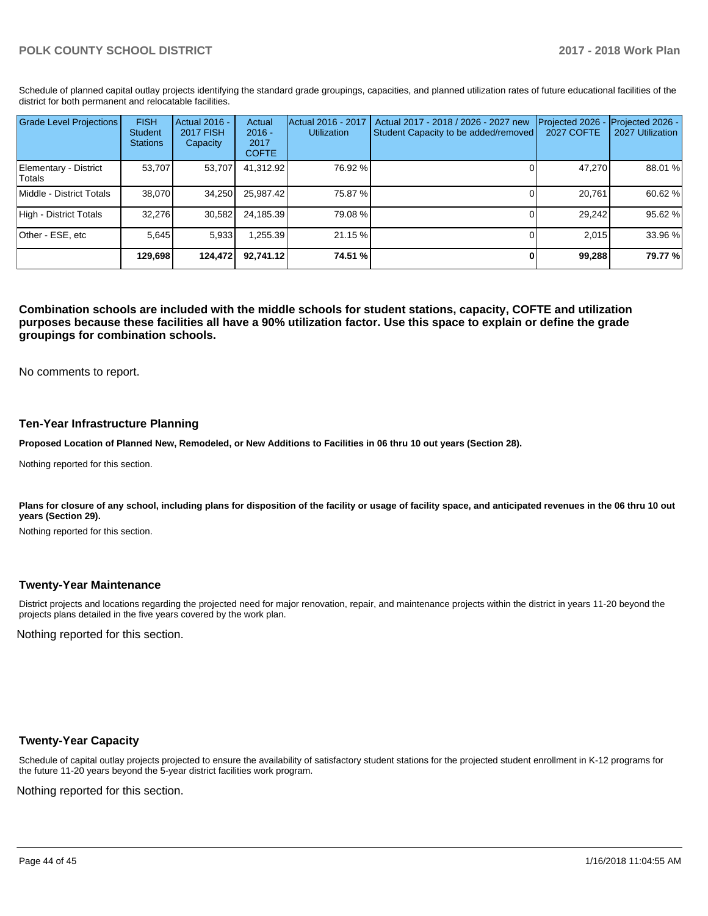Schedule of planned capital outlay projects identifying the standard grade groupings, capacities, and planned utilization rates of future educational facilities of the district for both permanent and relocatable facilities.

| Grade Level Projections | FISH Student Stations | Actual 2016 - 2017 FISH Capacity | Actual 2016 - 2017 COFTE | Actual 2016 - 2017 Utilization | Actual 2017 - 2018 / 2026 - 2027 new Student Capacity to be added/removed | Projected 2026 - 2027 COFTE | Projected 2026 - 2027 Utilization |
|---|---|---|---|---|---|---|---|
| Elementary - District Totals | 53,707 | 53,707 | 41,312.92 | 76.92 % | 0 | 47,270 | 88.01 % |
| Middle - District Totals | 38,070 | 34,250 | 25,987.42 | 75.87 % | 0 | 20,761 | 60.62 % |
| High - District Totals | 32,276 | 30,582 | 24,185.39 | 79.08 % | 0 | 29,242 | 95.62 % |
| Other - ESE, etc | 5,645 | 5,933 | 1,255.39 | 21.15 % | 0 | 2,015 | 33.96 % |
| | **129,698** | **124,472** | **92,741.12** | **74.51 %** | **0** | **99,288** | **79.77 %** |

**Combination schools are included with the middle schools for student stations, capacity, COFTE and utilization purposes because these facilities all have a 90% utilization factor. Use this space to explain or define the grade groupings for combination schools.**

No comments to report.

## Ten-Year Infrastructure Planning

**Proposed Location of Planned New, Remodeled, or New Additions to Facilities in 06 thru 10 out years (Section 28).**

Nothing reported for this section.

**Plans for closure of any school, including plans for disposition of the facility or usage of facility space, and anticipated revenues in the 06 thru 10 out years (Section 29).**

Nothing reported for this section.

## Twenty-Year Maintenance

District projects and locations regarding the projected need for major renovation, repair, and maintenance projects within the district in years 11-20 beyond the projects plans detailed in the five years covered by the work plan.

Nothing reported for this section.

## Twenty-Year Capacity

Schedule of capital outlay projects projected to ensure the availability of satisfactory student stations for the projected student enrollment in K-12 programs for the future 11-20 years beyond the 5-year district facilities work program.

Nothing reported for this section.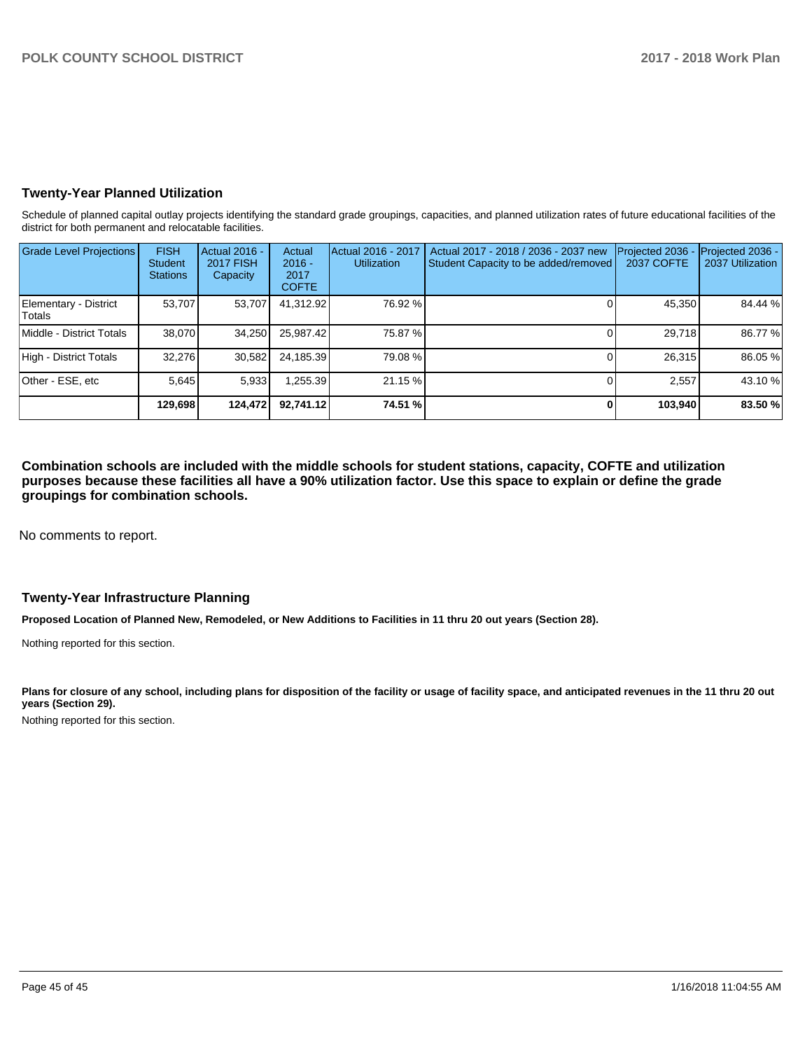### Twenty-Year Planned Utilization

Schedule of planned capital outlay projects identifying the standard grade groupings, capacities, and planned utilization rates of future educational facilities of the district for both permanent and relocatable facilities.

| Grade Level Projections | FISH Student Stations | Actual 2016 - 2017 FISH Capacity | Actual 2016 - 2017 COFTE | Actual 2016 - 2017 Utilization | Actual 2017 - 2018 / 2036 - 2037 new Student Capacity to be added/removed | Projected 2036 - 2037 COFTE | Projected 2036 - 2037 Utilization |
|---|---|---|---|---|---|---|---|
| Elementary - District Totals | 53,707 | 53,707 | 41,312.92 | 76.92 % | 0 | 45,350 | 84.44 % |
| Middle - District Totals | 38,070 | 34,250 | 25,987.42 | 75.87 % | 0 | 29,718 | 86.77 % |
| High - District Totals | 32,276 | 30,582 | 24,185.39 | 79.08 % | 0 | 26,315 | 86.05 % |
| Other - ESE, etc | 5,645 | 5,933 | 1,255.39 | 21.15 % | 0 | 2,557 | 43.10 % |
| | **129,698** | **124,472** | **92,741.12** | **74.51 %** | **0** | **103,940** | **83.50 %** |

**Combination schools are included with the middle schools for student stations, capacity, COFTE and utilization purposes because these facilities all have a 90% utilization factor. Use this space to explain or define the grade groupings for combination schools.**

No comments to report.

### Twenty-Year Infrastructure Planning

**Proposed Location of Planned New, Remodeled, or New Additions to Facilities in 11 thru 20 out years (Section 28).**

Nothing reported for this section.

**Plans for closure of any school, including plans for disposition of the facility or usage of facility space, and anticipated revenues in the 11 thru 20 out years (Section 29).**

Nothing reported for this section.